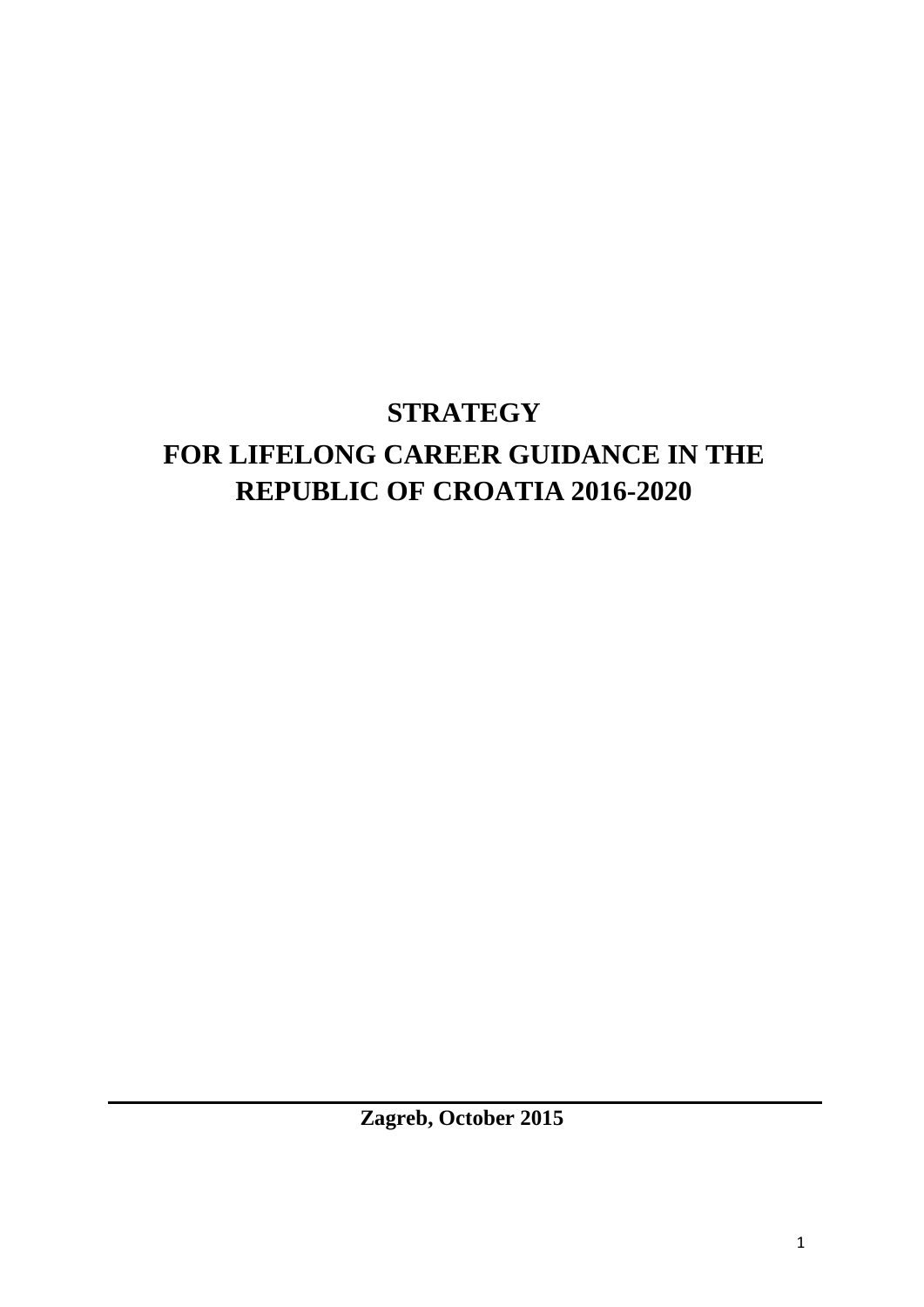# STRATEGY

# FOR LIFELONG CAREER GUIDANCE IN THE REPUBLIC OF CROATIA 2016-2020

**Zagreb, October 2015**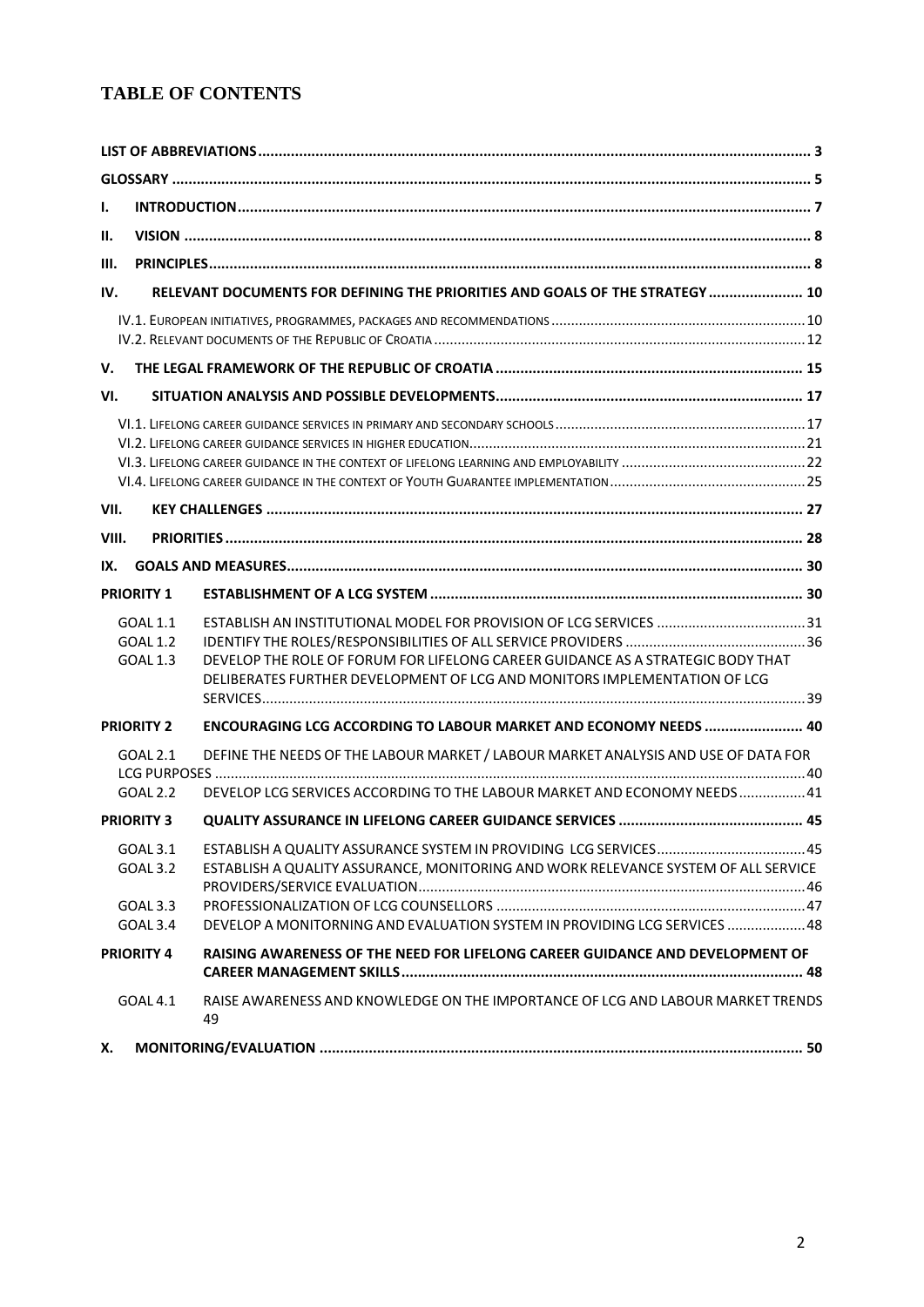## TABLE OF CONTENTS

| | | |
|---|---|---|
| **LIST OF ABBREVIATIONS** | | **3** |
| **GLOSSARY** | | **5** |
| **I.** | **INTRODUCTION** | **7** |
| **II.** | **VISION** | **8** |
| **III.** | **PRINCIPLES** | **8** |
| **IV.** | **RELEVANT DOCUMENTS FOR DEFINING THE PRIORITIES AND GOALS OF THE STRATEGY** | **10** |
| IV.1. | EUROPEAN INITIATIVES, PROGRAMMES, PACKAGES AND RECOMMENDATIONS | 10 |
| IV.2. | RELEVANT DOCUMENTS OF THE REPUBLIC OF CROATIA | 12 |
| **V.** | **THE LEGAL FRAMEWORK OF THE REPUBLIC OF CROATIA** | **15** |
| **VI.** | **SITUATION ANALYSIS AND POSSIBLE DEVELOPMENTS** | **17** |
| VI.1. | LIFELONG CAREER GUIDANCE SERVICES IN PRIMARY AND SECONDARY SCHOOLS | 17 |
| VI.2. | LIFELONG CAREER GUIDANCE SERVICES IN HIGHER EDUCATION | 21 |
| VI.3. | LIFELONG CAREER GUIDANCE IN THE CONTEXT OF LIFELONG LEARNING AND EMPLOYABILITY | 22 |
| VI.4. | LIFELONG CAREER GUIDANCE IN THE CONTEXT OF YOUTH GUARANTEE IMPLEMENTATION | 25 |
| **VII.** | **KEY CHALLENGES** | **27** |
| **VIII.** | **PRIORITIES** | **28** |
| **IX.** | **GOALS AND MEASURES** | **30** |
| **PRIORITY 1** | **ESTABLISHMENT OF A LCG SYSTEM** | **30** |
| GOAL 1.1 | ESTABLISH AN INSTITUTIONAL MODEL FOR PROVISION OF LCG SERVICES | 31 |
| GOAL 1.2 | IDENTIFY THE ROLES/RESPONSIBILITIES OF ALL SERVICE PROVIDERS | 36 |
| GOAL 1.3 | DEVELOP THE ROLE OF FORUM FOR LIFELONG CAREER GUIDANCE AS A STRATEGIC BODY THAT DELIBERATES FURTHER DEVELOPMENT OF LCG AND MONITORS IMPLEMENTATION OF LCG SERVICES | 39 |
| **PRIORITY 2** | **ENCOURAGING LCG ACCORDING TO LABOUR MARKET AND ECONOMY NEEDS** | **40** |
| GOAL 2.1 | DEFINE THE NEEDS OF THE LABOUR MARKET / LABOUR MARKET ANALYSIS AND USE OF DATA FOR LCG PURPOSES | 40 |
| GOAL 2.2 | DEVELOP LCG SERVICES ACCORDING TO THE LABOUR MARKET AND ECONOMY NEEDS | 41 |
| **PRIORITY 3** | **QUALITY ASSURANCE IN LIFELONG CAREER GUIDANCE SERVICES** | **45** |
| GOAL 3.1 | ESTABLISH A QUALITY ASSURANCE SYSTEM IN PROVIDING LCG SERVICES | 45 |
| GOAL 3.2 | ESTABLISH A QUALITY ASSURANCE, MONITORING AND WORK RELEVANCE SYSTEM OF ALL SERVICE PROVIDERS/SERVICE EVALUATION | 46 |
| GOAL 3.3 | PROFESSIONALIZATION OF LCG COUNSELLORS | 47 |
| GOAL 3.4 | DEVELOP A MONITORNING AND EVALUATION SYSTEM IN PROVIDING LCG SERVICES | 48 |
| **PRIORITY 4** | **RAISING AWARENESS OF THE NEED FOR LIFELONG CAREER GUIDANCE AND DEVELOPMENT OF CAREER MANAGEMENT SKILLS** | **48** |
| GOAL 4.1 | RAISE AWARENESS AND KNOWLEDGE ON THE IMPORTANCE OF LCG AND LABOUR MARKET TRENDS | 49 |
| **X.** | **MONITORING/EVALUATION** | **50** |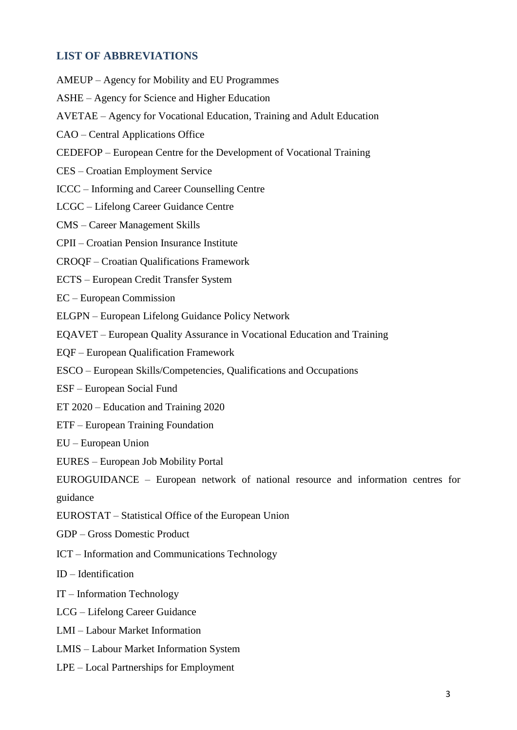## LIST OF ABBREVIATIONS

AMEUP – Agency for Mobility and EU Programmes

ASHE – Agency for Science and Higher Education

AVETAE – Agency for Vocational Education, Training and Adult Education

CAO – Central Applications Office

CEDEFOP – European Centre for the Development of Vocational Training

CES – Croatian Employment Service

ICCC – Informing and Career Counselling Centre

LCGC – Lifelong Career Guidance Centre

CMS – Career Management Skills

CPII – Croatian Pension Insurance Institute

CROQF – Croatian Qualifications Framework

ECTS – European Credit Transfer System

EC – European Commission

ELGPN – European Lifelong Guidance Policy Network

EQAVET – European Quality Assurance in Vocational Education and Training

EQF – European Qualification Framework

ESCO – European Skills/Competencies, Qualifications and Occupations

ESF – European Social Fund

ET 2020 – Education and Training 2020

ETF – European Training Foundation

EU – European Union

EURES – European Job Mobility Portal

EUROGUIDANCE – European network of national resource and information centres for guidance

EUROSTAT – Statistical Office of the European Union

GDP – Gross Domestic Product

ICT – Information and Communications Technology

ID – Identification

IT – Information Technology

LCG – Lifelong Career Guidance

LMI – Labour Market Information

LMIS – Labour Market Information System

LPE – Local Partnerships for Employment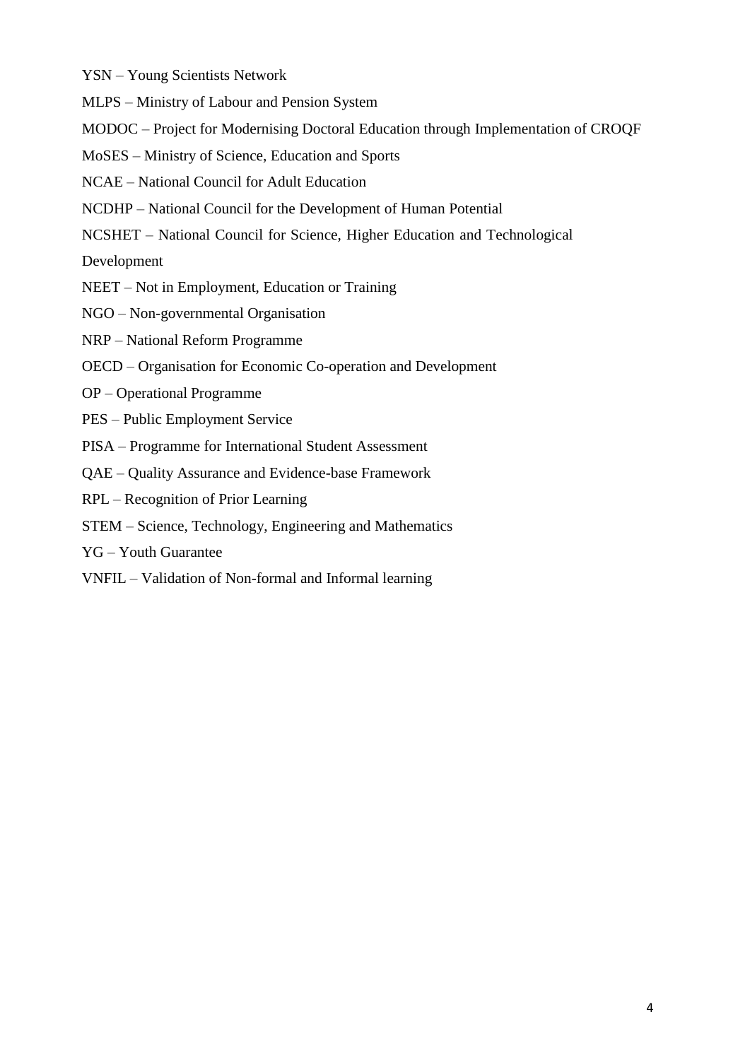YSN – Young Scientists Network

MLPS – Ministry of Labour and Pension System

MODOC – Project for Modernising Doctoral Education through Implementation of CROQF

MoSES – Ministry of Science, Education and Sports

NCAE – National Council for Adult Education

NCDHP – National Council for the Development of Human Potential

NCSHET – National Council for Science, Higher Education and Technological Development

NEET – Not in Employment, Education or Training

NGO – Non-governmental Organisation

NRP – National Reform Programme

OECD – Organisation for Economic Co-operation and Development

OP – Operational Programme

PES – Public Employment Service

PISA – Programme for International Student Assessment

QAE – Quality Assurance and Evidence-base Framework

RPL – Recognition of Prior Learning

STEM – Science, Technology, Engineering and Mathematics

YG – Youth Guarantee

VNFIL – Validation of Non-formal and Informal learning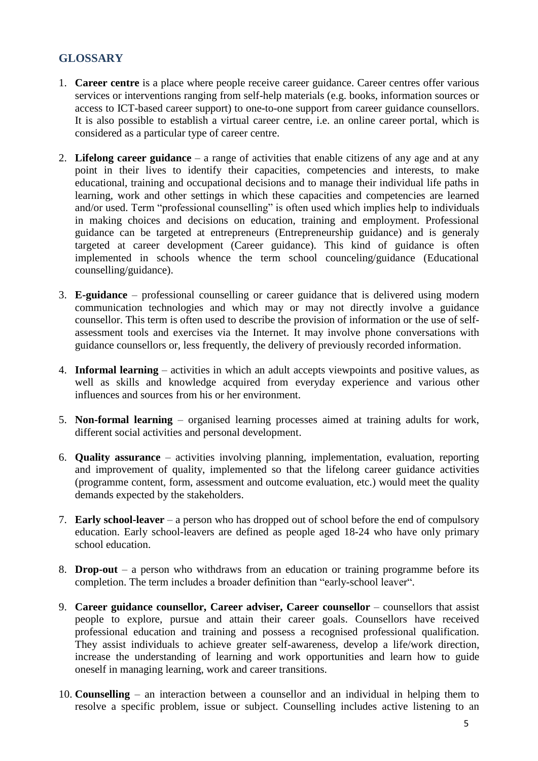## GLOSSARY

1. **Career centre** is a place where people receive career guidance. Career centres offer various services or interventions ranging from self-help materials (e.g. books, information sources or access to ICT-based career support) to one-to-one support from career guidance counsellors. It is also possible to establish a virtual career centre, i.e. an online career portal, which is considered as a particular type of career centre.

2. **Lifelong career guidance** – a range of activities that enable citizens of any age and at any point in their lives to identify their capacities, competencies and interests, to make educational, training and occupational decisions and to manage their individual life paths in learning, work and other settings in which these capacities and competencies are learned and/or used. Term "professional counselling" is often used which implies help to individuals in making choices and decisions on education, training and employment. Professional guidance can be targeted at entrepreneurs (Entrepreneurship guidance) and is generaly targeted at career development (Career guidance). This kind of guidance is often implemented in schools whence the term school counceling/guidance (Educational counselling/guidance).

3. **E-guidance** – professional counselling or career guidance that is delivered using modern communication technologies and which may or may not directly involve a guidance counsellor. This term is often used to describe the provision of information or the use of self-assessment tools and exercises via the Internet. It may involve phone conversations with guidance counsellors or, less frequently, the delivery of previously recorded information.

4. **Informal learning** – activities in which an adult accepts viewpoints and positive values, as well as skills and knowledge acquired from everyday experience and various other influences and sources from his or her environment.

5. **Non-formal learning** – organised learning processes aimed at training adults for work, different social activities and personal development.

6. **Quality assurance** – activities involving planning, implementation, evaluation, reporting and improvement of quality, implemented so that the lifelong career guidance activities (programme content, form, assessment and outcome evaluation, etc.) would meet the quality demands expected by the stakeholders.

7. **Early school-leaver** – a person who has dropped out of school before the end of compulsory education. Early school-leavers are defined as people aged 18-24 who have only primary school education.

8. **Drop-out** – a person who withdraws from an education or training programme before its completion. The term includes a broader definition than "early-school leaver".

9. **Career guidance counsellor, Career adviser, Career counsellor** – counsellors that assist people to explore, pursue and attain their career goals. Counsellors have received professional education and training and possess a recognised professional qualification. They assist individuals to achieve greater self-awareness, develop a life/work direction, increase the understanding of learning and work opportunities and learn how to guide oneself in managing learning, work and career transitions.

10. **Counselling** – an interaction between a counsellor and an individual in helping them to resolve a specific problem, issue or subject. Counselling includes active listening to an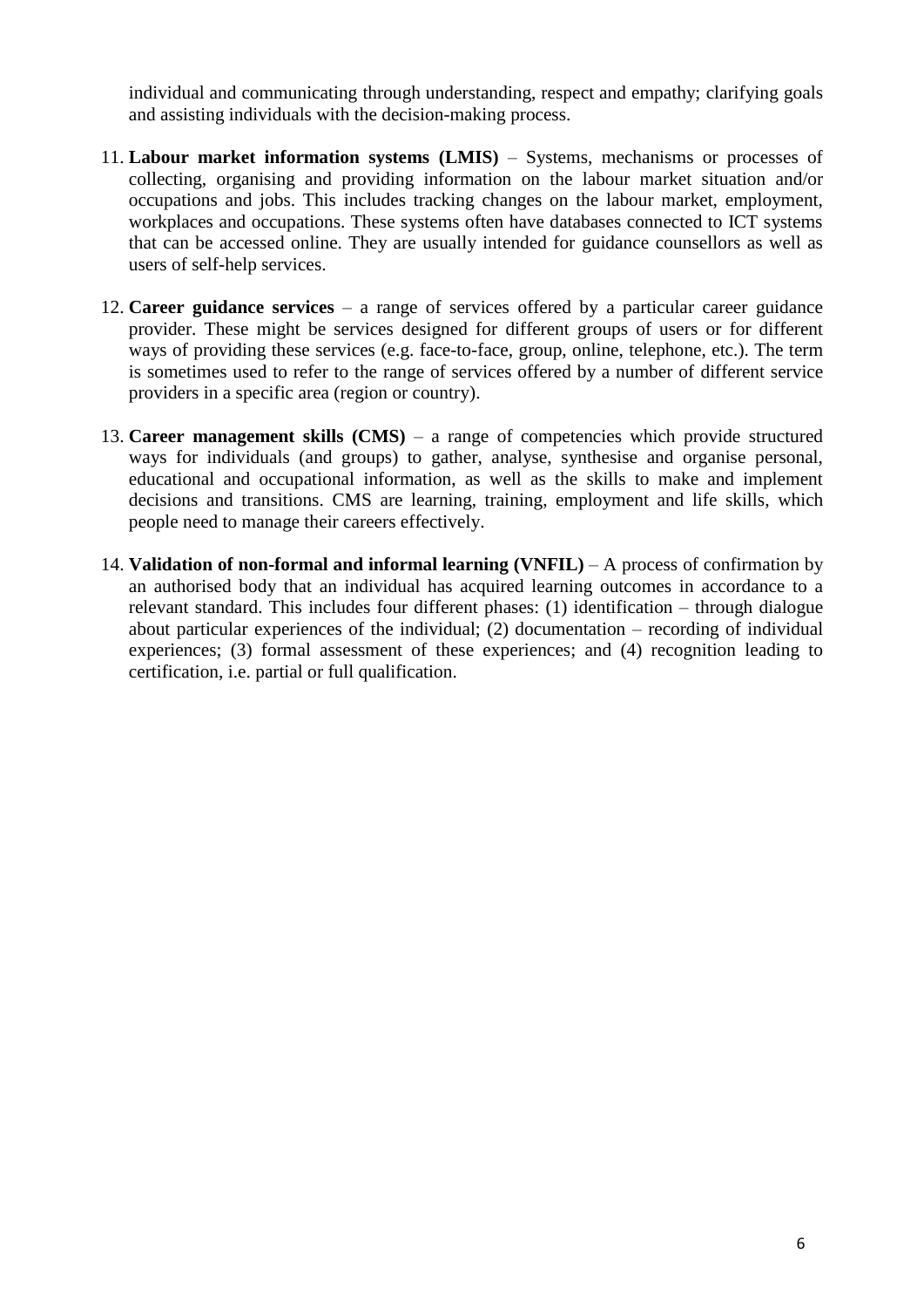individual and communicating through understanding, respect and empathy; clarifying goals and assisting individuals with the decision-making process.

11. **Labour market information systems (LMIS)** – Systems, mechanisms or processes of collecting, organising and providing information on the labour market situation and/or occupations and jobs. This includes tracking changes on the labour market, employment, workplaces and occupations. These systems often have databases connected to ICT systems that can be accessed online. They are usually intended for guidance counsellors as well as users of self-help services.

12. **Career guidance services** – a range of services offered by a particular career guidance provider. These might be services designed for different groups of users or for different ways of providing these services (e.g. face-to-face, group, online, telephone, etc.). The term is sometimes used to refer to the range of services offered by a number of different service providers in a specific area (region or country).

13. **Career management skills (CMS)** – a range of competencies which provide structured ways for individuals (and groups) to gather, analyse, synthesise and organise personal, educational and occupational information, as well as the skills to make and implement decisions and transitions. CMS are learning, training, employment and life skills, which people need to manage their careers effectively.

14. **Validation of non-formal and informal learning (VNFIL)** – A process of confirmation by an authorised body that an individual has acquired learning outcomes in accordance to a relevant standard. This includes four different phases: (1) identification – through dialogue about particular experiences of the individual; (2) documentation – recording of individual experiences; (3) formal assessment of these experiences; and (4) recognition leading to certification, i.e. partial or full qualification.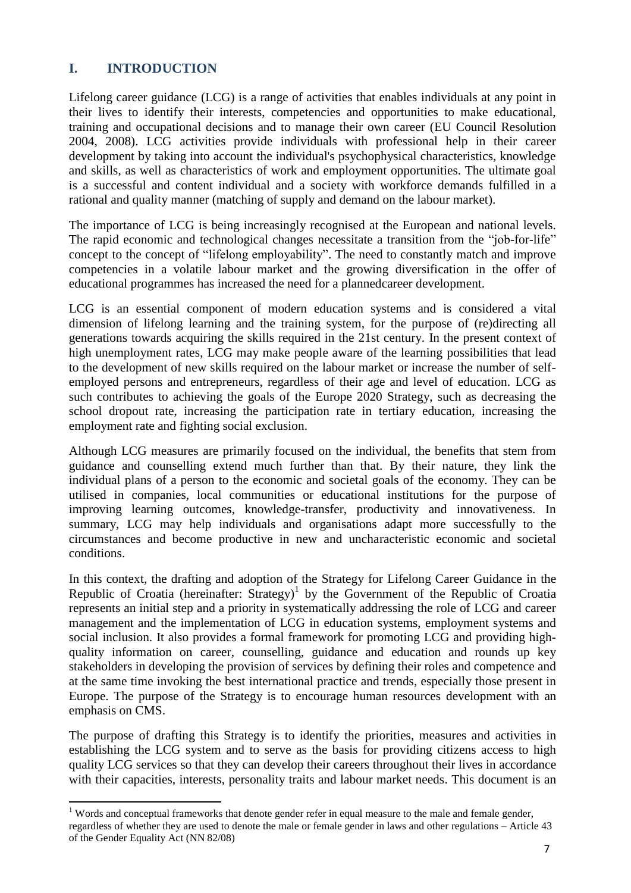## I. INTRODUCTION

Lifelong career guidance (LCG) is a range of activities that enables individuals at any point in their lives to identify their interests, competencies and opportunities to make educational, training and occupational decisions and to manage their own career (EU Council Resolution 2004, 2008). LCG activities provide individuals with professional help in their career development by taking into account the individual's psychophysical characteristics, knowledge and skills, as well as characteristics of work and employment opportunities. The ultimate goal is a successful and content individual and a society with workforce demands fulfilled in a rational and quality manner (matching of supply and demand on the labour market).

The importance of LCG is being increasingly recognised at the European and national levels. The rapid economic and technological changes necessitate a transition from the "job-for-life" concept to the concept of "lifelong employability". The need to constantly match and improve competencies in a volatile labour market and the growing diversification in the offer of educational programmes has increased the need for a plannedcareer development.

LCG is an essential component of modern education systems and is considered a vital dimension of lifelong learning and the training system, for the purpose of (re)directing all generations towards acquiring the skills required in the 21st century. In the present context of high unemployment rates, LCG may make people aware of the learning possibilities that lead to the development of new skills required on the labour market or increase the number of self-employed persons and entrepreneurs, regardless of their age and level of education. LCG as such contributes to achieving the goals of the Europe 2020 Strategy, such as decreasing the school dropout rate, increasing the participation rate in tertiary education, increasing the employment rate and fighting social exclusion.

Although LCG measures are primarily focused on the individual, the benefits that stem from guidance and counselling extend much further than that. By their nature, they link the individual plans of a person to the economic and societal goals of the economy. They can be utilised in companies, local communities or educational institutions for the purpose of improving learning outcomes, knowledge-transfer, productivity and innovativeness. In summary, LCG may help individuals and organisations adapt more successfully to the circumstances and become productive in new and uncharacteristic economic and societal conditions.

In this context, the drafting and adoption of the Strategy for Lifelong Career Guidance in the Republic of Croatia (hereinafter: Strategy)[1] by the Government of the Republic of Croatia represents an initial step and a priority in systematically addressing the role of LCG and career management and the implementation of LCG in education systems, employment systems and social inclusion. It also provides a formal framework for promoting LCG and providing high-quality information on career, counselling, guidance and education and rounds up key stakeholders in developing the provision of services by defining their roles and competence and at the same time invoking the best international practice and trends, especially those present in Europe. The purpose of the Strategy is to encourage human resources development with an emphasis on CMS.

The purpose of drafting this Strategy is to identify the priorities, measures and activities in establishing the LCG system and to serve as the basis for providing citizens access to high quality LCG services so that they can develop their careers throughout their lives in accordance with their capacities, interests, personality traits and labour market needs. This document is an

[1] Words and conceptual frameworks that denote gender refer in equal measure to the male and female gender, regardless of whether they are used to denote the male or female gender in laws and other regulations – Article 43 of the Gender Equality Act (NN 82/08)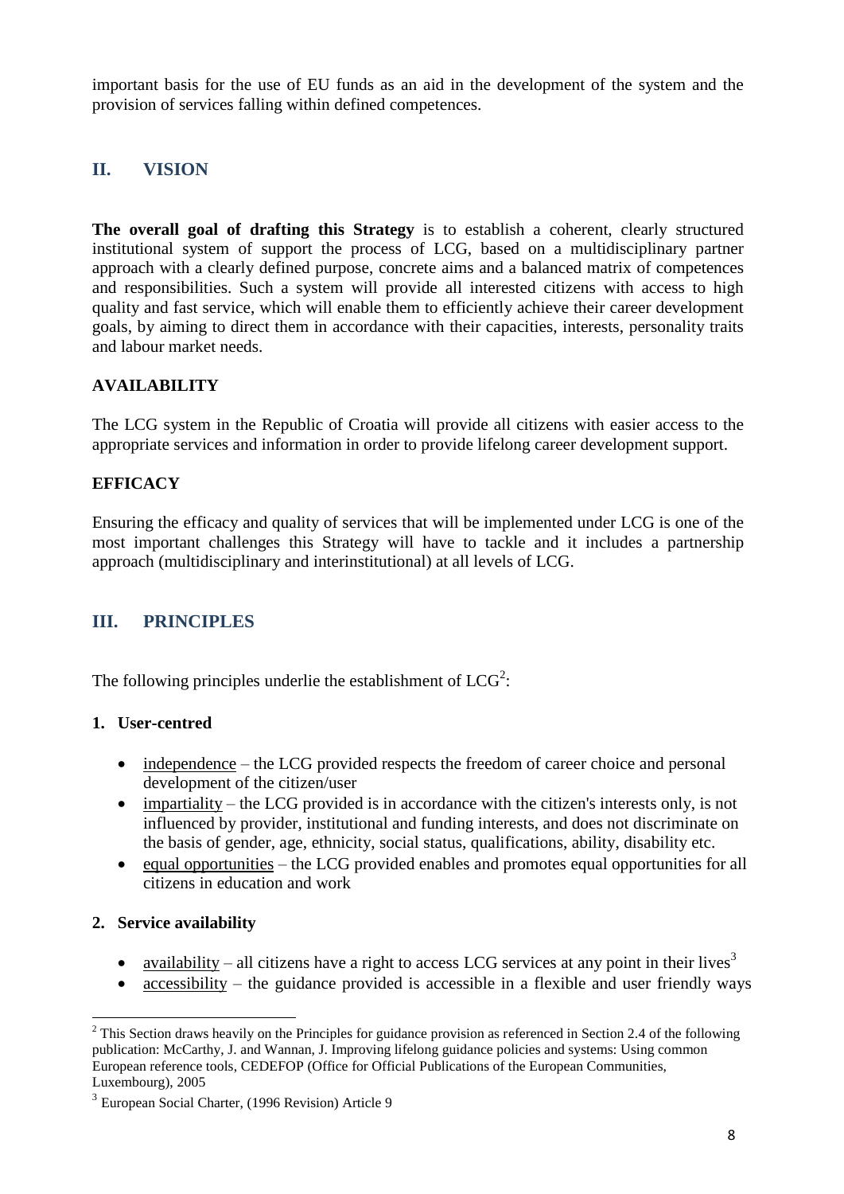important basis for the use of EU funds as an aid in the development of the system and the provision of services falling within defined competences.

## II. VISION

**The overall goal of drafting this Strategy** is to establish a coherent, clearly structured institutional system of support the process of LCG, based on a multidisciplinary partner approach with a clearly defined purpose, concrete aims and a balanced matrix of competences and responsibilities. Such a system will provide all interested citizens with access to high quality and fast service, which will enable them to efficiently achieve their career development goals, by aiming to direct them in accordance with their capacities, interests, personality traits and labour market needs.

**AVAILABILITY**

The LCG system in the Republic of Croatia will provide all citizens with easier access to the appropriate services and information in order to provide lifelong career development support.

**EFFICACY**

Ensuring the efficacy and quality of services that will be implemented under LCG is one of the most important challenges this Strategy will have to tackle and it includes a partnership approach (multidisciplinary and interinstitutional) at all levels of LCG.

## III. PRINCIPLES

The following principles underlie the establishment of LCG[2]:

**1. User-centred**

- independence – the LCG provided respects the freedom of career choice and personal development of the citizen/user
- impartiality – the LCG provided is in accordance with the citizen's interests only, is not influenced by provider, institutional and funding interests, and does not discriminate on the basis of gender, age, ethnicity, social status, qualifications, ability, disability etc.
- equal opportunities – the LCG provided enables and promotes equal opportunities for all citizens in education and work

**2. Service availability**

- availability – all citizens have a right to access LCG services at any point in their lives[3]
- accessibility – the guidance provided is accessible in a flexible and user friendly ways

---

[2] This Section draws heavily on the Principles for guidance provision as referenced in Section 2.4 of the following publication: McCarthy, J. and Wannan, J. Improving lifelong guidance policies and systems: Using common European reference tools, CEDEFOP (Office for Official Publications of the European Communities, Luxembourg), 2005

[3] European Social Charter, (1996 Revision) Article 9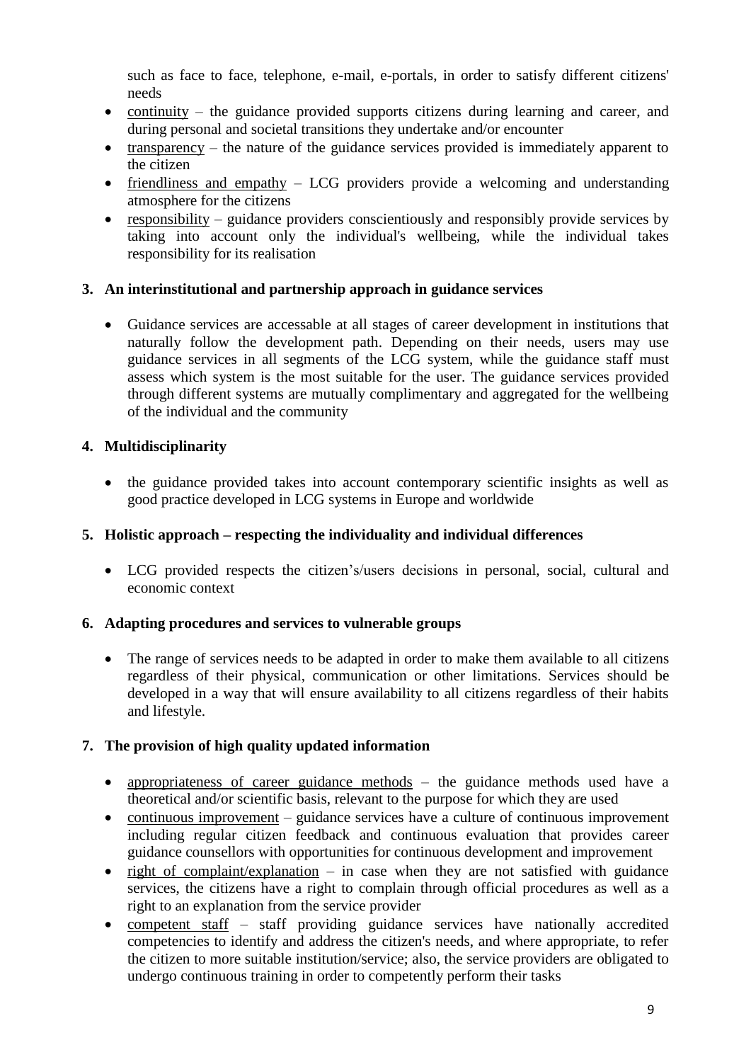such as face to face, telephone, e-mail, e-portals, in order to satisfy different citizens' needs

- continuity – the guidance provided supports citizens during learning and career, and during personal and societal transitions they undertake and/or encounter
- transparency – the nature of the guidance services provided is immediately apparent to the citizen
- friendliness and empathy – LCG providers provide a welcoming and understanding atmosphere for the citizens
- responsibility – guidance providers conscientiously and responsibly provide services by taking into account only the individual's wellbeing, while the individual takes responsibility for its realisation

**3. An interinstitutional and partnership approach in guidance services**

- Guidance services are accessable at all stages of career development in institutions that naturally follow the development path. Depending on their needs, users may use guidance services in all segments of the LCG system, while the guidance staff must assess which system is the most suitable for the user. The guidance services provided through different systems are mutually complimentary and aggregated for the wellbeing of the individual and the community

**4. Multidisciplinarity**

- the guidance provided takes into account contemporary scientific insights as well as good practice developed in LCG systems in Europe and worldwide

**5. Holistic approach – respecting the individuality and individual differences**

- LCG provided respects the citizen's/users decisions in personal, social, cultural and economic context

**6. Adapting procedures and services to vulnerable groups**

- The range of services needs to be adapted in order to make them available to all citizens regardless of their physical, communication or other limitations. Services should be developed in a way that will ensure availability to all citizens regardless of their habits and lifestyle.

**7. The provision of high quality updated information**

- appropriateness of career guidance methods – the guidance methods used have a theoretical and/or scientific basis, relevant to the purpose for which they are used
- continuous improvement – guidance services have a culture of continuous improvement including regular citizen feedback and continuous evaluation that provides career guidance counsellors with opportunities for continuous development and improvement
- right of complaint/explanation – in case when they are not satisfied with guidance services, the citizens have a right to complain through official procedures as well as a right to an explanation from the service provider
- competent staff – staff providing guidance services have nationally accredited competencies to identify and address the citizen's needs, and where appropriate, to refer the citizen to more suitable institution/service; also, the service providers are obligated to undergo continuous training in order to competently perform their tasks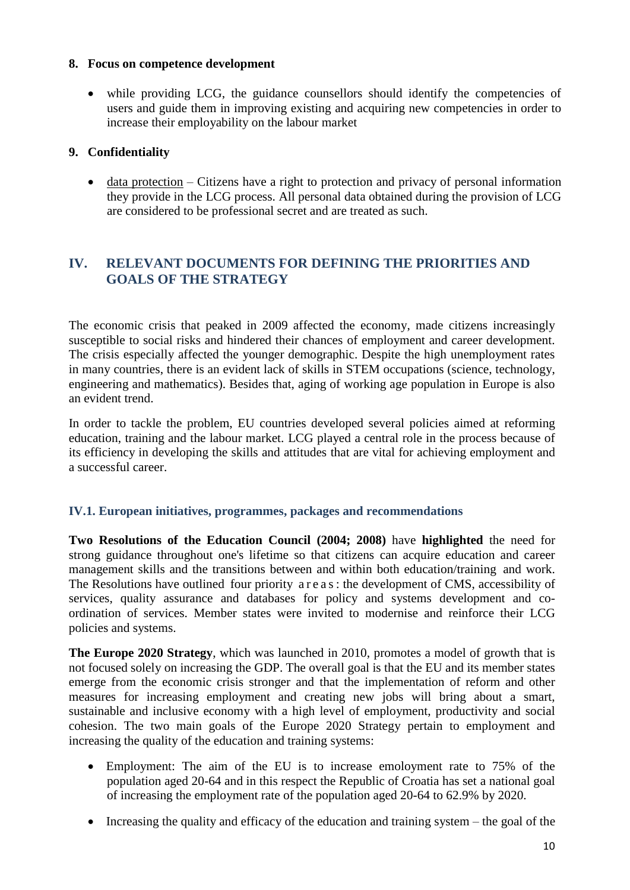**8. Focus on competence development**

- while providing LCG, the guidance counsellors should identify the competencies of users and guide them in improving existing and acquiring new competencies in order to increase their employability on the labour market

**9. Confidentiality**

- data protection – Citizens have a right to protection and privacy of personal information they provide in the LCG process. All personal data obtained during the provision of LCG are considered to be professional secret and are treated as such.

## IV. RELEVANT DOCUMENTS FOR DEFINING THE PRIORITIES AND GOALS OF THE STRATEGY

The economic crisis that peaked in 2009 affected the economy, made citizens increasingly susceptible to social risks and hindered their chances of employment and career development. The crisis especially affected the younger demographic. Despite the high unemployment rates in many countries, there is an evident lack of skills in STEM occupations (science, technology, engineering and mathematics). Besides that, aging of working age population in Europe is also an evident trend.

In order to tackle the problem, EU countries developed several policies aimed at reforming education, training and the labour market. LCG played a central role in the process because of its efficiency in developing the skills and attitudes that are vital for achieving employment and a successful career.

### IV.1. European initiatives, programmes, packages and recommendations

**Two Resolutions of the Education Council (2004; 2008)** have **highlighted** the need for strong guidance throughout one's lifetime so that citizens can acquire education and career management skills and the transitions between and within both education/training and work. The Resolutions have outlined four priority areas: the development of CMS, accessibility of services, quality assurance and databases for policy and systems development and co-ordination of services. Member states were invited to modernise and reinforce their LCG policies and systems.

**The Europe 2020 Strategy**, which was launched in 2010, promotes a model of growth that is not focused solely on increasing the GDP. The overall goal is that the EU and its member states emerge from the economic crisis stronger and that the implementation of reform and other measures for increasing employment and creating new jobs will bring about a smart, sustainable and inclusive economy with a high level of employment, productivity and social cohesion. The two main goals of the Europe 2020 Strategy pertain to employment and increasing the quality of the education and training systems:

- Employment: The aim of the EU is to increase emoloyment rate to 75% of the population aged 20-64 and in this respect the Republic of Croatia has set a national goal of increasing the employment rate of the population aged 20-64 to 62.9% by 2020.
- Increasing the quality and efficacy of the education and training system – the goal of the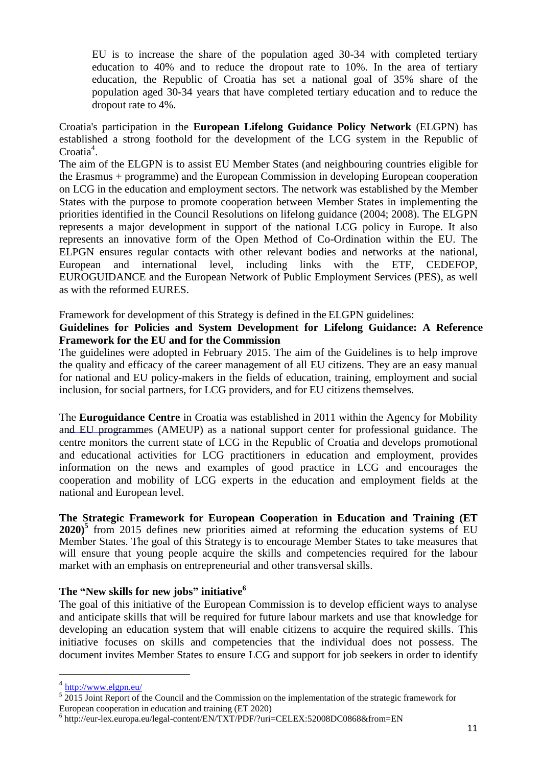EU is to increase the share of the population aged 30-34 with completed tertiary education to 40% and to reduce the dropout rate to 10%. In the area of tertiary education, the Republic of Croatia has set a national goal of 35% share of the population aged 30-34 years that have completed tertiary education and to reduce the dropout rate to 4%.

Croatia's participation in the **European Lifelong Guidance Policy Network** (ELGPN) has established a strong foothold for the development of the LCG system in the Republic of Croatia[4].

The aim of the ELGPN is to assist EU Member States (and neighbouring countries eligible for the Erasmus + programme) and the European Commission in developing European cooperation on LCG in the education and employment sectors. The network was established by the Member States with the purpose to promote cooperation between Member States in implementing the priorities identified in the Council Resolutions on lifelong guidance (2004; 2008). The ELGPN represents a major development in support of the national LCG policy in Europe. It also represents an innovative form of the Open Method of Co-Ordination within the EU. The ELPGN ensures regular contacts with other relevant bodies and networks at the national, European and international level, including links with the ETF, CEDEFOP, EUROGUIDANCE and the European Network of Public Employment Services (PES), as well as with the reformed EURES.

Framework for development of this Strategy is defined in the ELGPN guidelines:

**Guidelines for Policies and System Development for Lifelong Guidance: A Reference Framework for the EU and for the Commission**

The guidelines were adopted in February 2015. The aim of the Guidelines is to help improve the quality and efficacy of the career management of all EU citizens. They are an easy manual for national and EU policy-makers in the fields of education, training, employment and social inclusion, for social partners, for LCG providers, and for EU citizens themselves.

The **Euroguidance Centre** in Croatia was established in 2011 within the Agency for Mobility and EU programmes (AMEUP) as a national support center for professional guidance. The centre monitors the current state of LCG in the Republic of Croatia and develops promotional and educational activities for LCG practitioners in education and employment, provides information on the news and examples of good practice in LCG and encourages the cooperation and mobility of LCG experts in the education and employment fields at the national and European level.

**The Strategic Framework for European Cooperation in Education and Training (ET 2020)**[5] from 2015 defines new priorities aimed at reforming the education systems of EU Member States. The goal of this Strategy is to encourage Member States to take measures that will ensure that young people acquire the skills and competencies required for the labour market with an emphasis on entrepreneurial and other transversal skills.

### The "New skills for new jobs" initiative[6]

The goal of this initiative of the European Commission is to develop efficient ways to analyse and anticipate skills that will be required for future labour markets and use that knowledge for developing an education system that will enable citizens to acquire the required skills. This initiative focuses on skills and competencies that the individual does not possess. The document invites Member States to ensure LCG and support for job seekers in order to identify

---

[4] http://www.elgpn.eu/

[5] 2015 Joint Report of the Council and the Commission on the implementation of the strategic framework for European cooperation in education and training (ET 2020)

[6] http://eur-lex.europa.eu/legal-content/EN/TXT/PDF/?uri=CELEX:52008DC0868&from=EN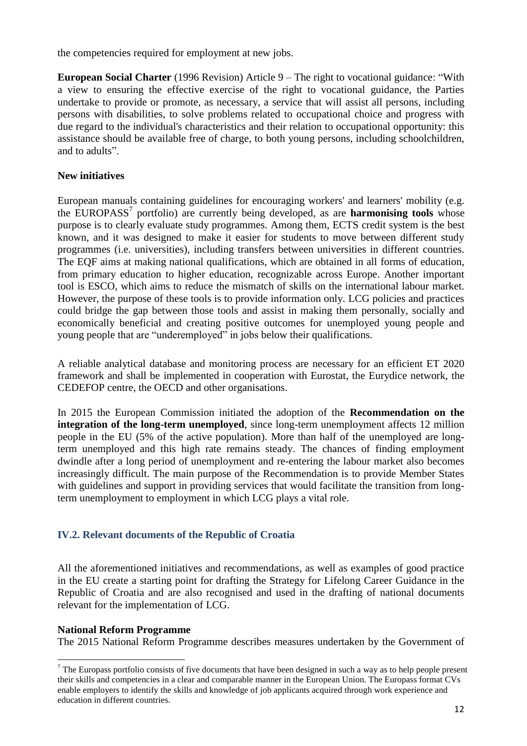the competencies required for employment at new jobs.

**European Social Charter** (1996 Revision) Article 9 – The right to vocational guidance: "With a view to ensuring the effective exercise of the right to vocational guidance, the Parties undertake to provide or promote, as necessary, a service that will assist all persons, including persons with disabilities, to solve problems related to occupational choice and progress with due regard to the individual's characteristics and their relation to occupational opportunity: this assistance should be available free of charge, to both young persons, including schoolchildren, and to adults".

**New initiatives**

European manuals containing guidelines for encouraging workers' and learners' mobility (e.g. the EUROPASS[7] portfolio) are currently being developed, as are **harmonising tools** whose purpose is to clearly evaluate study programmes. Among them, ECTS credit system is the best known, and it was designed to make it easier for students to move between different study programmes (i.e. universities), including transfers between universities in different countries. The EQF aims at making national qualifications, which are obtained in all forms of education, from primary education to higher education, recognizable across Europe. Another important tool is ESCO, which aims to reduce the mismatch of skills on the international labour market. However, the purpose of these tools is to provide information only. LCG policies and practices could bridge the gap between those tools and assist in making them personally, socially and economically beneficial and creating positive outcomes for unemployed young people and young people that are "underemployed" in jobs below their qualifications.

A reliable analytical database and monitoring process are necessary for an efficient ET 2020 framework and shall be implemented in cooperation with Eurostat, the Eurydice network, the CEDEFOP centre, the OECD and other organisations.

In 2015 the European Commission initiated the adoption of the **Recommendation on the integration of the long-term unemployed**, since long-term unemployment affects 12 million people in the EU (5% of the active population). More than half of the unemployed are long-term unemployed and this high rate remains steady. The chances of finding employment dwindle after a long period of unemployment and re-entering the labour market also becomes increasingly difficult. The main purpose of the Recommendation is to provide Member States with guidelines and support in providing services that would facilitate the transition from long-term unemployment to employment in which LCG plays a vital role.

## IV.2. Relevant documents of the Republic of Croatia

All the aforementioned initiatives and recommendations, as well as examples of good practice in the EU create a starting point for drafting the Strategy for Lifelong Career Guidance in the Republic of Croatia and are also recognised and used in the drafting of national documents relevant for the implementation of LCG.

**National Reform Programme**

The 2015 National Reform Programme describes measures undertaken by the Government of

[7] The Europass portfolio consists of five documents that have been designed in such a way as to help people present their skills and competencies in a clear and comparable manner in the European Union. The Europass format CVs enable employers to identify the skills and knowledge of job applicants acquired through work experience and education in different countries.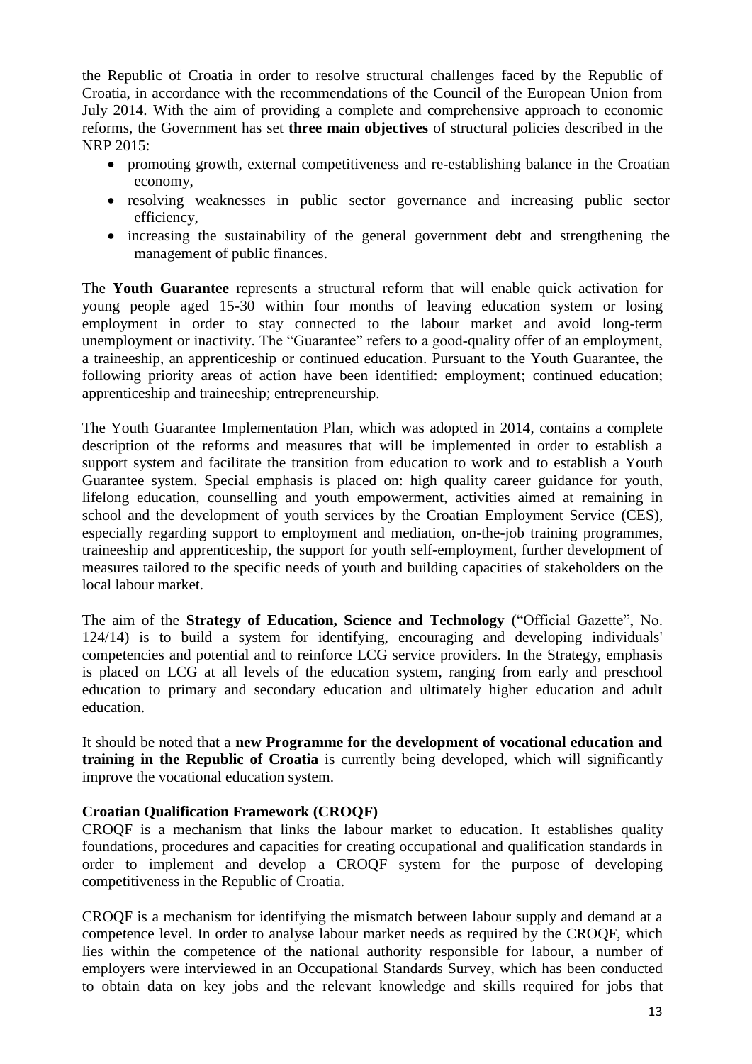the Republic of Croatia in order to resolve structural challenges faced by the Republic of Croatia, in accordance with the recommendations of the Council of the European Union from July 2014. With the aim of providing a complete and comprehensive approach to economic reforms, the Government has set **three main objectives** of structural policies described in the NRP 2015:

- promoting growth, external competitiveness and re-establishing balance in the Croatian economy,
- resolving weaknesses in public sector governance and increasing public sector efficiency,
- increasing the sustainability of the general government debt and strengthening the management of public finances.

The **Youth Guarantee** represents a structural reform that will enable quick activation for young people aged 15-30 within four months of leaving education system or losing employment in order to stay connected to the labour market and avoid long-term unemployment or inactivity. The "Guarantee" refers to a good-quality offer of an employment, a traineeship, an apprenticeship or continued education. Pursuant to the Youth Guarantee, the following priority areas of action have been identified: employment; continued education; apprenticeship and traineeship; entrepreneurship.

The Youth Guarantee Implementation Plan, which was adopted in 2014, contains a complete description of the reforms and measures that will be implemented in order to establish a support system and facilitate the transition from education to work and to establish a Youth Guarantee system. Special emphasis is placed on: high quality career guidance for youth, lifelong education, counselling and youth empowerment, activities aimed at remaining in school and the development of youth services by the Croatian Employment Service (CES), especially regarding support to employment and mediation, on-the-job training programmes, traineeship and apprenticeship, the support for youth self-employment, further development of measures tailored to the specific needs of youth and building capacities of stakeholders on the local labour market.

The aim of the **Strategy of Education, Science and Technology** ("Official Gazette", No. 124/14) is to build a system for identifying, encouraging and developing individuals' competencies and potential and to reinforce LCG service providers. In the Strategy, emphasis is placed on LCG at all levels of the education system, ranging from early and preschool education to primary and secondary education and ultimately higher education and adult education.

It should be noted that a **new Programme for the development of vocational education and training in the Republic of Croatia** is currently being developed, which will significantly improve the vocational education system.

**Croatian Qualification Framework (CROQF)**

CROQF is a mechanism that links the labour market to education. It establishes quality foundations, procedures and capacities for creating occupational and qualification standards in order to implement and develop a CROQF system for the purpose of developing competitiveness in the Republic of Croatia.

CROQF is a mechanism for identifying the mismatch between labour supply and demand at a competence level. In order to analyse labour market needs as required by the CROQF, which lies within the competence of the national authority responsible for labour, a number of employers were interviewed in an Occupational Standards Survey, which has been conducted to obtain data on key jobs and the relevant knowledge and skills required for jobs that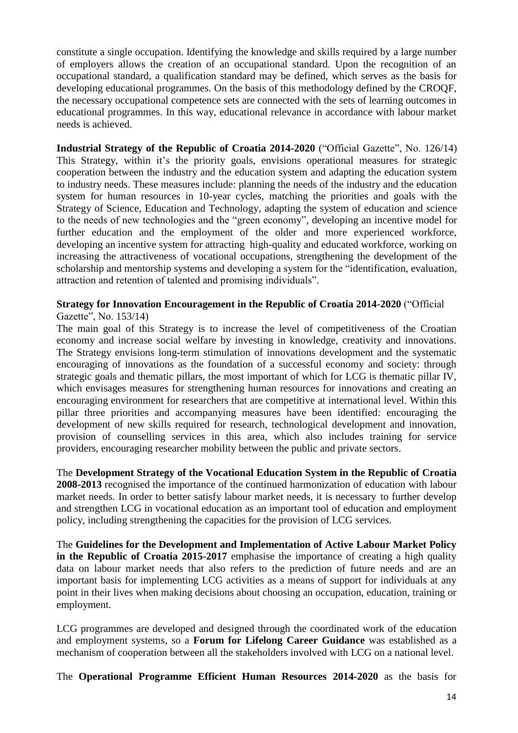constitute a single occupation. Identifying the knowledge and skills required by a large number of employers allows the creation of an occupational standard. Upon the recognition of an occupational standard, a qualification standard may be defined, which serves as the basis for developing educational programmes. On the basis of this methodology defined by the CROQF, the necessary occupational competence sets are connected with the sets of learning outcomes in educational programmes. In this way, educational relevance in accordance with labour market needs is achieved.

**Industrial Strategy of the Republic of Croatia 2014-2020** ("Official Gazette", No. 126/14) This Strategy, within it's the priority goals, envisions operational measures for strategic cooperation between the industry and the education system and adapting the education system to industry needs. These measures include: planning the needs of the industry and the education system for human resources in 10-year cycles, matching the priorities and goals with the Strategy of Science, Education and Technology, adapting the system of education and science to the needs of new technologies and the "green economy", developing an incentive model for further education and the employment of the older and more experienced workforce, developing an incentive system for attracting high-quality and educated workforce, working on increasing the attractiveness of vocational occupations, strengthening the development of the scholarship and mentorship systems and developing a system for the "identification, evaluation, attraction and retention of talented and promising individuals".

**Strategy for Innovation Encouragement in the Republic of Croatia 2014-2020** ("Official Gazette", No. 153/14)
The main goal of this Strategy is to increase the level of competitiveness of the Croatian economy and increase social welfare by investing in knowledge, creativity and innovations. The Strategy envisions long-term stimulation of innovations development and the systematic encouraging of innovations as the foundation of a successful economy and society: through strategic goals and thematic pillars, the most important of which for LCG is thematic pillar IV, which envisages measures for strengthening human resources for innovations and creating an encouraging environment for researchers that are competitive at international level. Within this pillar three priorities and accompanying measures have been identified: encouraging the development of new skills required for research, technological development and innovation, provision of counselling services in this area, which also includes training for service providers, encouraging researcher mobility between the public and private sectors.

The **Development Strategy of the Vocational Education System in the Republic of Croatia 2008-2013** recognised the importance of the continued harmonization of education with labour market needs. In order to better satisfy labour market needs, it is necessary to further develop and strengthen LCG in vocational education as an important tool of education and employment policy, including strengthening the capacities for the provision of LCG services.

The **Guidelines for the Development and Implementation of Active Labour Market Policy in the Republic of Croatia 2015-2017** emphasise the importance of creating a high quality data on labour market needs that also refers to the prediction of future needs and are an important basis for implementing LCG activities as a means of support for individuals at any point in their lives when making decisions about choosing an occupation, education, training or employment.

LCG programmes are developed and designed through the coordinated work of the education and employment systems, so a **Forum for Lifelong Career Guidance** was established as a mechanism of cooperation between all the stakeholders involved with LCG on a national level.

The **Operational Programme Efficient Human Resources 2014-2020** as the basis for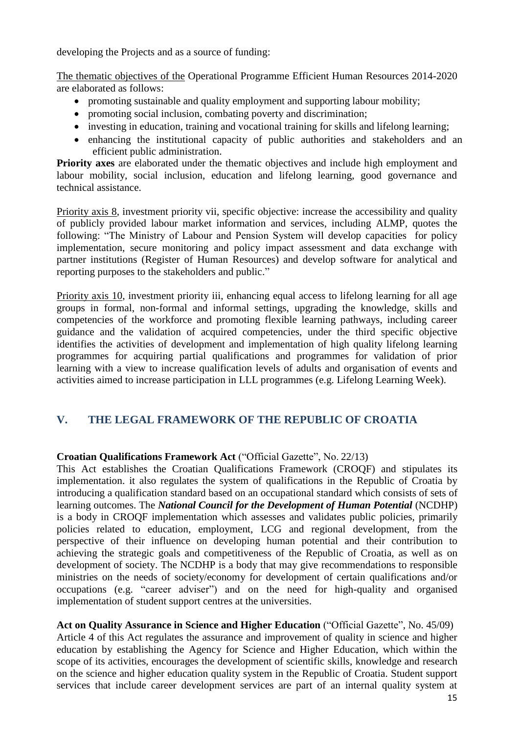developing the Projects and as a source of funding:

The thematic objectives of the Operational Programme Efficient Human Resources 2014-2020 are elaborated as follows:

- promoting sustainable and quality employment and supporting labour mobility;
- promoting social inclusion, combating poverty and discrimination;
- investing in education, training and vocational training for skills and lifelong learning;
- enhancing the institutional capacity of public authorities and stakeholders and an efficient public administration.

**Priority axes** are elaborated under the thematic objectives and include high employment and labour mobility, social inclusion, education and lifelong learning, good governance and technical assistance.

Priority axis 8, investment priority vii, specific objective: increase the accessibility and quality of publicly provided labour market information and services, including ALMP, quotes the following: "The Ministry of Labour and Pension System will develop capacities for policy implementation, secure monitoring and policy impact assessment and data exchange with partner institutions (Register of Human Resources) and develop software for analytical and reporting purposes to the stakeholders and public."

Priority axis 10, investment priority iii, enhancing equal access to lifelong learning for all age groups in formal, non-formal and informal settings, upgrading the knowledge, skills and competencies of the workforce and promoting flexible learning pathways, including career guidance and the validation of acquired competencies, under the third specific objective identifies the activities of development and implementation of high quality lifelong learning programmes for acquiring partial qualifications and programmes for validation of prior learning with a view to increase qualification levels of adults and organisation of events and activities aimed to increase participation in LLL programmes (e.g. Lifelong Learning Week).

## V. THE LEGAL FRAMEWORK OF THE REPUBLIC OF CROATIA

**Croatian Qualifications Framework Act** ("Official Gazette", No. 22/13)
This Act establishes the Croatian Qualifications Framework (CROQF) and stipulates its implementation. it also regulates the system of qualifications in the Republic of Croatia by introducing a qualification standard based on an occupational standard which consists of sets of learning outcomes. The ***National Council for the Development of Human Potential*** (NCDHP) is a body in CROQF implementation which assesses and validates public policies, primarily policies related to education, employment, LCG and regional development, from the perspective of their influence on developing human potential and their contribution to achieving the strategic goals and competitiveness of the Republic of Croatia, as well as on development of society. The NCDHP is a body that may give recommendations to responsible ministries on the needs of society/economy for development of certain qualifications and/or occupations (e.g. "career adviser") and on the need for high-quality and organised implementation of student support centres at the universities.

**Act on Quality Assurance in Science and Higher Education** ("Official Gazette", No. 45/09)
Article 4 of this Act regulates the assurance and improvement of quality in science and higher education by establishing the Agency for Science and Higher Education, which within the scope of its activities, encourages the development of scientific skills, knowledge and research on the science and higher education quality system in the Republic of Croatia. Student support services that include career development services are part of an internal quality system at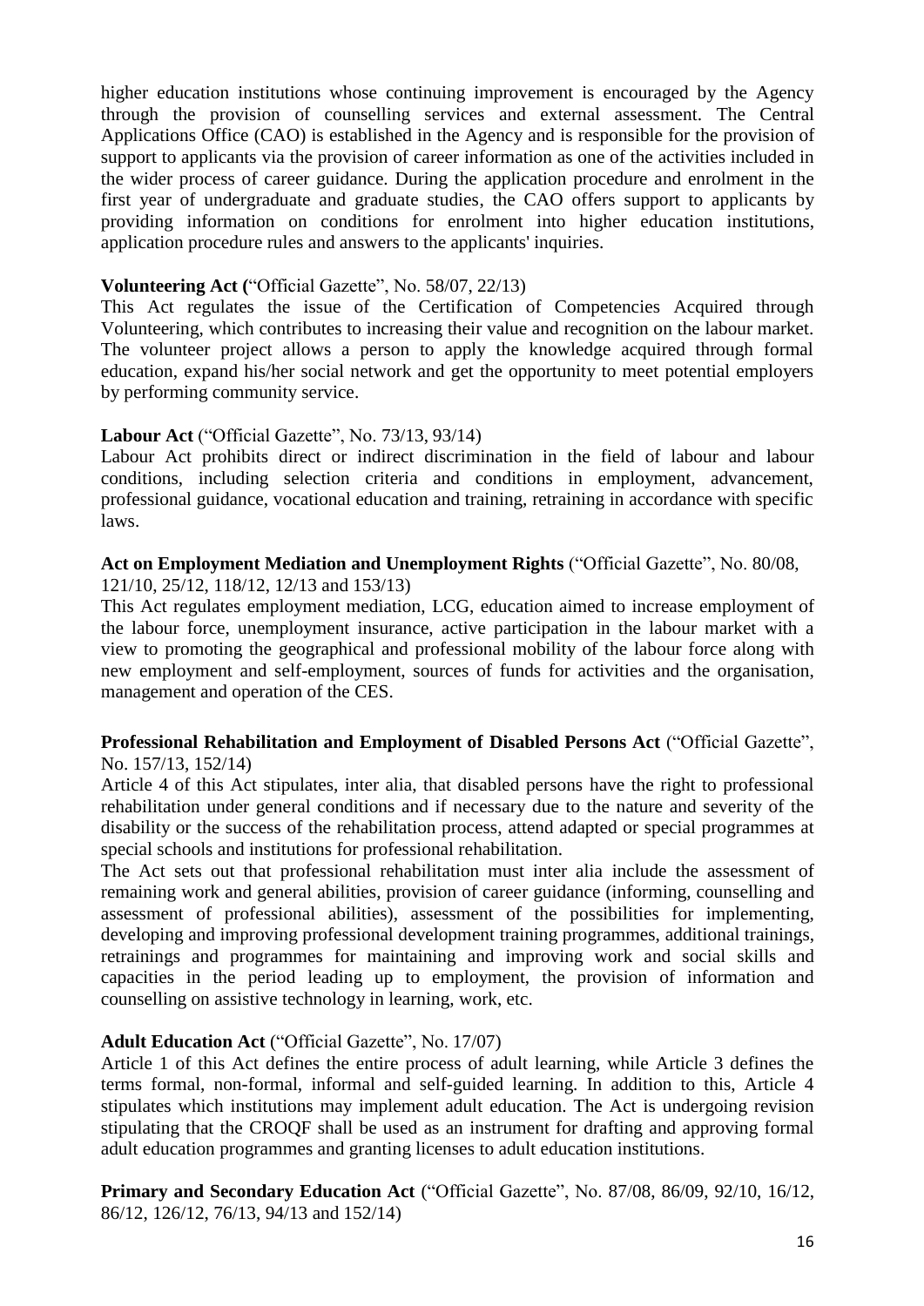higher education institutions whose continuing improvement is encouraged by the Agency through the provision of counselling services and external assessment. The Central Applications Office (CAO) is established in the Agency and is responsible for the provision of support to applicants via the provision of career information as one of the activities included in the wider process of career guidance. During the application procedure and enrolment in the first year of undergraduate and graduate studies, the CAO offers support to applicants by providing information on conditions for enrolment into higher education institutions, application procedure rules and answers to the applicants' inquiries.

**Volunteering Act (**"Official Gazette", No. 58/07, 22/13)

This Act regulates the issue of the Certification of Competencies Acquired through Volunteering, which contributes to increasing their value and recognition on the labour market. The volunteer project allows a person to apply the knowledge acquired through formal education, expand his/her social network and get the opportunity to meet potential employers by performing community service.

**Labour Act** ("Official Gazette", No. 73/13, 93/14)

Labour Act prohibits direct or indirect discrimination in the field of labour and labour conditions, including selection criteria and conditions in employment, advancement, professional guidance, vocational education and training, retraining in accordance with specific laws.

**Act on Employment Mediation and Unemployment Rights** ("Official Gazette", No. 80/08, 121/10, 25/12, 118/12, 12/13 and 153/13)

This Act regulates employment mediation, LCG, education aimed to increase employment of the labour force, unemployment insurance, active participation in the labour market with a view to promoting the geographical and professional mobility of the labour force along with new employment and self-employment, sources of funds for activities and the organisation, management and operation of the CES.

**Professional Rehabilitation and Employment of Disabled Persons Act** ("Official Gazette", No. 157/13, 152/14)

Article 4 of this Act stipulates, inter alia, that disabled persons have the right to professional rehabilitation under general conditions and if necessary due to the nature and severity of the disability or the success of the rehabilitation process, attend adapted or special programmes at special schools and institutions for professional rehabilitation.

The Act sets out that professional rehabilitation must inter alia include the assessment of remaining work and general abilities, provision of career guidance (informing, counselling and assessment of professional abilities), assessment of the possibilities for implementing, developing and improving professional development training programmes, additional trainings, retrainings and programmes for maintaining and improving work and social skills and capacities in the period leading up to employment, the provision of information and counselling on assistive technology in learning, work, etc.

**Adult Education Act** ("Official Gazette", No. 17/07)

Article 1 of this Act defines the entire process of adult learning, while Article 3 defines the terms formal, non-formal, informal and self-guided learning. In addition to this, Article 4 stipulates which institutions may implement adult education. The Act is undergoing revision stipulating that the CROQF shall be used as an instrument for drafting and approving formal adult education programmes and granting licenses to adult education institutions.

**Primary and Secondary Education Act** ("Official Gazette", No. 87/08, 86/09, 92/10, 16/12, 86/12, 126/12, 76/13, 94/13 and 152/14)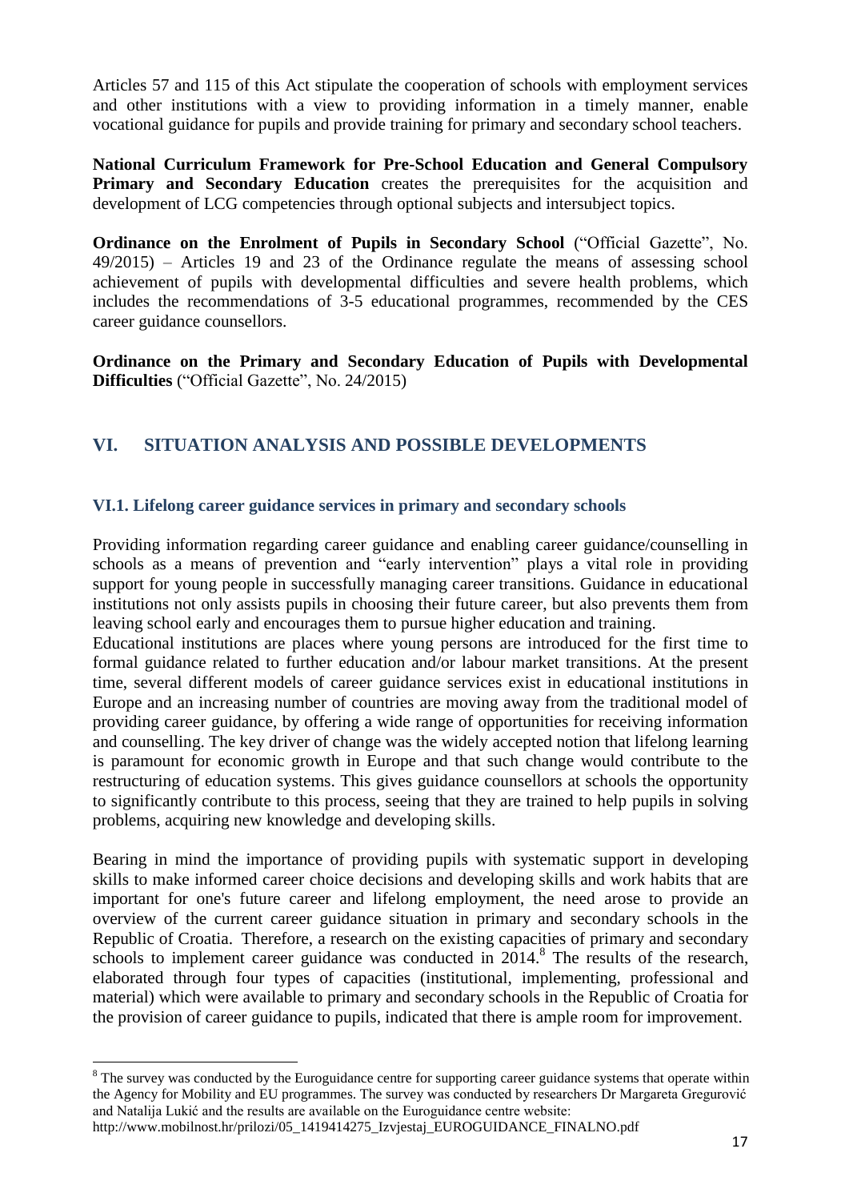Articles 57 and 115 of this Act stipulate the cooperation of schools with employment services and other institutions with a view to providing information in a timely manner, enable vocational guidance for pupils and provide training for primary and secondary school teachers.

**National Curriculum Framework for Pre-School Education and General Compulsory Primary and Secondary Education** creates the prerequisites for the acquisition and development of LCG competencies through optional subjects and intersubject topics.

**Ordinance on the Enrolment of Pupils in Secondary School** ("Official Gazette", No. 49/2015) – Articles 19 and 23 of the Ordinance regulate the means of assessing school achievement of pupils with developmental difficulties and severe health problems, which includes the recommendations of 3-5 educational programmes, recommended by the CES career guidance counsellors.

**Ordinance on the Primary and Secondary Education of Pupils with Developmental Difficulties** ("Official Gazette", No. 24/2015)

## VI. SITUATION ANALYSIS AND POSSIBLE DEVELOPMENTS

### VI.1. Lifelong career guidance services in primary and secondary schools

Providing information regarding career guidance and enabling career guidance/counselling in schools as a means of prevention and "early intervention" plays a vital role in providing support for young people in successfully managing career transitions. Guidance in educational institutions not only assists pupils in choosing their future career, but also prevents them from leaving school early and encourages them to pursue higher education and training.

Educational institutions are places where young persons are introduced for the first time to formal guidance related to further education and/or labour market transitions. At the present time, several different models of career guidance services exist in educational institutions in Europe and an increasing number of countries are moving away from the traditional model of providing career guidance, by offering a wide range of opportunities for receiving information and counselling. The key driver of change was the widely accepted notion that lifelong learning is paramount for economic growth in Europe and that such change would contribute to the restructuring of education systems. This gives guidance counsellors at schools the opportunity to significantly contribute to this process, seeing that they are trained to help pupils in solving problems, acquiring new knowledge and developing skills.

Bearing in mind the importance of providing pupils with systematic support in developing skills to make informed career choice decisions and developing skills and work habits that are important for one's future career and lifelong employment, the need arose to provide an overview of the current career guidance situation in primary and secondary schools in the Republic of Croatia. Therefore, a research on the existing capacities of primary and secondary schools to implement career guidance was conducted in 2014.[8] The results of the research, elaborated through four types of capacities (institutional, implementing, professional and material) which were available to primary and secondary schools in the Republic of Croatia for the provision of career guidance to pupils, indicated that there is ample room for improvement.

[8] The survey was conducted by the Euroguidance centre for supporting career guidance systems that operate within the Agency for Mobility and EU programmes. The survey was conducted by researchers Dr Margareta Gregurović and Natalija Lukić and the results are available on the Euroguidance centre website: http://www.mobilnost.hr/prilozi/05_1419414275_Izvjestaj_EUROGUIDANCE_FINALNO.pdf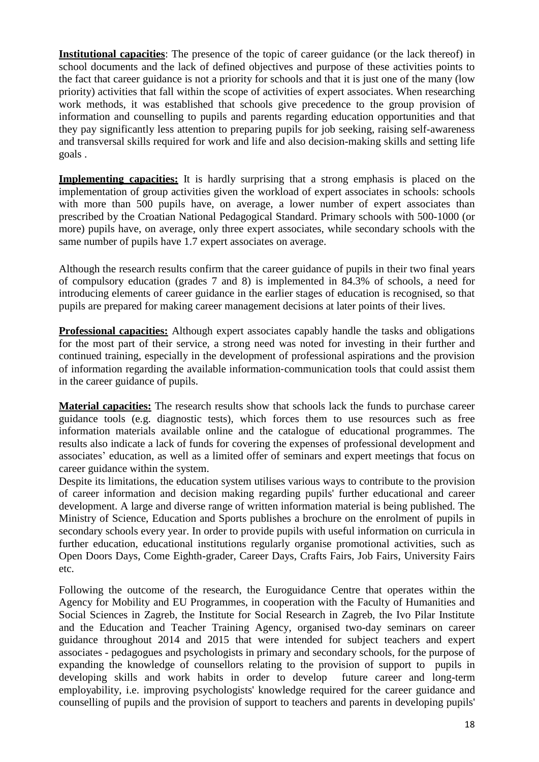**Institutional capacities**: The presence of the topic of career guidance (or the lack thereof) in school documents and the lack of defined objectives and purpose of these activities points to the fact that career guidance is not a priority for schools and that it is just one of the many (low priority) activities that fall within the scope of activities of expert associates. When researching work methods, it was established that schools give precedence to the group provision of information and counselling to pupils and parents regarding education opportunities and that they pay significantly less attention to preparing pupils for job seeking, raising self-awareness and transversal skills required for work and life and also decision-making skills and setting life goals .

**Implementing capacities:** It is hardly surprising that a strong emphasis is placed on the implementation of group activities given the workload of expert associates in schools: schools with more than 500 pupils have, on average, a lower number of expert associates than prescribed by the Croatian National Pedagogical Standard. Primary schools with 500-1000 (or more) pupils have, on average, only three expert associates, while secondary schools with the same number of pupils have 1.7 expert associates on average.

Although the research results confirm that the career guidance of pupils in their two final years of compulsory education (grades 7 and 8) is implemented in 84.3% of schools, a need for introducing elements of career guidance in the earlier stages of education is recognised, so that pupils are prepared for making career management decisions at later points of their lives.

**Professional capacities:** Although expert associates capably handle the tasks and obligations for the most part of their service, a strong need was noted for investing in their further and continued training, especially in the development of professional aspirations and the provision of information regarding the available information-communication tools that could assist them in the career guidance of pupils.

**Material capacities:** The research results show that schools lack the funds to purchase career guidance tools (e.g. diagnostic tests), which forces them to use resources such as free information materials available online and the catalogue of educational programmes. The results also indicate a lack of funds for covering the expenses of professional development and associates' education, as well as a limited offer of seminars and expert meetings that focus on career guidance within the system.

Despite its limitations, the education system utilises various ways to contribute to the provision of career information and decision making regarding pupils' further educational and career development. A large and diverse range of written information material is being published. The Ministry of Science, Education and Sports publishes a brochure on the enrolment of pupils in secondary schools every year. In order to provide pupils with useful information on curricula in further education, educational institutions regularly organise promotional activities, such as Open Doors Days, Come Eighth-grader, Career Days, Crafts Fairs, Job Fairs, University Fairs etc.

Following the outcome of the research, the Euroguidance Centre that operates within the Agency for Mobility and EU Programmes, in cooperation with the Faculty of Humanities and Social Sciences in Zagreb, the Institute for Social Research in Zagreb, the Ivo Pilar Institute and the Education and Teacher Training Agency, organised two-day seminars on career guidance throughout 2014 and 2015 that were intended for subject teachers and expert associates - pedagogues and psychologists in primary and secondary schools, for the purpose of expanding the knowledge of counsellors relating to the provision of support to pupils in developing skills and work habits in order to develop future career and long-term employability, i.e. improving psychologists' knowledge required for the career guidance and counselling of pupils and the provision of support to teachers and parents in developing pupils'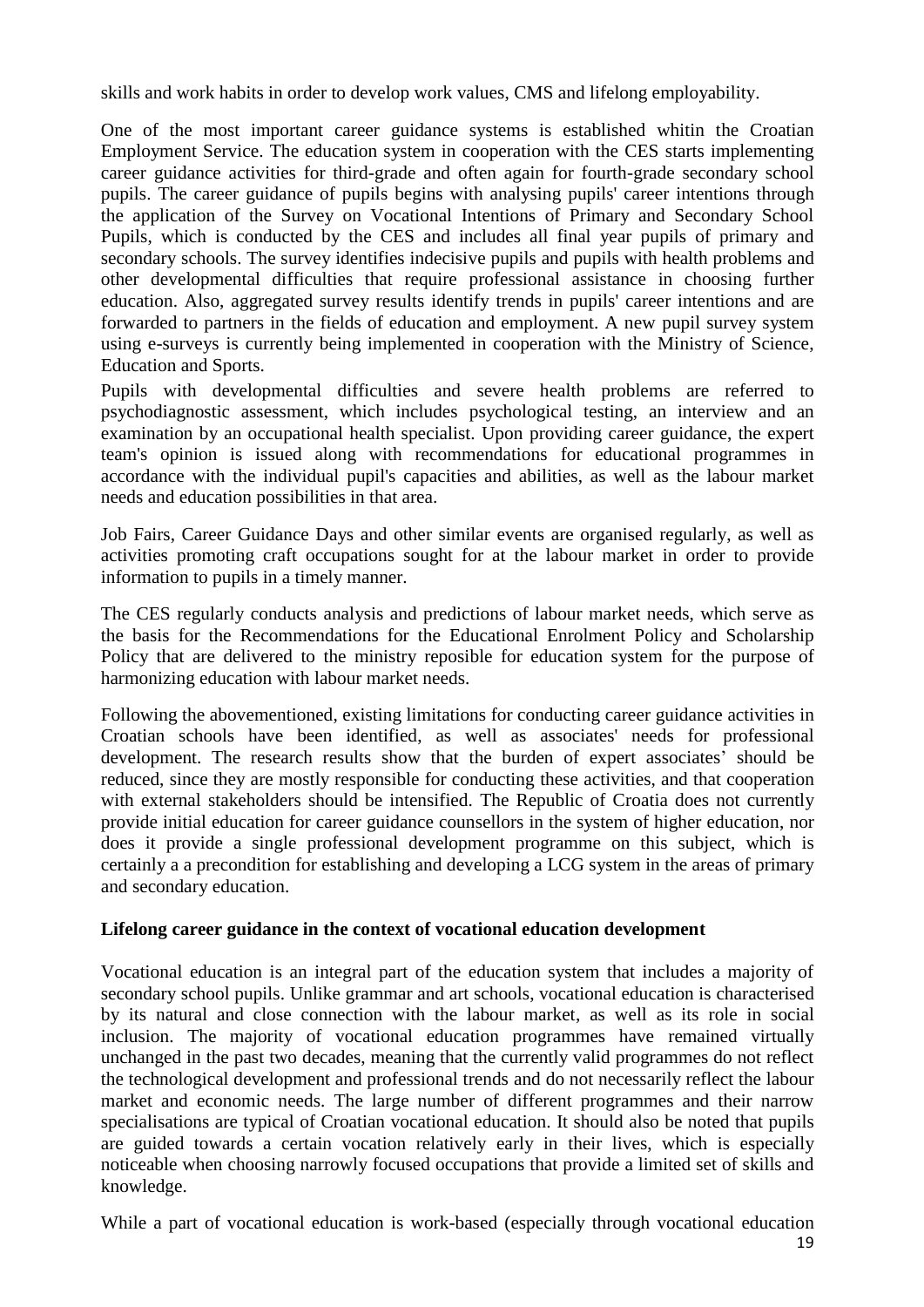skills and work habits in order to develop work values, CMS and lifelong employability.

One of the most important career guidance systems is established whitin the Croatian Employment Service. The education system in cooperation with the CES starts implementing career guidance activities for third-grade and often again for fourth-grade secondary school pupils. The career guidance of pupils begins with analysing pupils' career intentions through the application of the Survey on Vocational Intentions of Primary and Secondary School Pupils, which is conducted by the CES and includes all final year pupils of primary and secondary schools. The survey identifies indecisive pupils and pupils with health problems and other developmental difficulties that require professional assistance in choosing further education. Also, aggregated survey results identify trends in pupils' career intentions and are forwarded to partners in the fields of education and employment. A new pupil survey system using e-surveys is currently being implemented in cooperation with the Ministry of Science, Education and Sports.

Pupils with developmental difficulties and severe health problems are referred to psychodiagnostic assessment, which includes psychological testing, an interview and an examination by an occupational health specialist. Upon providing career guidance, the expert team's opinion is issued along with recommendations for educational programmes in accordance with the individual pupil's capacities and abilities, as well as the labour market needs and education possibilities in that area.

Job Fairs, Career Guidance Days and other similar events are organised regularly, as well as activities promoting craft occupations sought for at the labour market in order to provide information to pupils in a timely manner.

The CES regularly conducts analysis and predictions of labour market needs, which serve as the basis for the Recommendations for the Educational Enrolment Policy and Scholarship Policy that are delivered to the ministry reposible for education system for the purpose of harmonizing education with labour market needs.

Following the abovementioned, existing limitations for conducting career guidance activities in Croatian schools have been identified, as well as associates' needs for professional development. The research results show that the burden of expert associates' should be reduced, since they are mostly responsible for conducting these activities, and that cooperation with external stakeholders should be intensified. The Republic of Croatia does not currently provide initial education for career guidance counsellors in the system of higher education, nor does it provide a single professional development programme on this subject, which is certainly a a precondition for establishing and developing a LCG system in the areas of primary and secondary education.

**Lifelong career guidance in the context of vocational education development**

Vocational education is an integral part of the education system that includes a majority of secondary school pupils. Unlike grammar and art schools, vocational education is characterised by its natural and close connection with the labour market, as well as its role in social inclusion. The majority of vocational education programmes have remained virtually unchanged in the past two decades, meaning that the currently valid programmes do not reflect the technological development and professional trends and do not necessarily reflect the labour market and economic needs. The large number of different programmes and their narrow specialisations are typical of Croatian vocational education. It should also be noted that pupils are guided towards a certain vocation relatively early in their lives, which is especially noticeable when choosing narrowly focused occupations that provide a limited set of skills and knowledge.

While a part of vocational education is work-based (especially through vocational education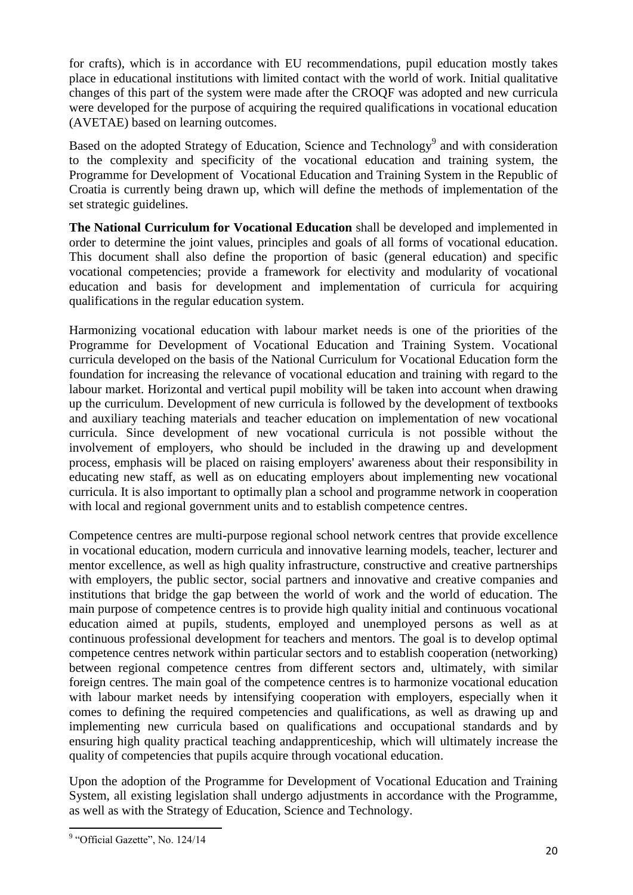for crafts), which is in accordance with EU recommendations, pupil education mostly takes place in educational institutions with limited contact with the world of work. Initial qualitative changes of this part of the system were made after the CROQF was adopted and new curricula were developed for the purpose of acquiring the required qualifications in vocational education (AVETAE) based on learning outcomes.

Based on the adopted Strategy of Education, Science and Technology[9] and with consideration to the complexity and specificity of the vocational education and training system, the Programme for Development of Vocational Education and Training System in the Republic of Croatia is currently being drawn up, which will define the methods of implementation of the set strategic guidelines.

**The National Curriculum for Vocational Education** shall be developed and implemented in order to determine the joint values, principles and goals of all forms of vocational education. This document shall also define the proportion of basic (general education) and specific vocational competencies; provide a framework for electivity and modularity of vocational education and basis for development and implementation of curricula for acquiring qualifications in the regular education system.

Harmonizing vocational education with labour market needs is one of the priorities of the Programme for Development of Vocational Education and Training System. Vocational curricula developed on the basis of the National Curriculum for Vocational Education form the foundation for increasing the relevance of vocational education and training with regard to the labour market. Horizontal and vertical pupil mobility will be taken into account when drawing up the curriculum. Development of new curricula is followed by the development of textbooks and auxiliary teaching materials and teacher education on implementation of new vocational curricula. Since development of new vocational curricula is not possible without the involvement of employers, who should be included in the drawing up and development process, emphasis will be placed on raising employers' awareness about their responsibility in educating new staff, as well as on educating employers about implementing new vocational curricula. It is also important to optimally plan a school and programme network in cooperation with local and regional government units and to establish competence centres.

Competence centres are multi-purpose regional school network centres that provide excellence in vocational education, modern curricula and innovative learning models, teacher, lecturer and mentor excellence, as well as high quality infrastructure, constructive and creative partnerships with employers, the public sector, social partners and innovative and creative companies and institutions that bridge the gap between the world of work and the world of education. The main purpose of competence centres is to provide high quality initial and continuous vocational education aimed at pupils, students, employed and unemployed persons as well as at continuous professional development for teachers and mentors. The goal is to develop optimal competence centres network within particular sectors and to establish cooperation (networking) between regional competence centres from different sectors and, ultimately, with similar foreign centres. The main goal of the competence centres is to harmonize vocational education with labour market needs by intensifying cooperation with employers, especially when it comes to defining the required competencies and qualifications, as well as drawing up and implementing new curricula based on qualifications and occupational standards and by ensuring high quality practical teaching andapprenticeship, which will ultimately increase the quality of competencies that pupils acquire through vocational education.

Upon the adoption of the Programme for Development of Vocational Education and Training System, all existing legislation shall undergo adjustments in accordance with the Programme, as well as with the Strategy of Education, Science and Technology.

[9] "Official Gazette", No. 124/14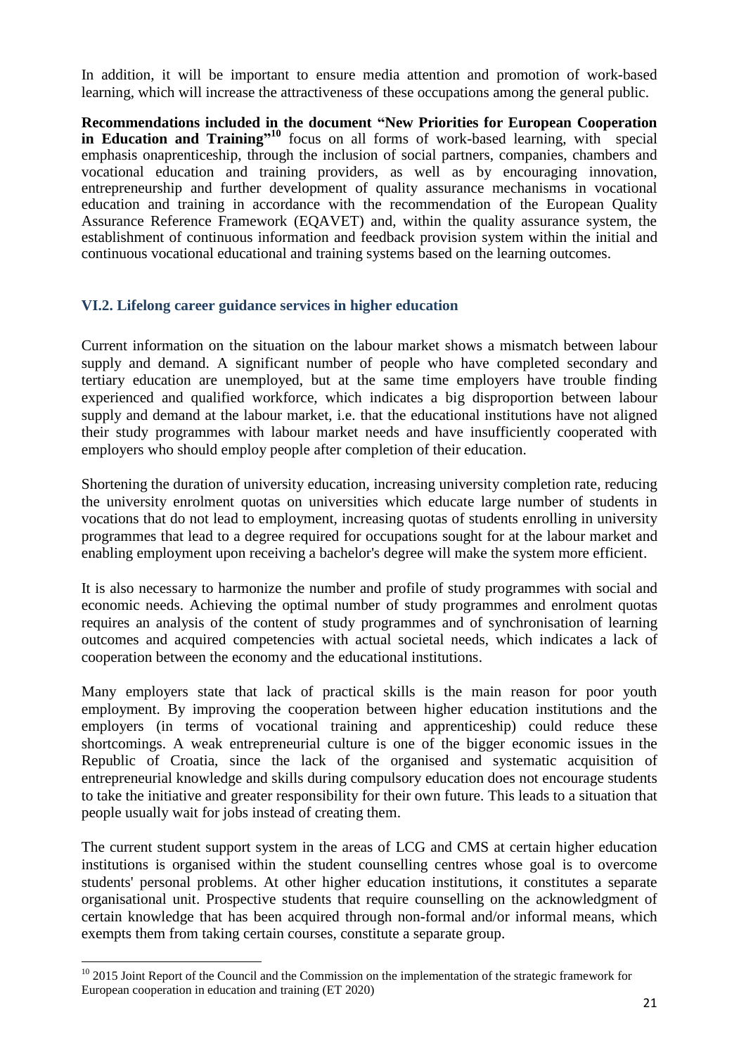In addition, it will be important to ensure media attention and promotion of work-based learning, which will increase the attractiveness of these occupations among the general public.

**Recommendations included in the document "New Priorities for European Cooperation in Education and Training"**[10] focus on all forms of work-based learning, with special emphasis onaprenticeship, through the inclusion of social partners, companies, chambers and vocational education and training providers, as well as by encouraging innovation, entrepreneurship and further development of quality assurance mechanisms in vocational education and training in accordance with the recommendation of the European Quality Assurance Reference Framework (EQAVET) and, within the quality assurance system, the establishment of continuous information and feedback provision system within the initial and continuous vocational educational and training systems based on the learning outcomes.

### VI.2. Lifelong career guidance services in higher education

Current information on the situation on the labour market shows a mismatch between labour supply and demand. A significant number of people who have completed secondary and tertiary education are unemployed, but at the same time employers have trouble finding experienced and qualified workforce, which indicates a big disproportion between labour supply and demand at the labour market, i.e. that the educational institutions have not aligned their study programmes with labour market needs and have insufficiently cooperated with employers who should employ people after completion of their education.

Shortening the duration of university education, increasing university completion rate, reducing the university enrolment quotas on universities which educate large number of students in vocations that do not lead to employment, increasing quotas of students enrolling in university programmes that lead to a degree required for occupations sought for at the labour market and enabling employment upon receiving a bachelor's degree will make the system more efficient.

It is also necessary to harmonize the number and profile of study programmes with social and economic needs. Achieving the optimal number of study programmes and enrolment quotas requires an analysis of the content of study programmes and of synchronisation of learning outcomes and acquired competencies with actual societal needs, which indicates a lack of cooperation between the economy and the educational institutions.

Many employers state that lack of practical skills is the main reason for poor youth employment. By improving the cooperation between higher education institutions and the employers (in terms of vocational training and apprenticeship) could reduce these shortcomings. A weak entrepreneurial culture is one of the bigger economic issues in the Republic of Croatia, since the lack of the organised and systematic acquisition of entrepreneurial knowledge and skills during compulsory education does not encourage students to take the initiative and greater responsibility for their own future. This leads to a situation that people usually wait for jobs instead of creating them.

The current student support system in the areas of LCG and CMS at certain higher education institutions is organised within the student counselling centres whose goal is to overcome students' personal problems. At other higher education institutions, it constitutes a separate organisational unit. Prospective students that require counselling on the acknowledgment of certain knowledge that has been acquired through non-formal and/or informal means, which exempts them from taking certain courses, constitute a separate group.

---

[10] 2015 Joint Report of the Council and the Commission on the implementation of the strategic framework for European cooperation in education and training (ET 2020)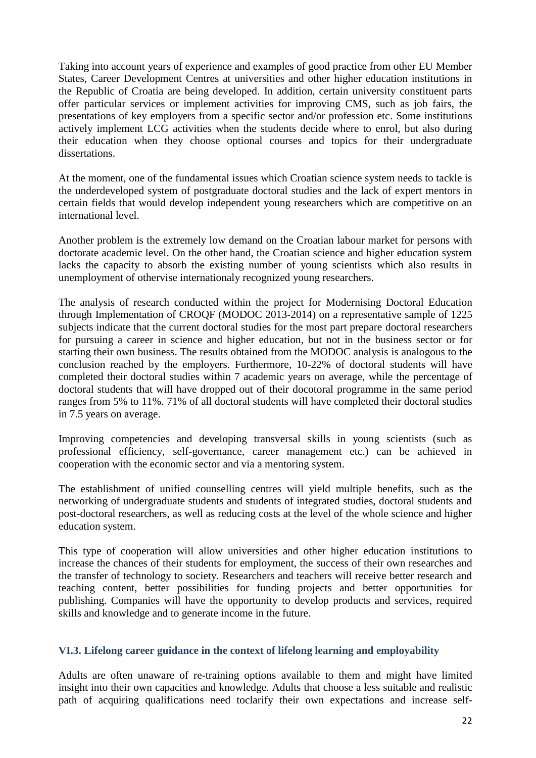Taking into account years of experience and examples of good practice from other EU Member States, Career Development Centres at universities and other higher education institutions in the Republic of Croatia are being developed. In addition, certain university constituent parts offer particular services or implement activities for improving CMS, such as job fairs, the presentations of key employers from a specific sector and/or profession etc. Some institutions actively implement LCG activities when the students decide where to enrol, but also during their education when they choose optional courses and topics for their undergraduate dissertations.

At the moment, one of the fundamental issues which Croatian science system needs to tackle is the underdeveloped system of postgraduate doctoral studies and the lack of expert mentors in certain fields that would develop independent young researchers which are competitive on an international level.

Another problem is the extremely low demand on the Croatian labour market for persons with doctorate academic level. On the other hand, the Croatian science and higher education system lacks the capacity to absorb the existing number of young scientists which also results in unemployment of othervise internationaly recognized young researchers.

The analysis of research conducted within the project for Modernising Doctoral Education through Implementation of CROQF (MODOC 2013-2014) on a representative sample of 1225 subjects indicate that the current doctoral studies for the most part prepare doctoral researchers for pursuing a career in science and higher education, but not in the business sector or for starting their own business. The results obtained from the MODOC analysis is analogous to the conclusion reached by the employers. Furthermore, 10-22% of doctoral students will have completed their doctoral studies within 7 academic years on average, while the percentage of doctoral students that will have dropped out of their docotoral programme in the same period ranges from 5% to 11%. 71% of all doctoral students will have completed their doctoral studies in 7.5 years on average.

Improving competencies and developing transversal skills in young scientists (such as professional efficiency, self-governance, career management etc.) can be achieved in cooperation with the economic sector and via a mentoring system.

The establishment of unified counselling centres will yield multiple benefits, such as the networking of undergraduate students and students of integrated studies, doctoral students and post-doctoral researchers, as well as reducing costs at the level of the whole science and higher education system.

This type of cooperation will allow universities and other higher education institutions to increase the chances of their students for employment, the success of their own researches and the transfer of technology to society. Researchers and teachers will receive better research and teaching content, better possibilities for funding projects and better opportunities for publishing. Companies will have the opportunity to develop products and services, required skills and knowledge and to generate income in the future.

### VI.3. Lifelong career guidance in the context of lifelong learning and employability

Adults are often unaware of re-training options available to them and might have limited insight into their own capacities and knowledge. Adults that choose a less suitable and realistic path of acquiring qualifications need toclarify their own expectations and increase self-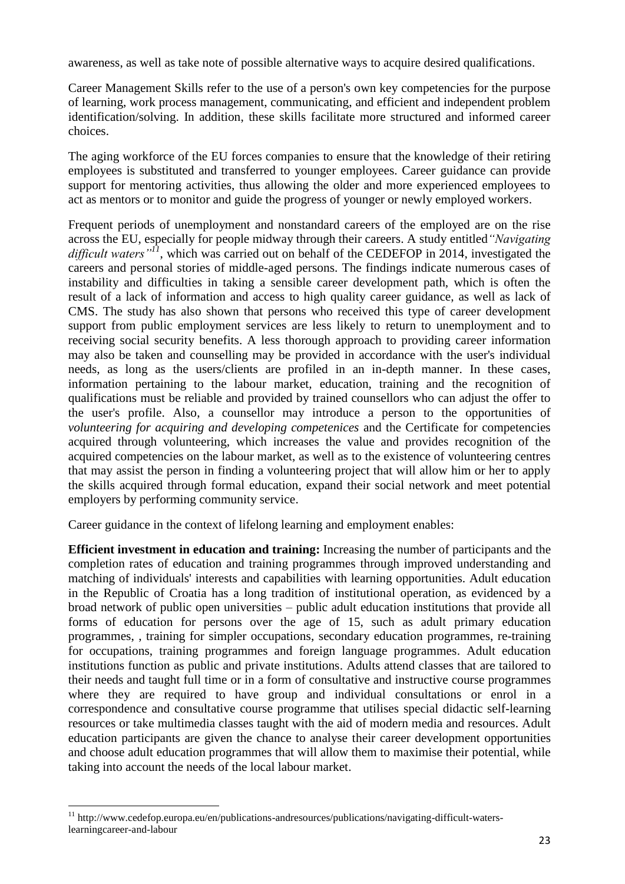awareness, as well as take note of possible alternative ways to acquire desired qualifications.

Career Management Skills refer to the use of a person's own key competencies for the purpose of learning, work process management, communicating, and efficient and independent problem identification/solving. In addition, these skills facilitate more structured and informed career choices.

The aging workforce of the EU forces companies to ensure that the knowledge of their retiring employees is substituted and transferred to younger employees. Career guidance can provide support for mentoring activities, thus allowing the older and more experienced employees to act as mentors or to monitor and guide the progress of younger or newly employed workers.

Frequent periods of unemployment and nonstandard careers of the employed are on the rise across the EU, especially for people midway through their careers. A study entitled *"Navigating difficult waters"*[11], which was carried out on behalf of the CEDEFOP in 2014, investigated the careers and personal stories of middle-aged persons. The findings indicate numerous cases of instability and difficulties in taking a sensible career development path, which is often the result of a lack of information and access to high quality career guidance, as well as lack of CMS. The study has also shown that persons who received this type of career development support from public employment services are less likely to return to unemployment and to receiving social security benefits. A less thorough approach to providing career information may also be taken and counselling may be provided in accordance with the user's individual needs, as long as the users/clients are profiled in an in-depth manner. In these cases, information pertaining to the labour market, education, training and the recognition of qualifications must be reliable and provided by trained counsellors who can adjust the offer to the user's profile. Also, a counsellor may introduce a person to the opportunities of *volunteering for acquiring and developing competenices* and the Certificate for competencies acquired through volunteering, which increases the value and provides recognition of the acquired competencies on the labour market, as well as to the existence of volunteering centres that may assist the person in finding a volunteering project that will allow him or her to apply the skills acquired through formal education, expand their social network and meet potential employers by performing community service.

Career guidance in the context of lifelong learning and employment enables:

**Efficient investment in education and training:** Increasing the number of participants and the completion rates of education and training programmes through improved understanding and matching of individuals' interests and capabilities with learning opportunities. Adult education in the Republic of Croatia has a long tradition of institutional operation, as evidenced by a broad network of public open universities – public adult education institutions that provide all forms of education for persons over the age of 15, such as adult primary education programmes, , training for simpler occupations, secondary education programmes, re-training for occupations, training programmes and foreign language programmes. Adult education institutions function as public and private institutions. Adults attend classes that are tailored to their needs and taught full time or in a form of consultative and instructive course programmes where they are required to have group and individual consultations or enrol in a correspondence and consultative course programme that utilises special didactic self-learning resources or take multimedia classes taught with the aid of modern media and resources. Adult education participants are given the chance to analyse their career development opportunities and choose adult education programmes that will allow them to maximise their potential, while taking into account the needs of the local labour market.

[11] http://www.cedefop.europa.eu/en/publications-andresources/publications/navigating-difficult-waters-learningcareer-and-labour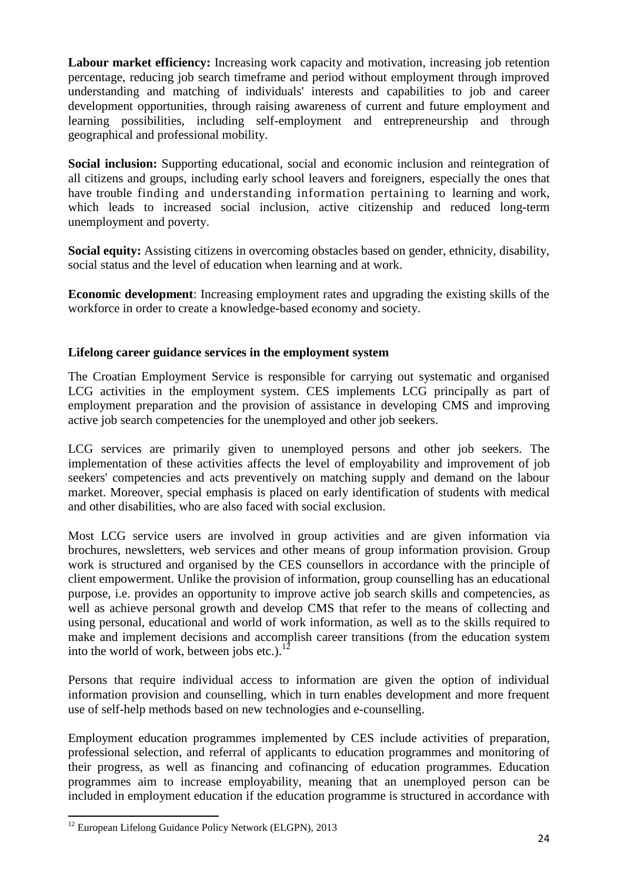**Labour market efficiency:** Increasing work capacity and motivation, increasing job retention percentage, reducing job search timeframe and period without employment through improved understanding and matching of individuals' interests and capabilities to job and career development opportunities, through raising awareness of current and future employment and learning possibilities, including self-employment and entrepreneurship and through geographical and professional mobility.

**Social inclusion:** Supporting educational, social and economic inclusion and reintegration of all citizens and groups, including early school leavers and foreigners, especially the ones that have trouble finding and understanding information pertaining to learning and work, which leads to increased social inclusion, active citizenship and reduced long-term unemployment and poverty.

**Social equity:** Assisting citizens in overcoming obstacles based on gender, ethnicity, disability, social status and the level of education when learning and at work.

**Economic development**: Increasing employment rates and upgrading the existing skills of the workforce in order to create a knowledge-based economy and society.

**Lifelong career guidance services in the employment system**

The Croatian Employment Service is responsible for carrying out systematic and organised LCG activities in the employment system. CES implements LCG principally as part of employment preparation and the provision of assistance in developing CMS and improving active job search competencies for the unemployed and other job seekers.

LCG services are primarily given to unemployed persons and other job seekers. The implementation of these activities affects the level of employability and improvement of job seekers' competencies and acts preventively on matching supply and demand on the labour market. Moreover, special emphasis is placed on early identification of students with medical and other disabilities, who are also faced with social exclusion.

Most LCG service users are involved in group activities and are given information via brochures, newsletters, web services and other means of group information provision. Group work is structured and organised by the CES counsellors in accordance with the principle of client empowerment. Unlike the provision of information, group counselling has an educational purpose, i.e. provides an opportunity to improve active job search skills and competencies, as well as achieve personal growth and develop CMS that refer to the means of collecting and using personal, educational and world of work information, as well as to the skills required to make and implement decisions and accomplish career transitions (from the education system into the world of work, between jobs etc.).[12]

Persons that require individual access to information are given the option of individual information provision and counselling, which in turn enables development and more frequent use of self-help methods based on new technologies and e-counselling.

Employment education programmes implemented by CES include activities of preparation, professional selection, and referral of applicants to education programmes and monitoring of their progress, as well as financing and cofinancing of education programmes. Education programmes aim to increase employability, meaning that an unemployed person can be included in employment education if the education programme is structured in accordance with

[12] European Lifelong Guidance Policy Network (ELGPN), 2013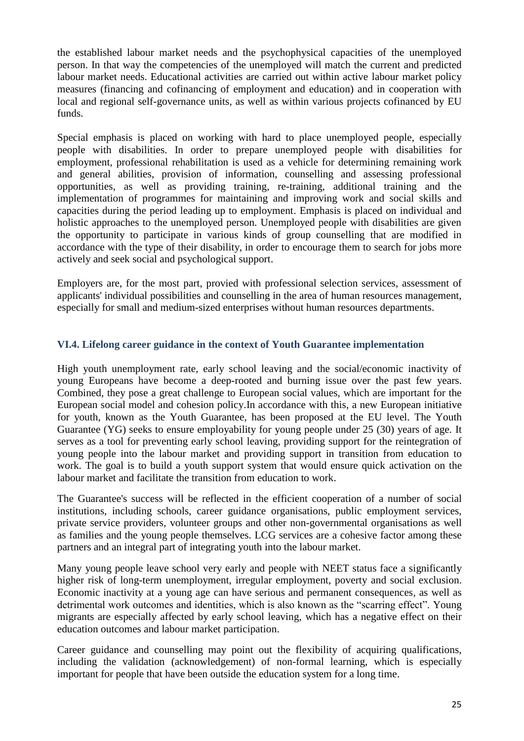the established labour market needs and the psychophysical capacities of the unemployed person. In that way the competencies of the unemployed will match the current and predicted labour market needs. Educational activities are carried out within active labour market policy measures (financing and cofinancing of employment and education) and in cooperation with local and regional self-governance units, as well as within various projects cofinanced by EU funds.

Special emphasis is placed on working with hard to place unemployed people, especially people with disabilities. In order to prepare unemployed people with disabilities for employment, professional rehabilitation is used as a vehicle for determining remaining work and general abilities, provision of information, counselling and assessing professional opportunities, as well as providing training, re-training, additional training and the implementation of programmes for maintaining and improving work and social skills and capacities during the period leading up to employment. Emphasis is placed on individual and holistic approaches to the unemployed person. Unemployed people with disabilities are given the opportunity to participate in various kinds of group counselling that are modified in accordance with the type of their disability, in order to encourage them to search for jobs more actively and seek social and psychological support.

Employers are, for the most part, provied with professional selection services, assessment of applicants' individual possibilities and counselling in the area of human resources management, especially for small and medium-sized enterprises without human resources departments.

### VI.4. Lifelong career guidance in the context of Youth Guarantee implementation

High youth unemployment rate, early school leaving and the social/economic inactivity of young Europeans have become a deep-rooted and burning issue over the past few years. Combined, they pose a great challenge to European social values, which are important for the European social model and cohesion policy.In accordance with this, a new European initiative for youth, known as the Youth Guarantee, has been proposed at the EU level. The Youth Guarantee (YG) seeks to ensure employability for young people under 25 (30) years of age. It serves as a tool for preventing early school leaving, providing support for the reintegration of young people into the labour market and providing support in transition from education to work. The goal is to build a youth support system that would ensure quick activation on the labour market and facilitate the transition from education to work.

The Guarantee's success will be reflected in the efficient cooperation of a number of social institutions, including schools, career guidance organisations, public employment services, private service providers, volunteer groups and other non-governmental organisations as well as families and the young people themselves. LCG services are a cohesive factor among these partners and an integral part of integrating youth into the labour market.

Many young people leave school very early and people with NEET status face a significantly higher risk of long-term unemployment, irregular employment, poverty and social exclusion. Economic inactivity at a young age can have serious and permanent consequences, as well as detrimental work outcomes and identities, which is also known as the "scarring effect". Young migrants are especially affected by early school leaving, which has a negative effect on their education outcomes and labour market participation.

Career guidance and counselling may point out the flexibility of acquiring qualifications, including the validation (acknowledgement) of non-formal learning, which is especially important for people that have been outside the education system for a long time.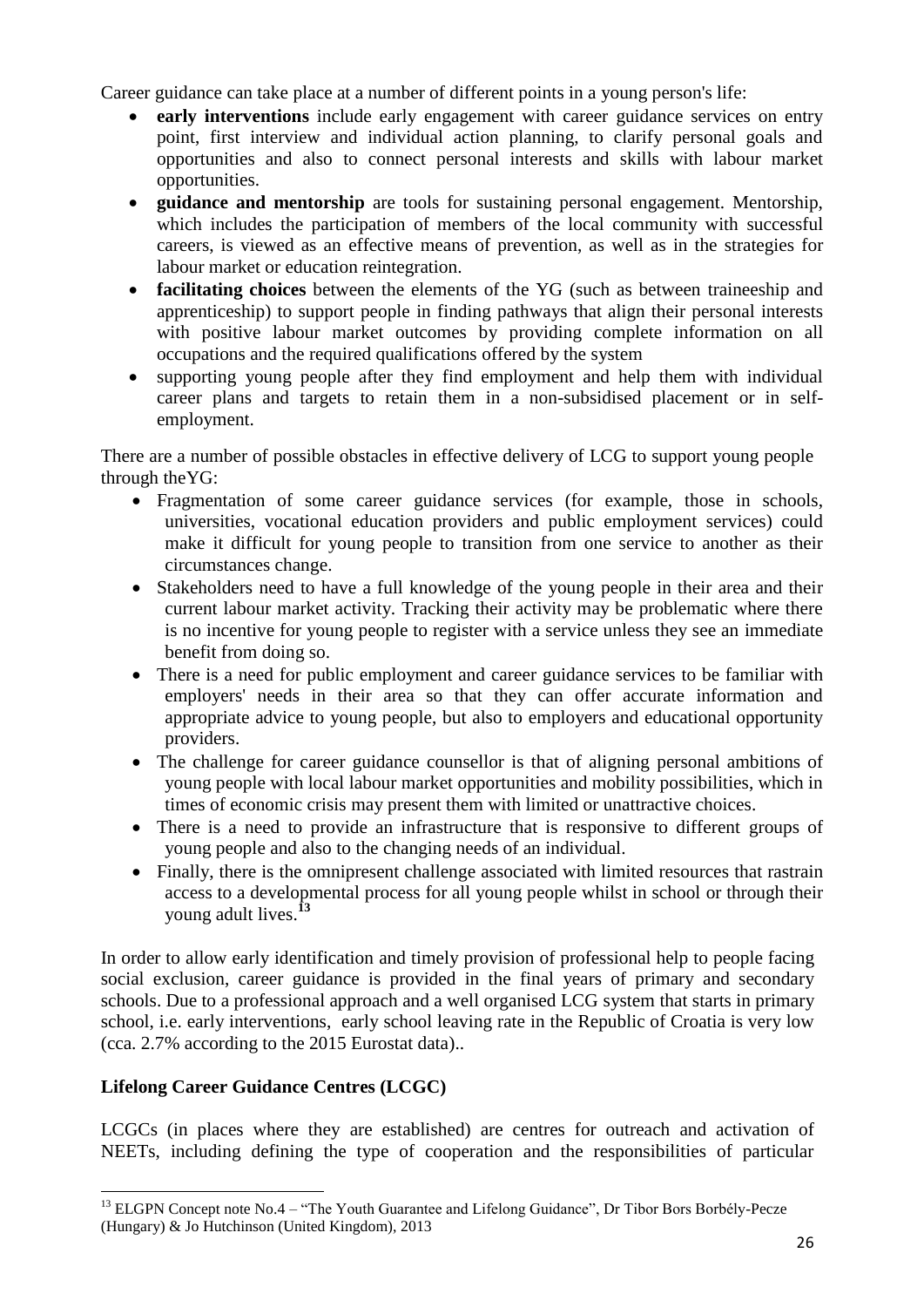Career guidance can take place at a number of different points in a young person's life:

- **early interventions** include early engagement with career guidance services on entry point, first interview and individual action planning, to clarify personal goals and opportunities and also to connect personal interests and skills with labour market opportunities.
- **guidance and mentorship** are tools for sustaining personal engagement. Mentorship, which includes the participation of members of the local community with successful careers, is viewed as an effective means of prevention, as well as in the strategies for labour market or education reintegration.
- **facilitating choices** between the elements of the YG (such as between traineeship and apprenticeship) to support people in finding pathways that align their personal interests with positive labour market outcomes by providing complete information on all occupations and the required qualifications offered by the system
- supporting young people after they find employment and help them with individual career plans and targets to retain them in a non-subsidised placement or in self-employment.

There are a number of possible obstacles in effective delivery of LCG to support young people through theYG:

- Fragmentation of some career guidance services (for example, those in schools, universities, vocational education providers and public employment services) could make it difficult for young people to transition from one service to another as their circumstances change.
- Stakeholders need to have a full knowledge of the young people in their area and their current labour market activity. Tracking their activity may be problematic where there is no incentive for young people to register with a service unless they see an immediate benefit from doing so.
- There is a need for public employment and career guidance services to be familiar with employers' needs in their area so that they can offer accurate information and appropriate advice to young people, but also to employers and educational opportunity providers.
- The challenge for career guidance counsellor is that of aligning personal ambitions of young people with local labour market opportunities and mobility possibilities, which in times of economic crisis may present them with limited or unattractive choices.
- There is a need to provide an infrastructure that is responsive to different groups of young people and also to the changing needs of an individual.
- Finally, there is the omnipresent challenge associated with limited resources that rastrain access to a developmental process for all young people whilst in school or through their young adult lives.[13]

In order to allow early identification and timely provision of professional help to people facing social exclusion, career guidance is provided in the final years of primary and secondary schools. Due to a professional approach and a well organised LCG system that starts in primary school, i.e. early interventions, early school leaving rate in the Republic of Croatia is very low (cca. 2.7% according to the 2015 Eurostat data)..

### Lifelong Career Guidance Centres (LCGC)

LCGCs (in places where they are established) are centres for outreach and activation of NEETs, including defining the type of cooperation and the responsibilities of particular

---

[13] ELGPN Concept note No.4 – "The Youth Guarantee and Lifelong Guidance", Dr Tibor Bors Borbély-Pecze (Hungary) & Jo Hutchinson (United Kingdom), 2013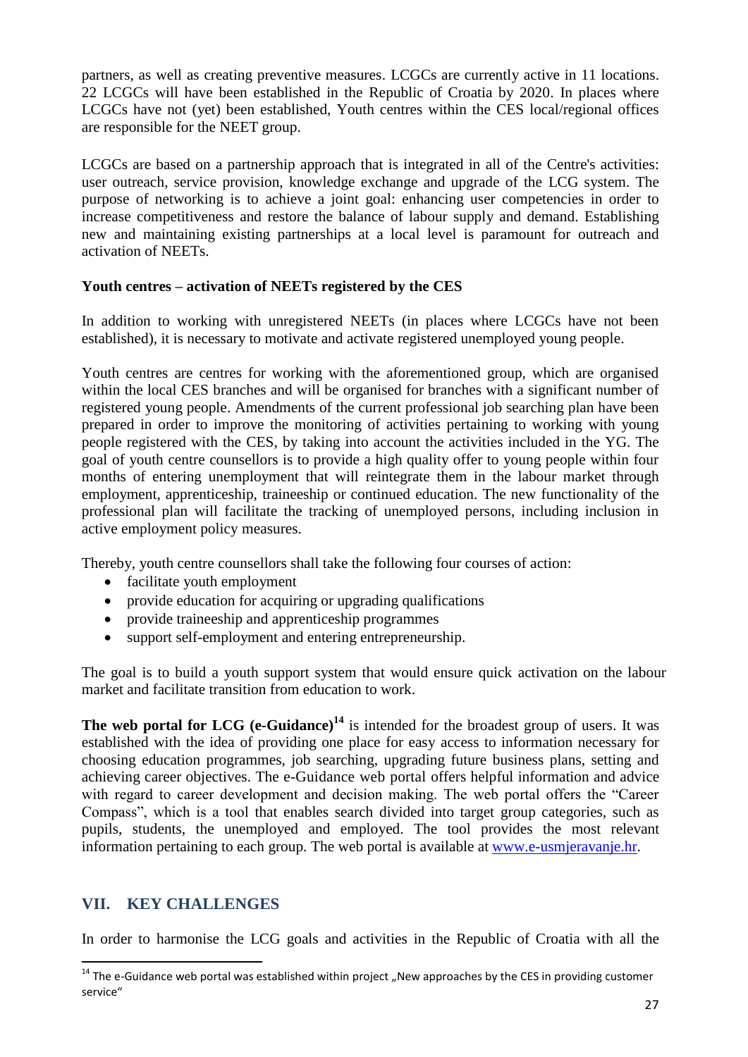partners, as well as creating preventive measures. LCGCs are currently active in 11 locations. 22 LCGCs will have been established in the Republic of Croatia by 2020. In places where LCGCs have not (yet) been established, Youth centres within the CES local/regional offices are responsible for the NEET group.

LCGCs are based on a partnership approach that is integrated in all of the Centre's activities: user outreach, service provision, knowledge exchange and upgrade of the LCG system. The purpose of networking is to achieve a joint goal: enhancing user competencies in order to increase competitiveness and restore the balance of labour supply and demand. Establishing new and maintaining existing partnerships at a local level is paramount for outreach and activation of NEETs.

**Youth centres – activation of NEETs registered by the CES**

In addition to working with unregistered NEETs (in places where LCGCs have not been established), it is necessary to motivate and activate registered unemployed young people.

Youth centres are centres for working with the aforementioned group, which are organised within the local CES branches and will be organised for branches with a significant number of registered young people. Amendments of the current professional job searching plan have been prepared in order to improve the monitoring of activities pertaining to working with young people registered with the CES, by taking into account the activities included in the YG. The goal of youth centre counsellors is to provide a high quality offer to young people within four months of entering unemployment that will reintegrate them in the labour market through employment, apprenticeship, traineeship or continued education. The new functionality of the professional plan will facilitate the tracking of unemployed persons, including inclusion in active employment policy measures.

Thereby, youth centre counsellors shall take the following four courses of action:

- facilitate youth employment
- provide education for acquiring or upgrading qualifications
- provide traineeship and apprenticeship programmes
- support self-employment and entering entrepreneurship.

The goal is to build a youth support system that would ensure quick activation on the labour market and facilitate transition from education to work.

**The web portal for LCG (e-Guidance)**[14] is intended for the broadest group of users. It was established with the idea of providing one place for easy access to information necessary for choosing education programmes, job searching, upgrading future business plans, setting and achieving career objectives. The e-Guidance web portal offers helpful information and advice with regard to career development and decision making. The web portal offers the "Career Compass", which is a tool that enables search divided into target group categories, such as pupils, students, the unemployed and employed. The tool provides the most relevant information pertaining to each group. The web portal is available at www.e-usmjeravanje.hr.

## VII. KEY CHALLENGES

In order to harmonise the LCG goals and activities in the Republic of Croatia with all the

[14] The e-Guidance web portal was established within project „New approaches by the CES in providing customer service"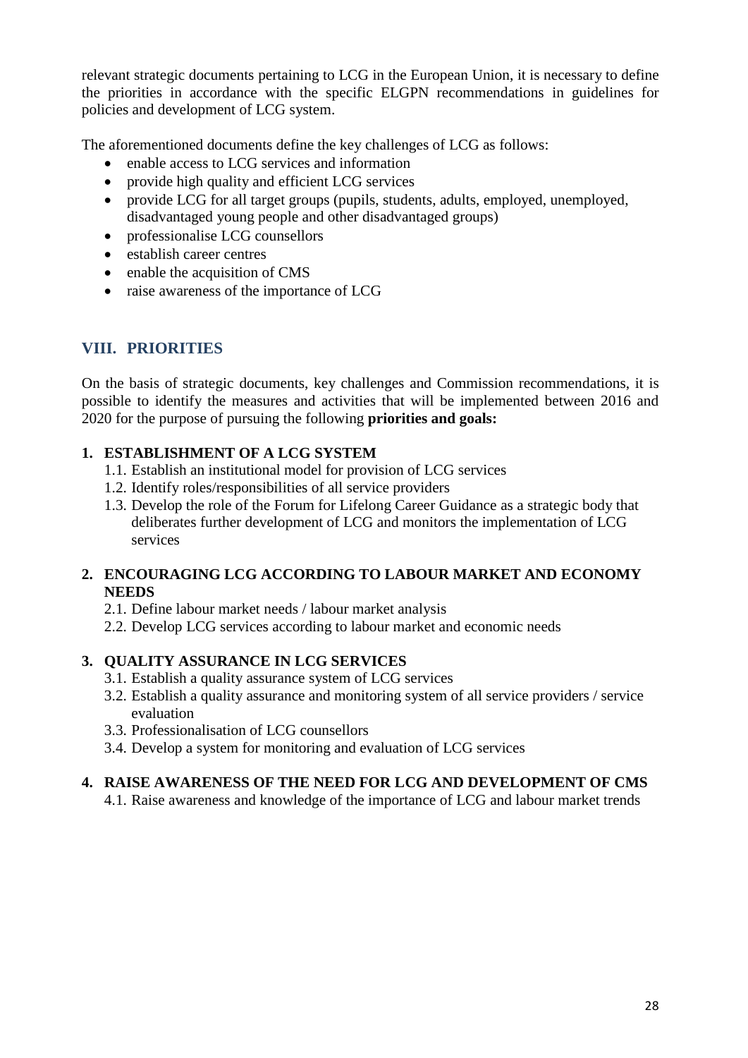relevant strategic documents pertaining to LCG in the European Union, it is necessary to define the priorities in accordance with the specific ELGPN recommendations in guidelines for policies and development of LCG system.

The aforementioned documents define the key challenges of LCG as follows:

- enable access to LCG services and information
- provide high quality and efficient LCG services
- provide LCG for all target groups (pupils, students, adults, employed, unemployed, disadvantaged young people and other disadvantaged groups)
- professionalise LCG counsellors
- establish career centres
- enable the acquisition of CMS
- raise awareness of the importance of LCG

## VIII. PRIORITIES

On the basis of strategic documents, key challenges and Commission recommendations, it is possible to identify the measures and activities that will be implemented between 2016 and 2020 for the purpose of pursuing the following **priorities and goals:**

**1. ESTABLISHMENT OF A LCG SYSTEM**

1.1. Establish an institutional model for provision of LCG services
1.2. Identify roles/responsibilities of all service providers
1.3. Develop the role of the Forum for Lifelong Career Guidance as a strategic body that deliberates further development of LCG and monitors the implementation of LCG services

**2. ENCOURAGING LCG ACCORDING TO LABOUR MARKET AND ECONOMY NEEDS**

2.1. Define labour market needs / labour market analysis
2.2. Develop LCG services according to labour market and economic needs

**3. QUALITY ASSURANCE IN LCG SERVICES**

3.1. Establish a quality assurance system of LCG services
3.2. Establish a quality assurance and monitoring system of all service providers / service evaluation
3.3. Professionalisation of LCG counsellors
3.4. Develop a system for monitoring and evaluation of LCG services

**4. RAISE AWARENESS OF THE NEED FOR LCG AND DEVELOPMENT OF CMS**

4.1. Raise awareness and knowledge of the importance of LCG and labour market trends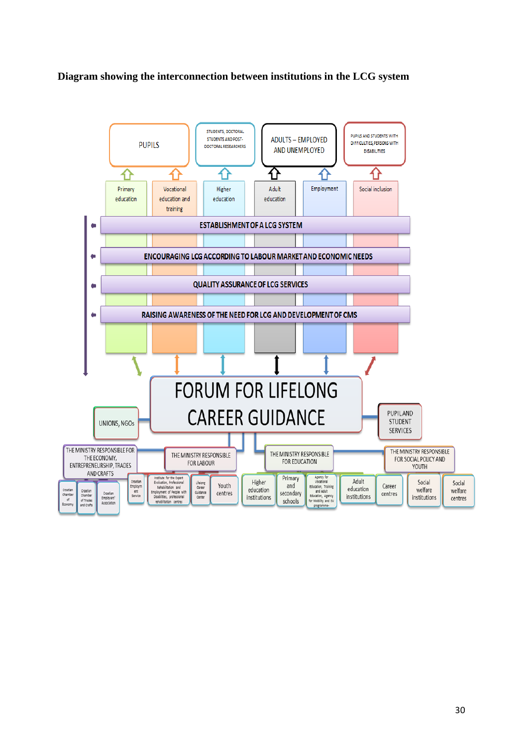**Diagram showing the interconnection between institutions in the LCG system**

PUPILS

STUDENTS, DOCTORAL STUDENTS AND POST-DOCTORAL RESEARCHERS

ADULTS – EMPLOYED AND UNEMPLOYED

PUPILS AND STUDENTS WITH DIFFICULTIES, PERSONS WITH DISABILITIES

Primary education

Vocational education and training

Higher education

Adult education

Employment

Social inclusion

ESTABLISHMENT OF A LCG SYSTEM

ENCOURAGING LCG ACCORDING TO LABOUR MARKET AND ECONOMIC NEEDS

QUALITY ASSURANCE OF LCG SERVICES

RAISING AWARENESS OF THE NEED FOR LCG AND DEVELOPMENT OF CMS

FORUM FOR LIFELONG CAREER GUIDANCE

UNIONS, NGOs

PUPIL AND STUDENT SERVICES

THE MINISTRY RESPONSIBLE FOR THE ECONOMY, ENTREPRENEURSHIP, TRADES AND CRAFTS

THE MINISTRY RESPONSIBLE FOR LABOUR

THE MINISTRY RESPONSIBLE FOR EDUCATION

THE MINISTRY RESPONSIBLE FOR SOCIAL POLICY AND YOUTH

Croatian Chamber of Economy

Croatian Chamber of Trades and Crafts

Croatian Employers' Association

Croatian Employment Service

Institute for the Expert Evaluation, Professional Rehabilitation and Employment of People with Disabilities, professional rehabilitation centres

Lifelong Career Guidance Center

Youth centres

Higher education institutions

Primary and secondary schools

Agency for Vocational Education, Training and Adult Education, Agency for Mobility and EU programme

Adult education institutions

Career centres

Social welfare institutions

Social welfare centres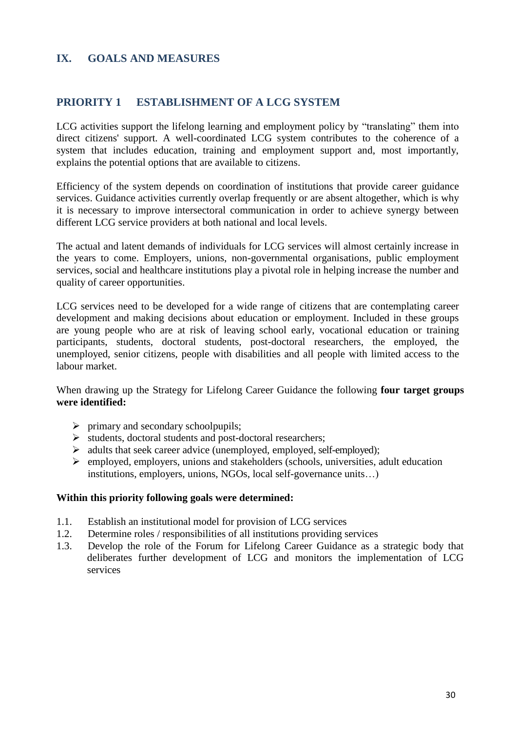# IX. GOALS AND MEASURES

## PRIORITY 1 ESTABLISHMENT OF A LCG SYSTEM

LCG activities support the lifelong learning and employment policy by "translating" them into direct citizens' support. A well-coordinated LCG system contributes to the coherence of a system that includes education, training and employment support and, most importantly, explains the potential options that are available to citizens.

Efficiency of the system depends on coordination of institutions that provide career guidance services. Guidance activities currently overlap frequently or are absent altogether, which is why it is necessary to improve intersectoral communication in order to achieve synergy between different LCG service providers at both national and local levels.

The actual and latent demands of individuals for LCG services will almost certainly increase in the years to come. Employers, unions, non-governmental organisations, public employment services, social and healthcare institutions play a pivotal role in helping increase the number and quality of career opportunities.

LCG services need to be developed for a wide range of citizens that are contemplating career development and making decisions about education or employment. Included in these groups are young people who are at risk of leaving school early, vocational education or training participants, students, doctoral students, post-doctoral researchers, the employed, the unemployed, senior citizens, people with disabilities and all people with limited access to the labour market.

When drawing up the Strategy for Lifelong Career Guidance the following **four target groups were identified:**

- primary and secondary schoolpupils;
- students, doctoral students and post-doctoral researchers;
- adults that seek career advice (unemployed, employed, self-employed);
- employed, employers, unions and stakeholders (schools, universities, adult education institutions, employers, unions, NGOs, local self-governance units…)

**Within this priority following goals were determined:**

1.1. Establish an institutional model for provision of LCG services
1.2. Determine roles / responsibilities of all institutions providing services
1.3. Develop the role of the Forum for Lifelong Career Guidance as a strategic body that deliberates further development of LCG and monitors the implementation of LCG services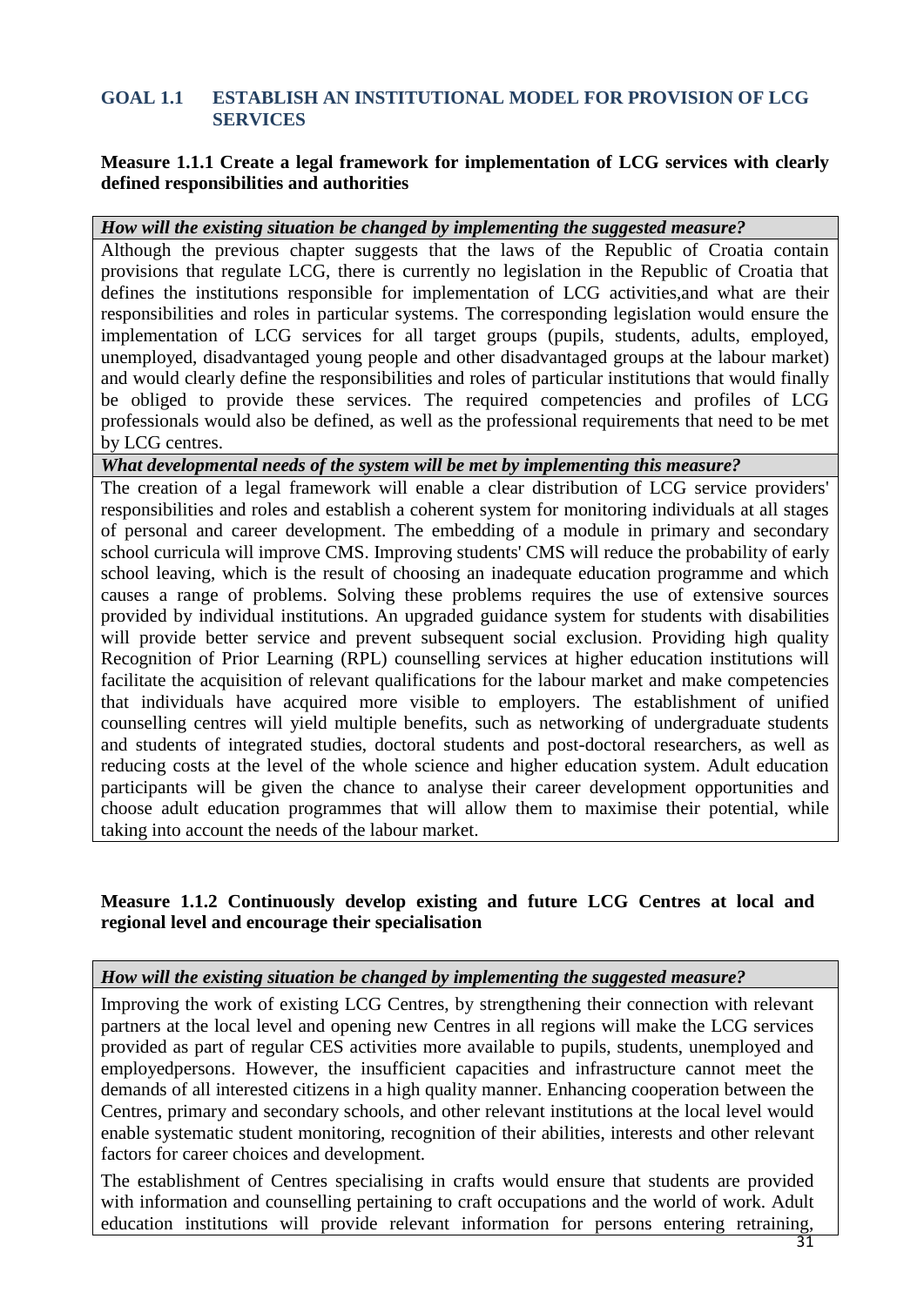## GOAL 1.1 ESTABLISH AN INSTITUTIONAL MODEL FOR PROVISION OF LCG SERVICES

**Measure 1.1.1 Create a legal framework for implementation of LCG services with clearly defined responsibilities and authorities**

| ***How will the existing situation be changed by implementing the suggested measure?*** |
|---|
| Although the previous chapter suggests that the laws of the Republic of Croatia contain provisions that regulate LCG, there is currently no legislation in the Republic of Croatia that defines the institutions responsible for implementation of LCG activities,and what are their responsibilities and roles in particular systems. The corresponding legislation would ensure the implementation of LCG services for all target groups (pupils, students, adults, employed, unemployed, disadvantaged young people and other disadvantaged groups at the labour market) and would clearly define the responsibilities and roles of particular institutions that would finally be obliged to provide these services. The required competencies and profiles of LCG professionals would also be defined, as well as the professional requirements that need to be met by LCG centres. |
| ***What developmental needs of the system will be met by implementing this measure?*** |
| The creation of a legal framework will enable a clear distribution of LCG service providers' responsibilities and roles and establish a coherent system for monitoring individuals at all stages of personal and career development. The embedding of a module in primary and secondary school curricula will improve CMS. Improving students' CMS will reduce the probability of early school leaving, which is the result of choosing an inadequate education programme and which causes a range of problems. Solving these problems requires the use of extensive sources provided by individual institutions. An upgraded guidance system for students with disabilities will provide better service and prevent subsequent social exclusion. Providing high quality Recognition of Prior Learning (RPL) counselling services at higher education institutions will facilitate the acquisition of relevant qualifications for the labour market and make competencies that individuals have acquired more visible to employers. The establishment of unified counselling centres will yield multiple benefits, such as networking of undergraduate students and students of integrated studies, doctoral students and post-doctoral researchers, as well as reducing costs at the level of the whole science and higher education system. Adult education participants will be given the chance to analyse their career development opportunities and choose adult education programmes that will allow them to maximise their potential, while taking into account the needs of the labour market. |

**Measure 1.1.2 Continuously develop existing and future LCG Centres at local and regional level and encourage their specialisation**

| ***How will the existing situation be changed by implementing the suggested measure?*** |
|---|
| Improving the work of existing LCG Centres, by strengthening their connection with relevant partners at the local level and opening new Centres in all regions will make the LCG services provided as part of regular CES activities more available to pupils, students, unemployed and employedpersons. However, the insufficient capacities and infrastructure cannot meet the demands of all interested citizens in a high quality manner. Enhancing cooperation between the Centres, primary and secondary schools, and other relevant institutions at the local level would enable systematic student monitoring, recognition of their abilities, interests and other relevant factors for career choices and development.<br><br>The establishment of Centres specialising in crafts would ensure that students are provided with information and counselling pertaining to craft occupations and the world of work. Adult education institutions will provide relevant information for persons entering retraining, |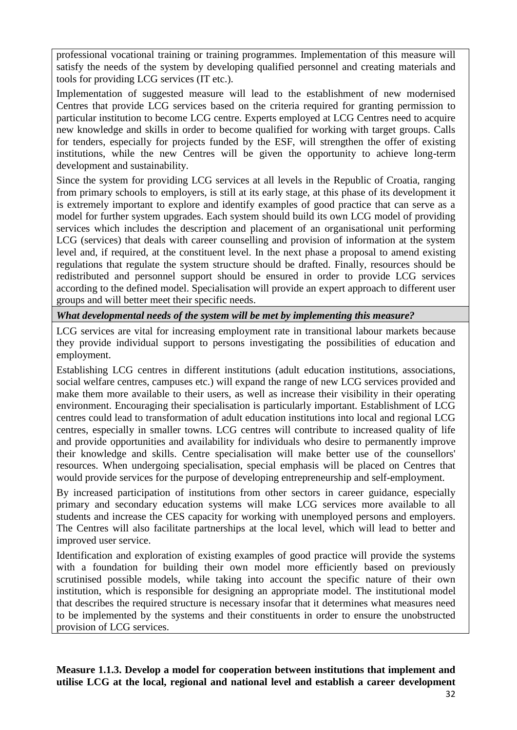professional vocational training or training programmes. Implementation of this measure will satisfy the needs of the system by developing qualified personnel and creating materials and tools for providing LCG services (IT etc.).

Implementation of suggested measure will lead to the establishment of new modernised Centres that provide LCG services based on the criteria required for granting permission to particular institution to become LCG centre. Experts employed at LCG Centres need to acquire new knowledge and skills in order to become qualified for working with target groups. Calls for tenders, especially for projects funded by the ESF, will strengthen the offer of existing institutions, while the new Centres will be given the opportunity to achieve long-term development and sustainability.

Since the system for providing LCG services at all levels in the Republic of Croatia, ranging from primary schools to employers, is still at its early stage, at this phase of its development it is extremely important to explore and identify examples of good practice that can serve as a model for further system upgrades. Each system should build its own LCG model of providing services which includes the description and placement of an organisational unit performing LCG (services) that deals with career counselling and provision of information at the system level and, if required, at the constituent level. In the next phase a proposal to amend existing regulations that regulate the system structure should be drafted. Finally, resources should be redistributed and personnel support should be ensured in order to provide LCG services according to the defined model. Specialisation will provide an expert approach to different user groups and will better meet their specific needs.

***What developmental needs of the system will be met by implementing this measure?***

LCG services are vital for increasing employment rate in transitional labour markets because they provide individual support to persons investigating the possibilities of education and employment.

Establishing LCG centres in different institutions (adult education institutions, associations, social welfare centres, campuses etc.) will expand the range of new LCG services provided and make them more available to their users, as well as increase their visibility in their operating environment. Encouraging their specialisation is particularly important. Establishment of LCG centres could lead to transformation of adult education institutions into local and regional LCG centres, especially in smaller towns. LCG centres will contribute to increased quality of life and provide opportunities and availability for individuals who desire to permanently improve their knowledge and skills. Centre specialisation will make better use of the counsellors' resources. When undergoing specialisation, special emphasis will be placed on Centres that would provide services for the purpose of developing entrepreneurship and self-employment.

By increased participation of institutions from other sectors in career guidance, especially primary and secondary education systems will make LCG services more available to all students and increase the CES capacity for working with unemployed persons and employers. The Centres will also facilitate partnerships at the local level, which will lead to better and improved user service.

Identification and exploration of existing examples of good practice will provide the systems with a foundation for building their own model more efficiently based on previously scrutinised possible models, while taking into account the specific nature of their own institution, which is responsible for designing an appropriate model. The institutional model that describes the required structure is necessary insofar that it determines what measures need to be implemented by the systems and their constituents in order to ensure the unobstructed provision of LCG services.

**Measure 1.1.3. Develop a model for cooperation between institutions that implement and utilise LCG at the local, regional and national level and establish a career development**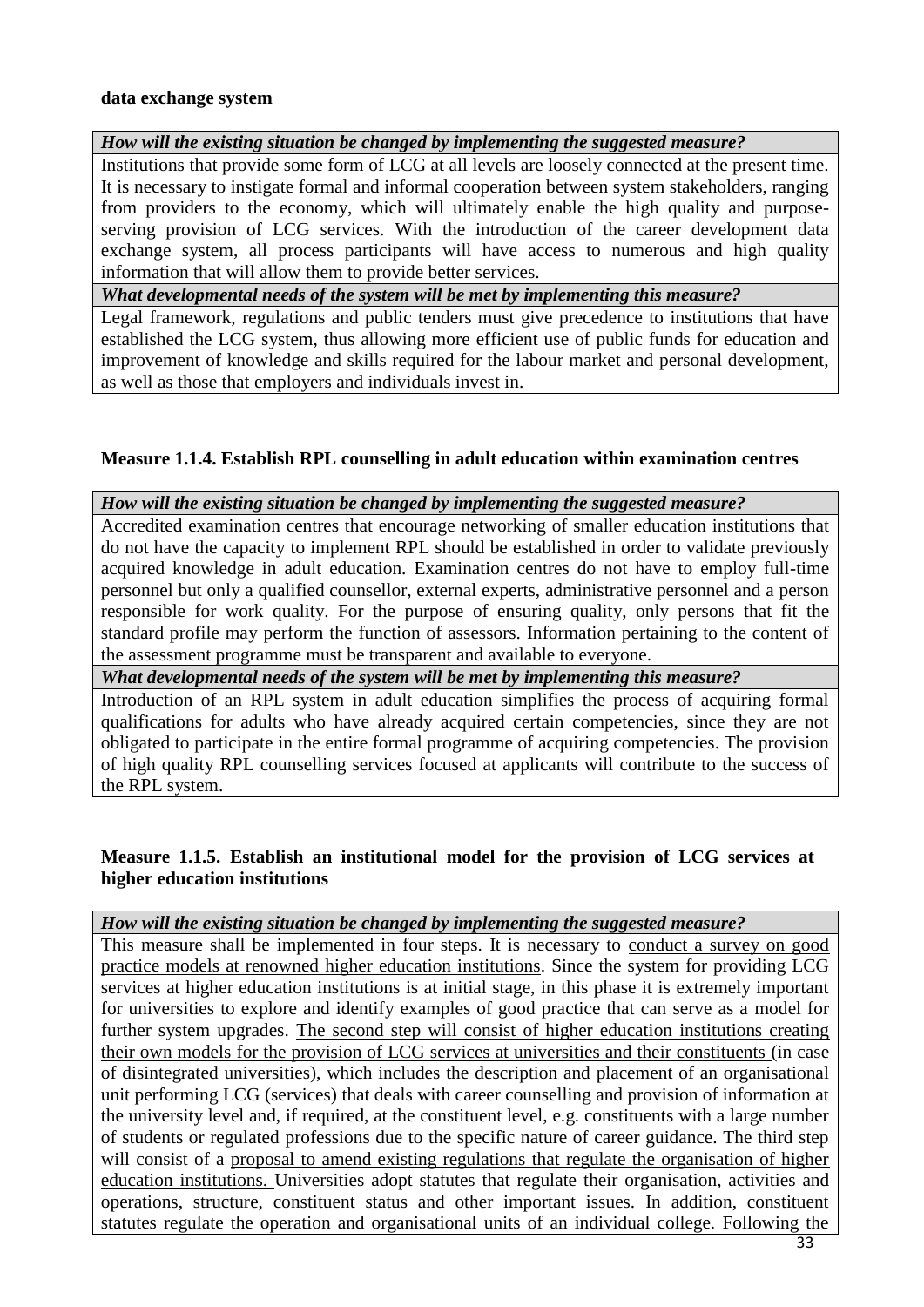**data exchange system**

| *How will the existing situation be changed by implementing the suggested measure?* |
|---|
| Institutions that provide some form of LCG at all levels are loosely connected at the present time. It is necessary to instigate formal and informal cooperation between system stakeholders, ranging from providers to the economy, which will ultimately enable the high quality and purpose-serving provision of LCG services. With the introduction of the career development data exchange system, all process participants will have access to numerous and high quality information that will allow them to provide better services. |
| *What developmental needs of the system will be met by implementing this measure?* |
| Legal framework, regulations and public tenders must give precedence to institutions that have established the LCG system, thus allowing more efficient use of public funds for education and improvement of knowledge and skills required for the labour market and personal development, as well as those that employers and individuals invest in. |

**Measure 1.1.4. Establish RPL counselling in adult education within examination centres**

| *How will the existing situation be changed by implementing the suggested measure?* |
|---|
| Accredited examination centres that encourage networking of smaller education institutions that do not have the capacity to implement RPL should be established in order to validate previously acquired knowledge in adult education. Examination centres do not have to employ full-time personnel but only a qualified counsellor, external experts, administrative personnel and a person responsible for work quality. For the purpose of ensuring quality, only persons that fit the standard profile may perform the function of assessors. Information pertaining to the content of the assessment programme must be transparent and available to everyone. |
| *What developmental needs of the system will be met by implementing this measure?* |
| Introduction of an RPL system in adult education simplifies the process of acquiring formal qualifications for adults who have already acquired certain competencies, since they are not obligated to participate in the entire formal programme of acquiring competencies. The provision of high quality RPL counselling services focused at applicants will contribute to the success of the RPL system. |

**Measure 1.1.5. Establish an institutional model for the provision of LCG services at higher education institutions**

| *How will the existing situation be changed by implementing the suggested measure?* |
|---|
| This measure shall be implemented in four steps. It is necessary to conduct a survey on good practice models at renowned higher education institutions. Since the system for providing LCG services at higher education institutions is at initial stage, in this phase it is extremely important for universities to explore and identify examples of good practice that can serve as a model for further system upgrades. The second step will consist of higher education institutions creating their own models for the provision of LCG services at universities and their constituents (in case of disintegrated universities), which includes the description and placement of an organisational unit performing LCG (services) that deals with career counselling and provision of information at the university level and, if required, at the constituent level, e.g. constituents with a large number of students or regulated professions due to the specific nature of career guidance. The third step will consist of a proposal to amend existing regulations that regulate the organisation of higher education institutions. Universities adopt statutes that regulate their organisation, activities and operations, structure, constituent status and other important issues. In addition, constituent statutes regulate the operation and organisational units of an individual college. Following the |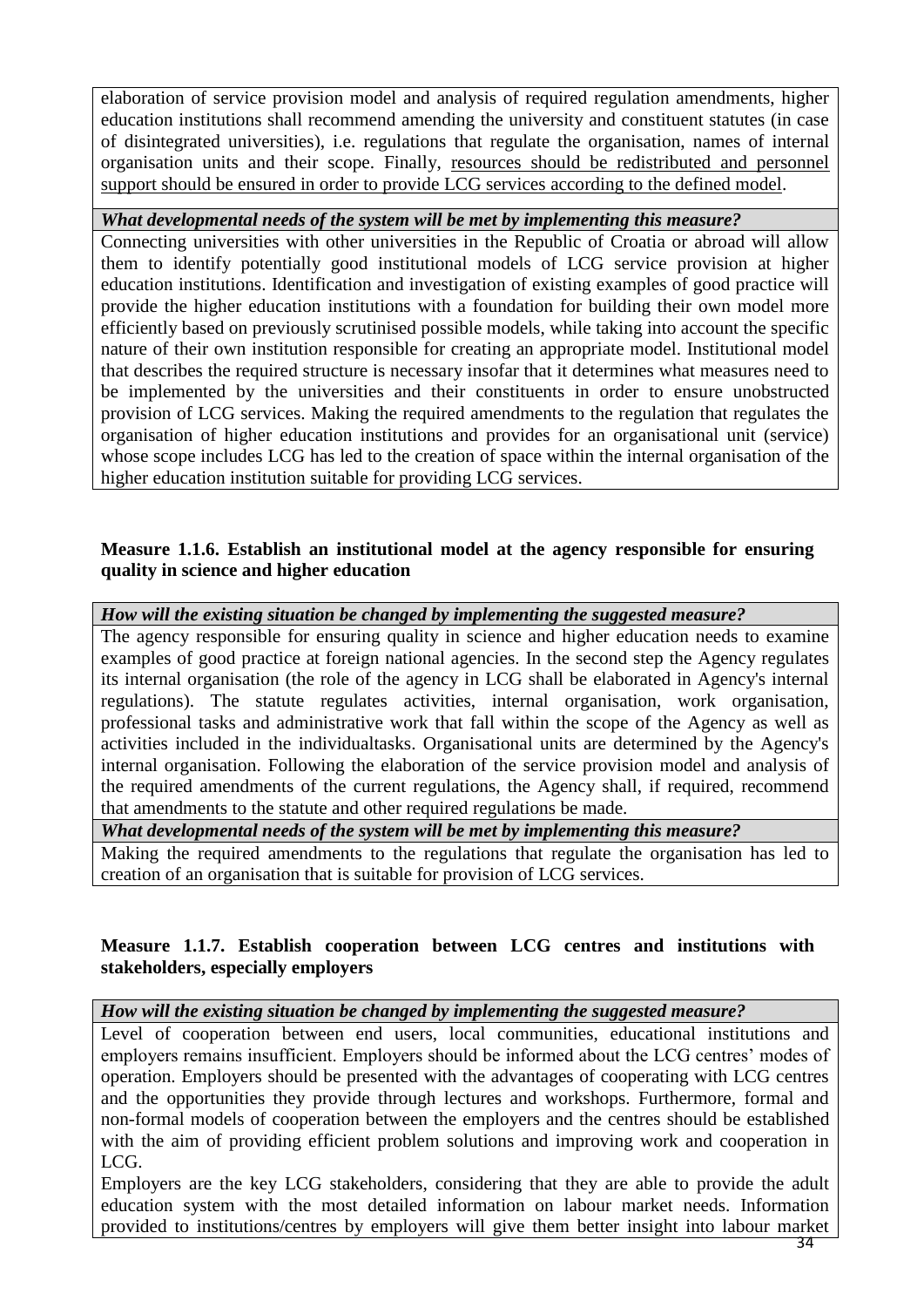elaboration of service provision model and analysis of required regulation amendments, higher education institutions shall recommend amending the university and constituent statutes (in case of disintegrated universities), i.e. regulations that regulate the organisation, names of internal organisation units and their scope. Finally, resources should be redistributed and personnel support should be ensured in order to provide LCG services according to the defined model.

***What developmental needs of the system will be met by implementing this measure?***

Connecting universities with other universities in the Republic of Croatia or abroad will allow them to identify potentially good institutional models of LCG service provision at higher education institutions. Identification and investigation of existing examples of good practice will provide the higher education institutions with a foundation for building their own model more efficiently based on previously scrutinised possible models, while taking into account the specific nature of their own institution responsible for creating an appropriate model. Institutional model that describes the required structure is necessary insofar that it determines what measures need to be implemented by the universities and their constituents in order to ensure unobstructed provision of LCG services. Making the required amendments to the regulation that regulates the organisation of higher education institutions and provides for an organisational unit (service) whose scope includes LCG has led to the creation of space within the internal organisation of the higher education institution suitable for providing LCG services.

**Measure 1.1.6. Establish an institutional model at the agency responsible for ensuring quality in science and higher education**

***How will the existing situation be changed by implementing the suggested measure?***

The agency responsible for ensuring quality in science and higher education needs to examine examples of good practice at foreign national agencies. In the second step the Agency regulates its internal organisation (the role of the agency in LCG shall be elaborated in Agency's internal regulations). The statute regulates activities, internal organisation, work organisation, professional tasks and administrative work that fall within the scope of the Agency as well as activities included in the individualtasks. Organisational units are determined by the Agency's internal organisation. Following the elaboration of the service provision model and analysis of the required amendments of the current regulations, the Agency shall, if required, recommend that amendments to the statute and other required regulations be made.

***What developmental needs of the system will be met by implementing this measure?***

Making the required amendments to the regulations that regulate the organisation has led to creation of an organisation that is suitable for provision of LCG services.

**Measure 1.1.7. Establish cooperation between LCG centres and institutions with stakeholders, especially employers**

***How will the existing situation be changed by implementing the suggested measure?***

Level of cooperation between end users, local communities, educational institutions and employers remains insufficient. Employers should be informed about the LCG centres' modes of operation. Employers should be presented with the advantages of cooperating with LCG centres and the opportunities they provide through lectures and workshops. Furthermore, formal and non-formal models of cooperation between the employers and the centres should be established with the aim of providing efficient problem solutions and improving work and cooperation in LCG.

Employers are the key LCG stakeholders, considering that they are able to provide the adult education system with the most detailed information on labour market needs. Information provided to institutions/centres by employers will give them better insight into labour market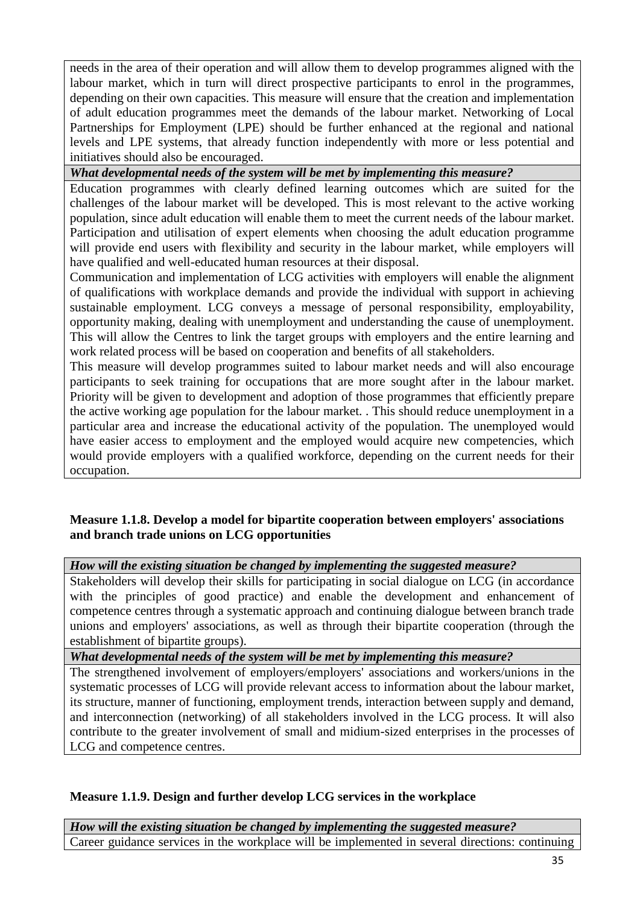needs in the area of their operation and will allow them to develop programmes aligned with the labour market, which in turn will direct prospective participants to enrol in the programmes, depending on their own capacities. This measure will ensure that the creation and implementation of adult education programmes meet the demands of the labour market. Networking of Local Partnerships for Employment (LPE) should be further enhanced at the regional and national levels and LPE systems, that already function independently with more or less potential and initiatives should also be encouraged.

***What developmental needs of the system will be met by implementing this measure?***

Education programmes with clearly defined learning outcomes which are suited for the challenges of the labour market will be developed. This is most relevant to the active working population, since adult education will enable them to meet the current needs of the labour market. Participation and utilisation of expert elements when choosing the adult education programme will provide end users with flexibility and security in the labour market, while employers will have qualified and well-educated human resources at their disposal.

Communication and implementation of LCG activities with employers will enable the alignment of qualifications with workplace demands and provide the individual with support in achieving sustainable employment. LCG conveys a message of personal responsibility, employability, opportunity making, dealing with unemployment and understanding the cause of unemployment. This will allow the Centres to link the target groups with employers and the entire learning and work related process will be based on cooperation and benefits of all stakeholders.

This measure will develop programmes suited to labour market needs and will also encourage participants to seek training for occupations that are more sought after in the labour market. Priority will be given to development and adoption of those programmes that efficiently prepare the active working age population for the labour market. . This should reduce unemployment in a particular area and increase the educational activity of the population. The unemployed would have easier access to employment and the employed would acquire new competencies, which would provide employers with a qualified workforce, depending on the current needs for their occupation.

**Measure 1.1.8. Develop a model for bipartite cooperation between employers' associations and branch trade unions on LCG opportunities**

***How will the existing situation be changed by implementing the suggested measure?***

Stakeholders will develop their skills for participating in social dialogue on LCG (in accordance with the principles of good practice) and enable the development and enhancement of competence centres through a systematic approach and continuing dialogue between branch trade unions and employers' associations, as well as through their bipartite cooperation (through the establishment of bipartite groups).

***What developmental needs of the system will be met by implementing this measure?***

The strengthened involvement of employers/employers' associations and workers/unions in the systematic processes of LCG will provide relevant access to information about the labour market, its structure, manner of functioning, employment trends, interaction between supply and demand, and interconnection (networking) of all stakeholders involved in the LCG process. It will also contribute to the greater involvement of small and midium-sized enterprises in the processes of LCG and competence centres.

**Measure 1.1.9. Design and further develop LCG services in the workplace**

***How will the existing situation be changed by implementing the suggested measure?***

Career guidance services in the workplace will be implemented in several directions: continuing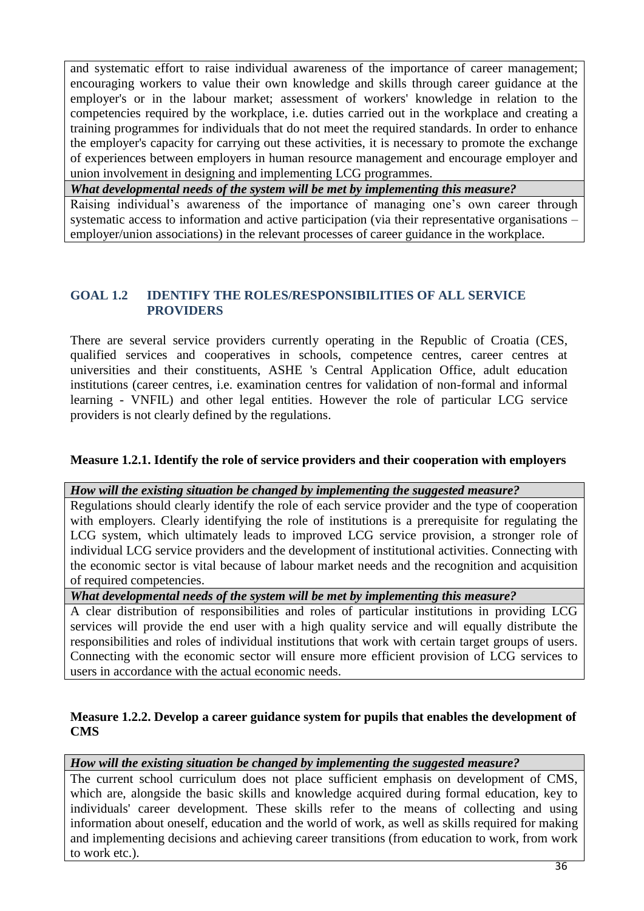and systematic effort to raise individual awareness of the importance of career management; encouraging workers to value their own knowledge and skills through career guidance at the employer's or in the labour market; assessment of workers' knowledge in relation to the competencies required by the workplace, i.e. duties carried out in the workplace and creating a training programmes for individuals that do not meet the required standards. In order to enhance the employer's capacity for carrying out these activities, it is necessary to promote the exchange of experiences between employers in human resource management and encourage employer and union involvement in designing and implementing LCG programmes.

***What developmental needs of the system will be met by implementing this measure?***

Raising individual's awareness of the importance of managing one's own career through systematic access to information and active participation (via their representative organisations – employer/union associations) in the relevant processes of career guidance in the workplace.

## GOAL 1.2 IDENTIFY THE ROLES/RESPONSIBILITIES OF ALL SERVICE PROVIDERS

There are several service providers currently operating in the Republic of Croatia (CES, qualified services and cooperatives in schools, competence centres, career centres at universities and their constituents, ASHE 's Central Application Office, adult education institutions (career centres, i.e. examination centres for validation of non-formal and informal learning - VNFIL) and other legal entities. However the role of particular LCG service providers is not clearly defined by the regulations.

### Measure 1.2.1. Identify the role of service providers and their cooperation with employers

***How will the existing situation be changed by implementing the suggested measure?***

Regulations should clearly identify the role of each service provider and the type of cooperation with employers. Clearly identifying the role of institutions is a prerequisite for regulating the LCG system, which ultimately leads to improved LCG service provision, a stronger role of individual LCG service providers and the development of institutional activities. Connecting with the economic sector is vital because of labour market needs and the recognition and acquisition of required competencies.

***What developmental needs of the system will be met by implementing this measure?***

A clear distribution of responsibilities and roles of particular institutions in providing LCG services will provide the end user with a high quality service and will equally distribute the responsibilities and roles of individual institutions that work with certain target groups of users. Connecting with the economic sector will ensure more efficient provision of LCG services to users in accordance with the actual economic needs.

### Measure 1.2.2. Develop a career guidance system for pupils that enables the development of CMS

***How will the existing situation be changed by implementing the suggested measure?***

The current school curriculum does not place sufficient emphasis on development of CMS, which are, alongside the basic skills and knowledge acquired during formal education, key to individuals' career development. These skills refer to the means of collecting and using information about oneself, education and the world of work, as well as skills required for making and implementing decisions and achieving career transitions (from education to work, from work to work etc.).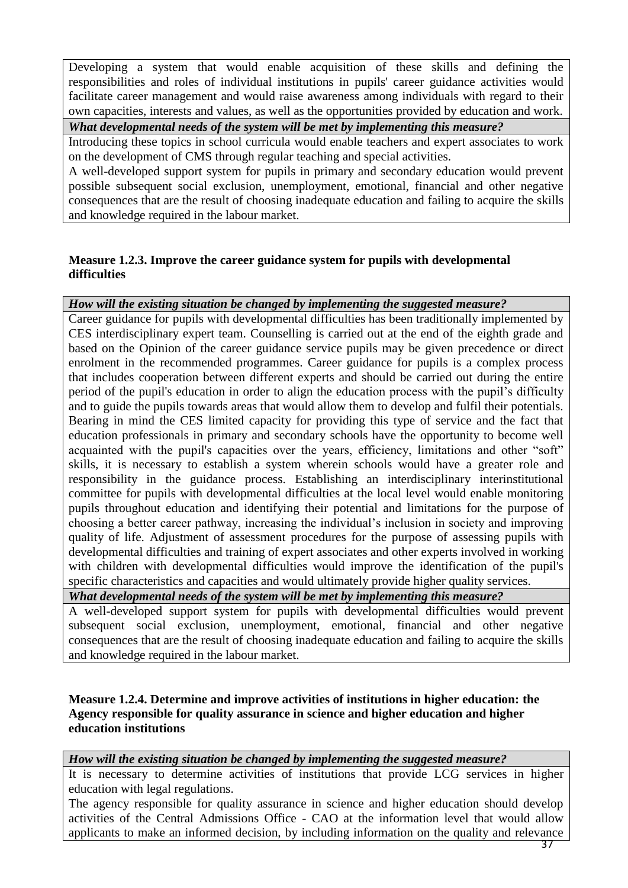Developing a system that would enable acquisition of these skills and defining the responsibilities and roles of individual institutions in pupils' career guidance activities would facilitate career management and would raise awareness among individuals with regard to their own capacities, interests and values, as well as the opportunities provided by education and work.

***What developmental needs of the system will be met by implementing this measure?***

Introducing these topics in school curricula would enable teachers and expert associates to work on the development of CMS through regular teaching and special activities.

A well-developed support system for pupils in primary and secondary education would prevent possible subsequent social exclusion, unemployment, emotional, financial and other negative consequences that are the result of choosing inadequate education and failing to acquire the skills and knowledge required in the labour market.

**Measure 1.2.3. Improve the career guidance system for pupils with developmental difficulties**

***How will the existing situation be changed by implementing the suggested measure?***

Career guidance for pupils with developmental difficulties has been traditionally implemented by CES interdisciplinary expert team. Counselling is carried out at the end of the eighth grade and based on the Opinion of the career guidance service pupils may be given precedence or direct enrolment in the recommended programmes. Career guidance for pupils is a complex process that includes cooperation between different experts and should be carried out during the entire period of the pupil's education in order to align the education process with the pupil's difficulty and to guide the pupils towards areas that would allow them to develop and fulfil their potentials. Bearing in mind the CES limited capacity for providing this type of service and the fact that education professionals in primary and secondary schools have the opportunity to become well acquainted with the pupil's capacities over the years, efficiency, limitations and other "soft" skills, it is necessary to establish a system wherein schools would have a greater role and responsibility in the guidance process. Establishing an interdisciplinary interinstitutional committee for pupils with developmental difficulties at the local level would enable monitoring pupils throughout education and identifying their potential and limitations for the purpose of choosing a better career pathway, increasing the individual's inclusion in society and improving quality of life. Adjustment of assessment procedures for the purpose of assessing pupils with developmental difficulties and training of expert associates and other experts involved in working with children with developmental difficulties would improve the identification of the pupil's specific characteristics and capacities and would ultimately provide higher quality services.

***What developmental needs of the system will be met by implementing this measure?***

A well-developed support system for pupils with developmental difficulties would prevent subsequent social exclusion, unemployment, emotional, financial and other negative consequences that are the result of choosing inadequate education and failing to acquire the skills and knowledge required in the labour market.

**Measure 1.2.4. Determine and improve activities of institutions in higher education: the Agency responsible for quality assurance in science and higher education and higher education institutions**

***How will the existing situation be changed by implementing the suggested measure?***

It is necessary to determine activities of institutions that provide LCG services in higher education with legal regulations.

The agency responsible for quality assurance in science and higher education should develop activities of the Central Admissions Office - CAO at the information level that would allow applicants to make an informed decision, by including information on the quality and relevance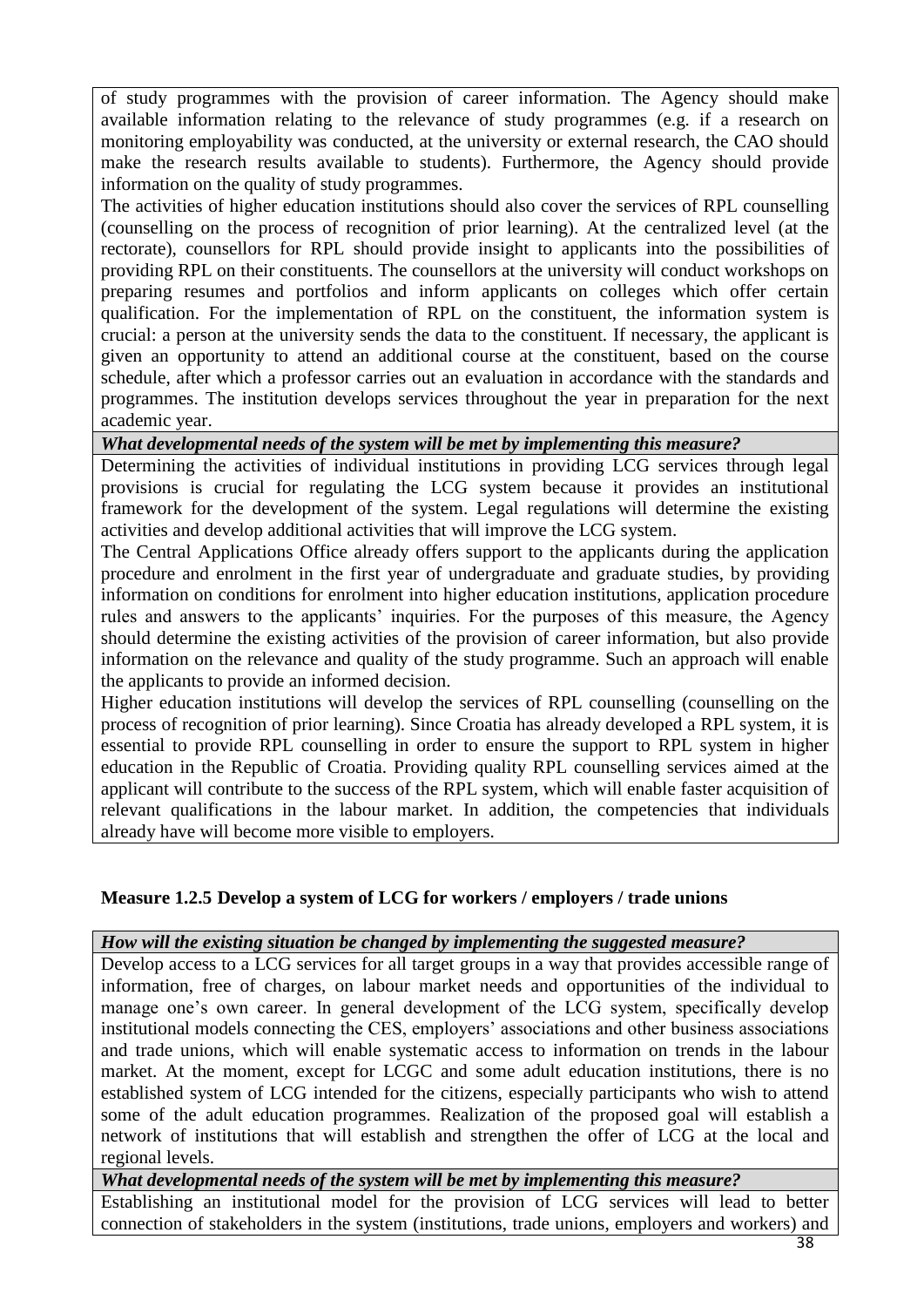of study programmes with the provision of career information. The Agency should make available information relating to the relevance of study programmes (e.g. if a research on monitoring employability was conducted, at the university or external research, the CAO should make the research results available to students). Furthermore, the Agency should provide information on the quality of study programmes.

The activities of higher education institutions should also cover the services of RPL counselling (counselling on the process of recognition of prior learning). At the centralized level (at the rectorate), counsellors for RPL should provide insight to applicants into the possibilities of providing RPL on their constituents. The counsellors at the university will conduct workshops on preparing resumes and portfolios and inform applicants on colleges which offer certain qualification. For the implementation of RPL on the constituent, the information system is crucial: a person at the university sends the data to the constituent. If necessary, the applicant is given an opportunity to attend an additional course at the constituent, based on the course schedule, after which a professor carries out an evaluation in accordance with the standards and programmes. The institution develops services throughout the year in preparation for the next academic year.

***What developmental needs of the system will be met by implementing this measure?***

Determining the activities of individual institutions in providing LCG services through legal provisions is crucial for regulating the LCG system because it provides an institutional framework for the development of the system. Legal regulations will determine the existing activities and develop additional activities that will improve the LCG system.

The Central Applications Office already offers support to the applicants during the application procedure and enrolment in the first year of undergraduate and graduate studies, by providing information on conditions for enrolment into higher education institutions, application procedure rules and answers to the applicants' inquiries. For the purposes of this measure, the Agency should determine the existing activities of the provision of career information, but also provide information on the relevance and quality of the study programme. Such an approach will enable the applicants to provide an informed decision.

Higher education institutions will develop the services of RPL counselling (counselling on the process of recognition of prior learning). Since Croatia has already developed a RPL system, it is essential to provide RPL counselling in order to ensure the support to RPL system in higher education in the Republic of Croatia. Providing quality RPL counselling services aimed at the applicant will contribute to the success of the RPL system, which will enable faster acquisition of relevant qualifications in the labour market. In addition, the competencies that individuals already have will become more visible to employers.

### Measure 1.2.5 Develop a system of LCG for workers / employers / trade unions

***How will the existing situation be changed by implementing the suggested measure?***

Develop access to a LCG services for all target groups in a way that provides accessible range of information, free of charges, on labour market needs and opportunities of the individual to manage one's own career. In general development of the LCG system, specifically develop institutional models connecting the CES, employers' associations and other business associations and trade unions, which will enable systematic access to information on trends in the labour market. At the moment, except for LCGC and some adult education institutions, there is no established system of LCG intended for the citizens, especially participants who wish to attend some of the adult education programmes. Realization of the proposed goal will establish a network of institutions that will establish and strengthen the offer of LCG at the local and regional levels.

***What developmental needs of the system will be met by implementing this measure?***

Establishing an institutional model for the provision of LCG services will lead to better connection of stakeholders in the system (institutions, trade unions, employers and workers) and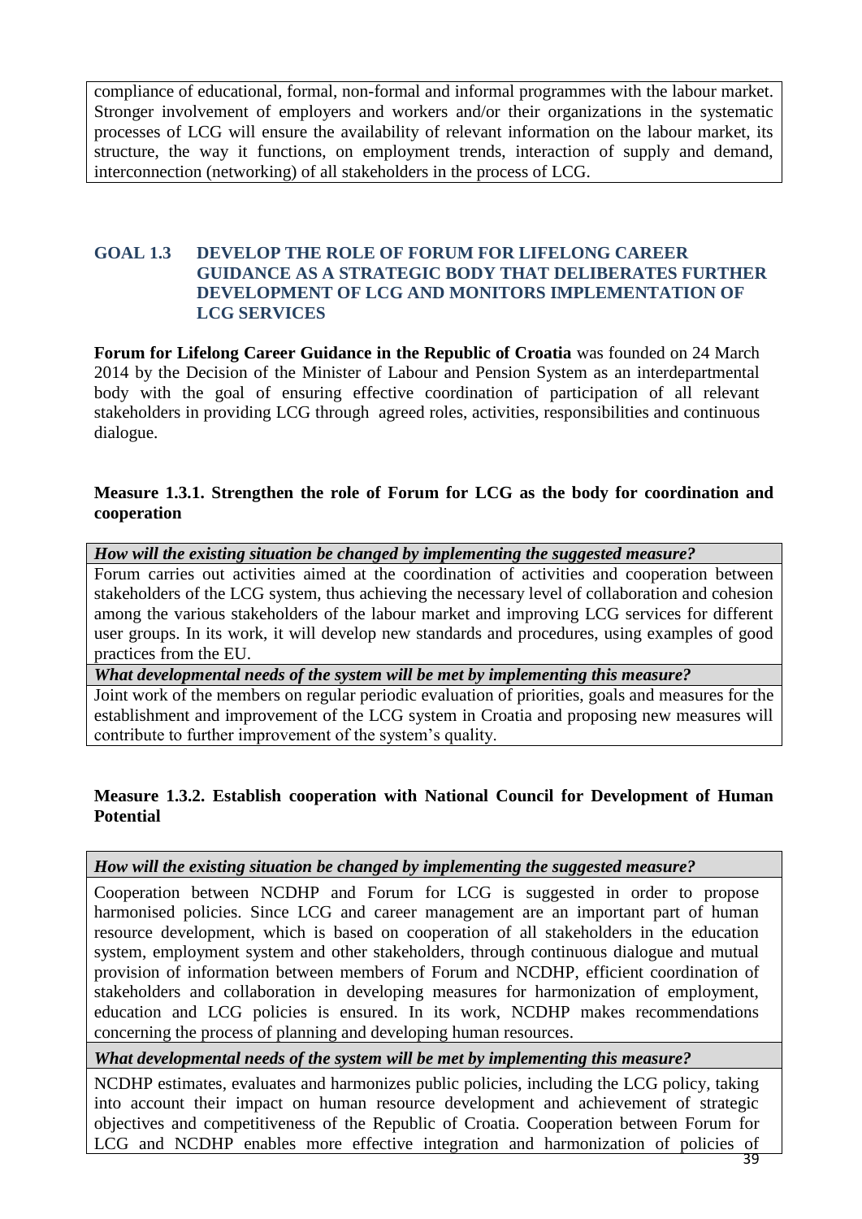compliance of educational, formal, non-formal and informal programmes with the labour market. Stronger involvement of employers and workers and/or their organizations in the systematic processes of LCG will ensure the availability of relevant information on the labour market, its structure, the way it functions, on employment trends, interaction of supply and demand, interconnection (networking) of all stakeholders in the process of LCG.

## GOAL 1.3 DEVELOP THE ROLE OF FORUM FOR LIFELONG CAREER GUIDANCE AS A STRATEGIC BODY THAT DELIBERATES FURTHER DEVELOPMENT OF LCG AND MONITORS IMPLEMENTATION OF LCG SERVICES

**Forum for Lifelong Career Guidance in the Republic of Croatia** was founded on 24 March 2014 by the Decision of the Minister of Labour and Pension System as an interdepartmental body with the goal of ensuring effective coordination of participation of all relevant stakeholders in providing LCG through agreed roles, activities, responsibilities and continuous dialogue.

### Measure 1.3.1. Strengthen the role of Forum for LCG as the body for coordination and cooperation

| ***How will the existing situation be changed by implementing the suggested measure?*** |
|---|
| Forum carries out activities aimed at the coordination of activities and cooperation between stakeholders of the LCG system, thus achieving the necessary level of collaboration and cohesion among the various stakeholders of the labour market and improving LCG services for different user groups. In its work, it will develop new standards and procedures, using examples of good practices from the EU. |
| ***What developmental needs of the system will be met by implementing this measure?*** |
| Joint work of the members on regular periodic evaluation of priorities, goals and measures for the establishment and improvement of the LCG system in Croatia and proposing new measures will contribute to further improvement of the system's quality. |

### Measure 1.3.2. Establish cooperation with National Council for Development of Human Potential

| ***How will the existing situation be changed by implementing the suggested measure?*** |
|---|
| Cooperation between NCDHP and Forum for LCG is suggested in order to propose harmonised policies. Since LCG and career management are an important part of human resource development, which is based on cooperation of all stakeholders in the education system, employment system and other stakeholders, through continuous dialogue and mutual provision of information between members of Forum and NCDHP, efficient coordination of stakeholders and collaboration in developing measures for harmonization of employment, education and LCG policies is ensured. In its work, NCDHP makes recommendations concerning the process of planning and developing human resources. |
| ***What developmental needs of the system will be met by implementing this measure?*** |
| NCDHP estimates, evaluates and harmonizes public policies, including the LCG policy, taking into account their impact on human resource development and achievement of strategic objectives and competitiveness of the Republic of Croatia. Cooperation between Forum for LCG and NCDHP enables more effective integration and harmonization of policies of |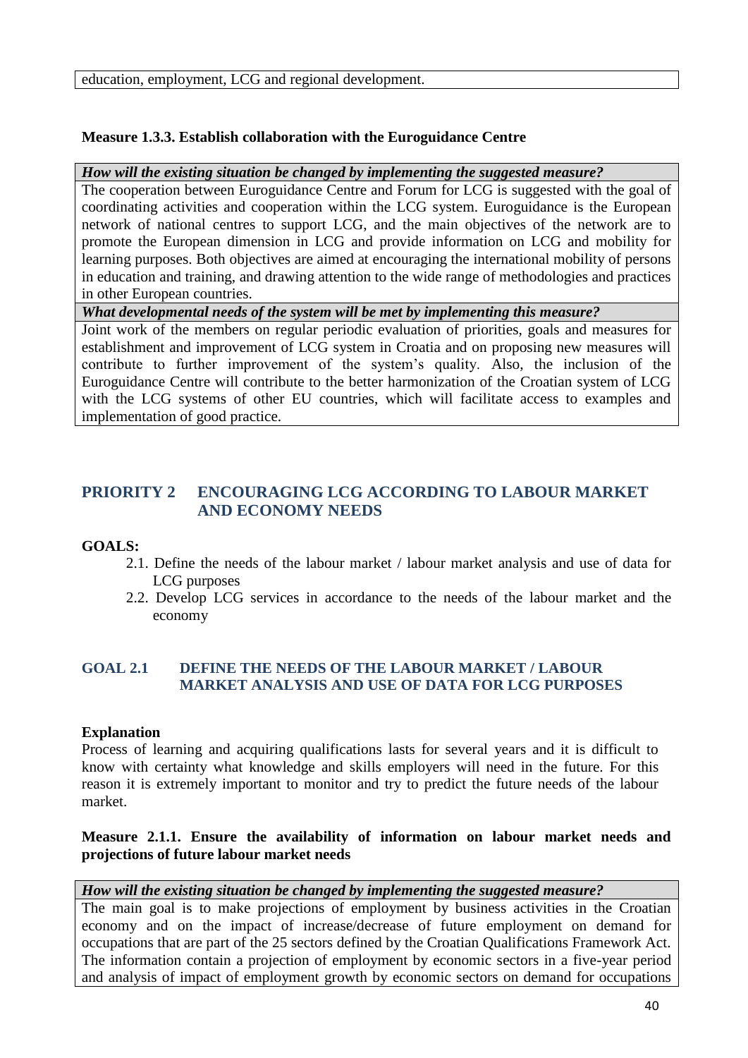| education, employment, LCG and regional development. |
|---|

**Measure 1.3.3. Establish collaboration with the Euroguidance Centre**

| *How will the existing situation be changed by implementing the suggested measure?* |
|---|
| The cooperation between Euroguidance Centre and Forum for LCG is suggested with the goal of coordinating activities and cooperation within the LCG system. Euroguidance is the European network of national centres to support LCG, and the main objectives of the network are to promote the European dimension in LCG and provide information on LCG and mobility for learning purposes. Both objectives are aimed at encouraging the international mobility of persons in education and training, and drawing attention to the wide range of methodologies and practices in other European countries. |
| *What developmental needs of the system will be met by implementing this measure?* |
| Joint work of the members on regular periodic evaluation of priorities, goals and measures for establishment and improvement of LCG system in Croatia and on proposing new measures will contribute to further improvement of the system's quality. Also, the inclusion of the Euroguidance Centre will contribute to the better harmonization of the Croatian system of LCG with the LCG systems of other EU countries, which will facilitate access to examples and implementation of good practice. |

## PRIORITY 2 ENCOURAGING LCG ACCORDING TO LABOUR MARKET AND ECONOMY NEEDS

**GOALS:**

2.1. Define the needs of the labour market / labour market analysis and use of data for LCG purposes

2.2. Develop LCG services in accordance to the needs of the labour market and the economy

### GOAL 2.1 DEFINE THE NEEDS OF THE LABOUR MARKET / LABOUR MARKET ANALYSIS AND USE OF DATA FOR LCG PURPOSES

**Explanation**

Process of learning and acquiring qualifications lasts for several years and it is difficult to know with certainty what knowledge and skills employers will need in the future. For this reason it is extremely important to monitor and try to predict the future needs of the labour market.

**Measure 2.1.1. Ensure the availability of information on labour market needs and projections of future labour market needs**

| *How will the existing situation be changed by implementing the suggested measure?* |
|---|
| The main goal is to make projections of employment by business activities in the Croatian economy and on the impact of increase/decrease of future employment on demand for occupations that are part of the 25 sectors defined by the Croatian Qualifications Framework Act. The information contain a projection of employment by economic sectors in a five-year period and analysis of impact of employment growth by economic sectors on demand for occupations |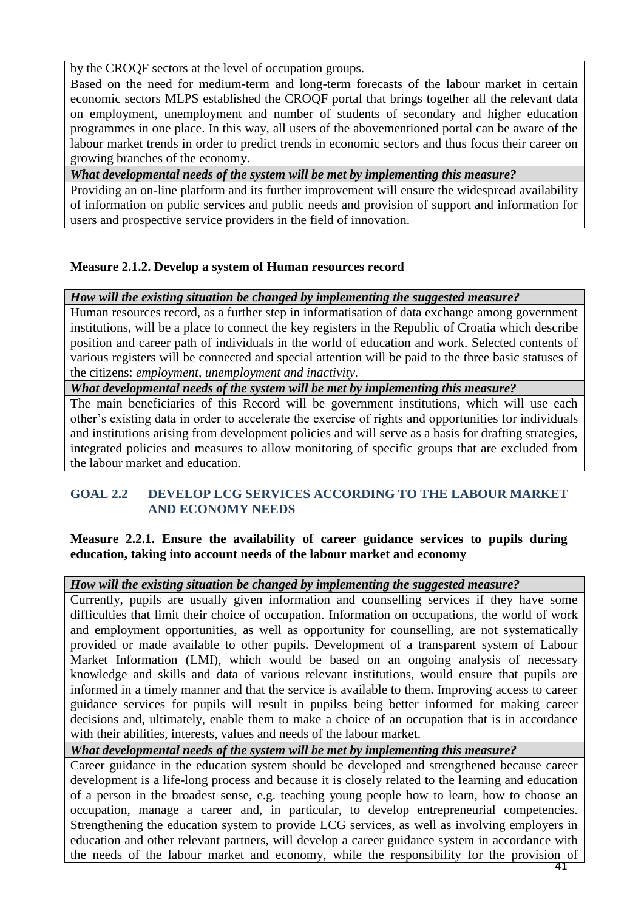by the CROQF sectors at the level of occupation groups.

Based on the need for medium-term and long-term forecasts of the labour market in certain economic sectors MLPS established the CROQF portal that brings together all the relevant data on employment, unemployment and number of students of secondary and higher education programmes in one place. In this way, all users of the abovementioned portal can be aware of the labour market trends in order to predict trends in economic sectors and thus focus their career on growing branches of the economy.

***What developmental needs of the system will be met by implementing this measure?***

Providing an on-line platform and its further improvement will ensure the widespread availability of information on public services and public needs and provision of support and information for users and prospective service providers in the field of innovation.

**Measure 2.1.2. Develop a system of Human resources record**

***How will the existing situation be changed by implementing the suggested measure?***

Human resources record, as a further step in informatisation of data exchange among government institutions, will be a place to connect the key registers in the Republic of Croatia which describe position and career path of individuals in the world of education and work. Selected contents of various registers will be connected and special attention will be paid to the three basic statuses of the citizens: *employment, unemployment and inactivity.*

***What developmental needs of the system will be met by implementing this measure?***

The main beneficiaries of this Record will be government institutions, which will use each other's existing data in order to accelerate the exercise of rights and opportunities for individuals and institutions arising from development policies and will serve as a basis for drafting strategies, integrated policies and measures to allow monitoring of specific groups that are excluded from the labour market and education.

## GOAL 2.2 DEVELOP LCG SERVICES ACCORDING TO THE LABOUR MARKET AND ECONOMY NEEDS

**Measure 2.2.1. Ensure the availability of career guidance services to pupils during education, taking into account needs of the labour market and economy**

***How will the existing situation be changed by implementing the suggested measure?***

Currently, pupils are usually given information and counselling services if they have some difficulties that limit their choice of occupation. Information on occupations, the world of work and employment opportunities, as well as opportunity for counselling, are not systematically provided or made available to other pupils. Development of a transparent system of Labour Market Information (LMI), which would be based on an ongoing analysis of necessary knowledge and skills and data of various relevant institutions, would ensure that pupils are informed in a timely manner and that the service is available to them. Improving access to career guidance services for pupils will result in pupilss being better informed for making career decisions and, ultimately, enable them to make a choice of an occupation that is in accordance with their abilities, interests, values and needs of the labour market.

***What developmental needs of the system will be met by implementing this measure?***

Career guidance in the education system should be developed and strengthened because career development is a life-long process and because it is closely related to the learning and education of a person in the broadest sense, e.g. teaching young people how to learn, how to choose an occupation, manage a career and, in particular, to develop entrepreneurial competencies. Strengthening the education system to provide LCG services, as well as involving employers in education and other relevant partners, will develop a career guidance system in accordance with the needs of the labour market and economy, while the responsibility for the provision of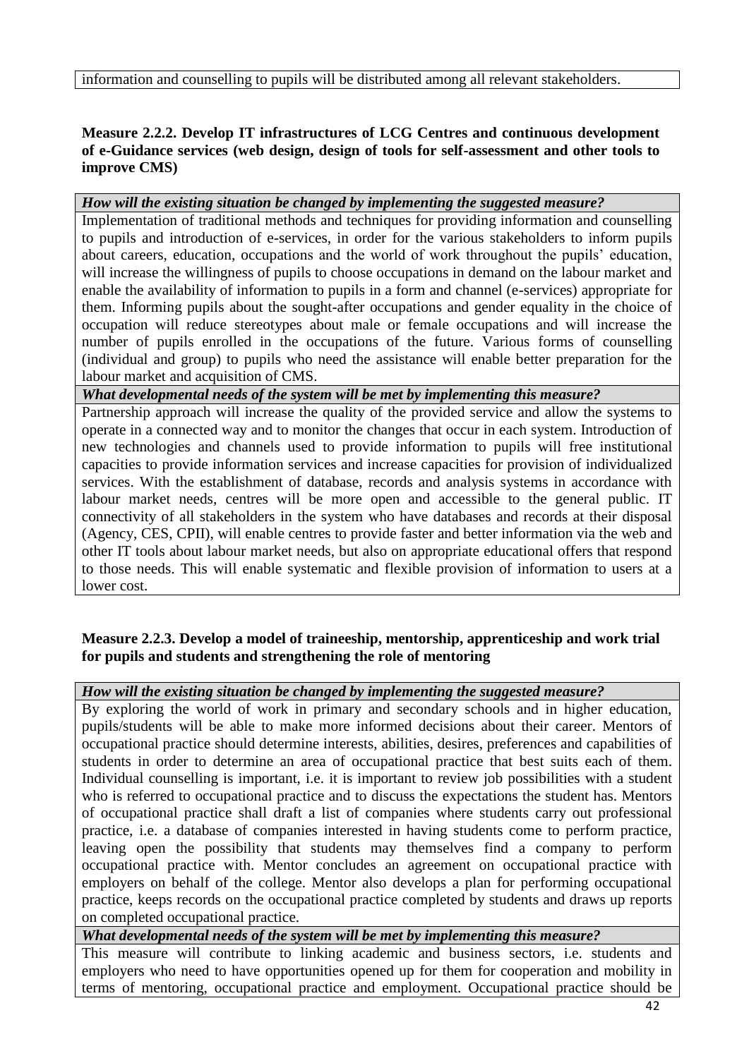information and counselling to pupils will be distributed among all relevant stakeholders.

**Measure 2.2.2. Develop IT infrastructures of LCG Centres and continuous development of e-Guidance services (web design, design of tools for self-assessment and other tools to improve CMS)**

***How will the existing situation be changed by implementing the suggested measure?***

Implementation of traditional methods and techniques for providing information and counselling to pupils and introduction of e-services, in order for the various stakeholders to inform pupils about careers, education, occupations and the world of work throughout the pupils' education, will increase the willingness of pupils to choose occupations in demand on the labour market and enable the availability of information to pupils in a form and channel (e-services) appropriate for them. Informing pupils about the sought-after occupations and gender equality in the choice of occupation will reduce stereotypes about male or female occupations and will increase the number of pupils enrolled in the occupations of the future. Various forms of counselling (individual and group) to pupils who need the assistance will enable better preparation for the labour market and acquisition of CMS.

***What developmental needs of the system will be met by implementing this measure?***

Partnership approach will increase the quality of the provided service and allow the systems to operate in a connected way and to monitor the changes that occur in each system. Introduction of new technologies and channels used to provide information to pupils will free institutional capacities to provide information services and increase capacities for provision of individualized services. With the establishment of database, records and analysis systems in accordance with labour market needs, centres will be more open and accessible to the general public. IT connectivity of all stakeholders in the system who have databases and records at their disposal (Agency, CES, CPII), will enable centres to provide faster and better information via the web and other IT tools about labour market needs, but also on appropriate educational offers that respond to those needs. This will enable systematic and flexible provision of information to users at a lower cost.

**Measure 2.2.3. Develop a model of traineeship, mentorship, apprenticeship and work trial for pupils and students and strengthening the role of mentoring**

***How will the existing situation be changed by implementing the suggested measure?***

By exploring the world of work in primary and secondary schools and in higher education, pupils/students will be able to make more informed decisions about their career. Mentors of occupational practice should determine interests, abilities, desires, preferences and capabilities of students in order to determine an area of occupational practice that best suits each of them. Individual counselling is important, i.e. it is important to review job possibilities with a student who is referred to occupational practice and to discuss the expectations the student has. Mentors of occupational practice shall draft a list of companies where students carry out professional practice, i.e. a database of companies interested in having students come to perform practice, leaving open the possibility that students may themselves find a company to perform occupational practice with. Mentor concludes an agreement on occupational practice with employers on behalf of the college. Mentor also develops a plan for performing occupational practice, keeps records on the occupational practice completed by students and draws up reports on completed occupational practice.

***What developmental needs of the system will be met by implementing this measure?***

This measure will contribute to linking academic and business sectors, i.e. students and employers who need to have opportunities opened up for them for cooperation and mobility in terms of mentoring, occupational practice and employment. Occupational practice should be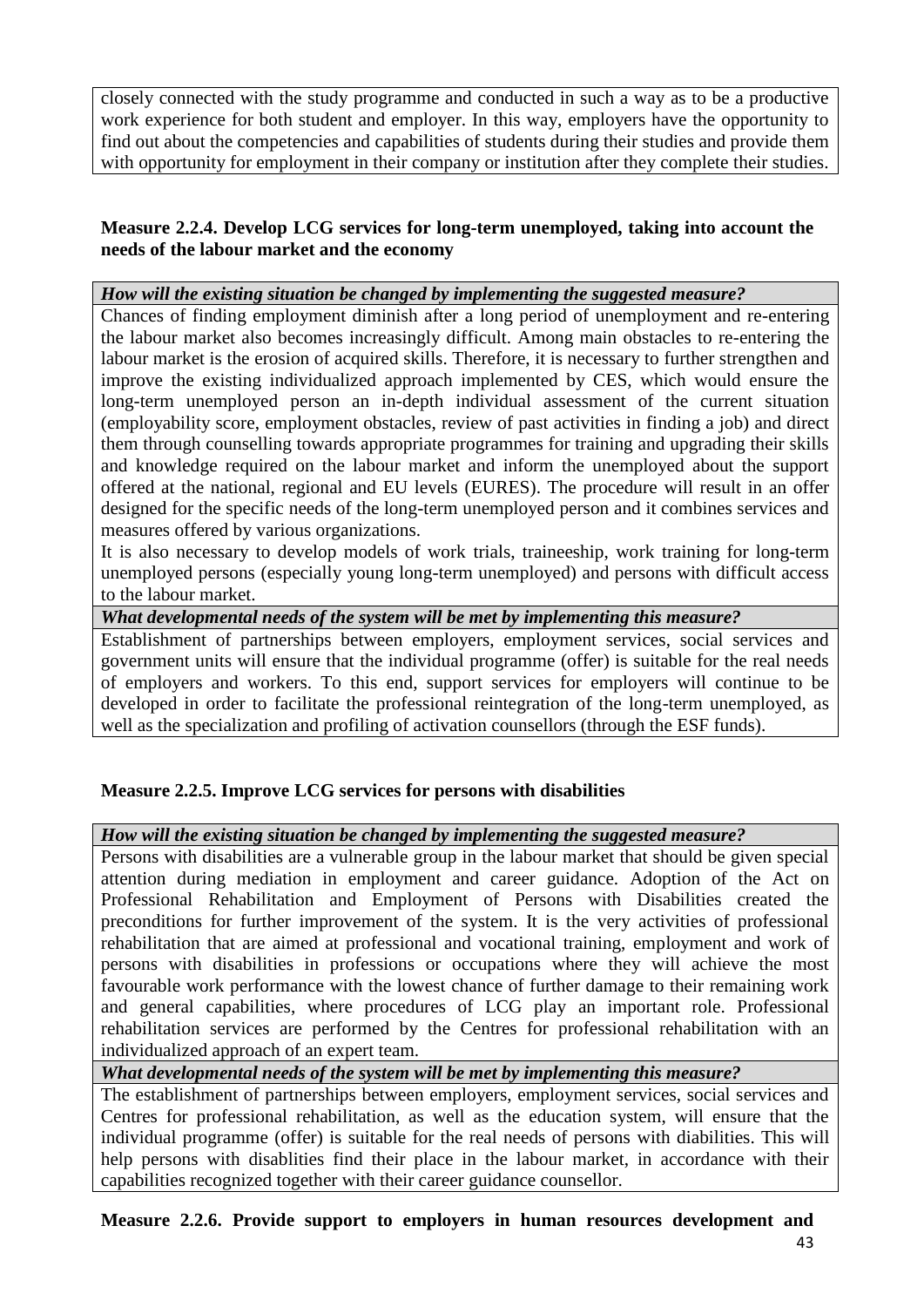closely connected with the study programme and conducted in such a way as to be a productive work experience for both student and employer. In this way, employers have the opportunity to find out about the competencies and capabilities of students during their studies and provide them with opportunity for employment in their company or institution after they complete their studies.

**Measure 2.2.4. Develop LCG services for long-term unemployed, taking into account the needs of the labour market and the economy**

***How will the existing situation be changed by implementing the suggested measure?***

Chances of finding employment diminish after a long period of unemployment and re-entering the labour market also becomes increasingly difficult. Among main obstacles to re-entering the labour market is the erosion of acquired skills. Therefore, it is necessary to further strengthen and improve the existing individualized approach implemented by CES, which would ensure the long-term unemployed person an in-depth individual assessment of the current situation (employability score, employment obstacles, review of past activities in finding a job) and direct them through counselling towards appropriate programmes for training and upgrading their skills and knowledge required on the labour market and inform the unemployed about the support offered at the national, regional and EU levels (EURES). The procedure will result in an offer designed for the specific needs of the long-term unemployed person and it combines services and measures offered by various organizations.

It is also necessary to develop models of work trials, traineeship, work training for long-term unemployed persons (especially young long-term unemployed) and persons with difficult access to the labour market.

***What developmental needs of the system will be met by implementing this measure?***

Establishment of partnerships between employers, employment services, social services and government units will ensure that the individual programme (offer) is suitable for the real needs of employers and workers. To this end, support services for employers will continue to be developed in order to facilitate the professional reintegration of the long-term unemployed, as well as the specialization and profiling of activation counsellors (through the ESF funds).

**Measure 2.2.5. Improve LCG services for persons with disabilities**

***How will the existing situation be changed by implementing the suggested measure?***

Persons with disabilities are a vulnerable group in the labour market that should be given special attention during mediation in employment and career guidance. Adoption of the Act on Professional Rehabilitation and Employment of Persons with Disabilities created the preconditions for further improvement of the system. It is the very activities of professional rehabilitation that are aimed at professional and vocational training, employment and work of persons with disabilities in professions or occupations where they will achieve the most favourable work performance with the lowest chance of further damage to their remaining work and general capabilities, where procedures of LCG play an important role. Professional rehabilitation services are performed by the Centres for professional rehabilitation with an individualized approach of an expert team.

***What developmental needs of the system will be met by implementing this measure?***

The establishment of partnerships between employers, employment services, social services and Centres for professional rehabilitation, as well as the education system, will ensure that the individual programme (offer) is suitable for the real needs of persons with diabilities. This will help persons with disablities find their place in the labour market, in accordance with their capabilities recognized together with their career guidance counsellor.

**Measure 2.2.6. Provide support to employers in human resources development and**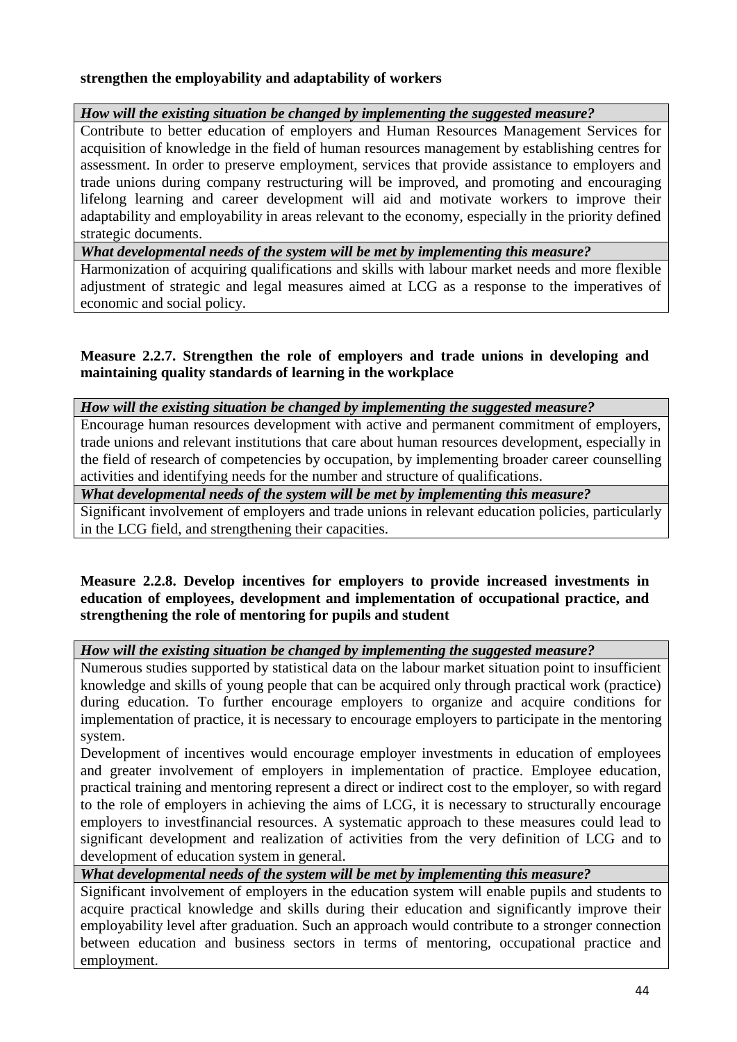**strengthen the employability and adaptability of workers**

| *How will the existing situation be changed by implementing the suggested measure?* |
|---|
| Contribute to better education of employers and Human Resources Management Services for acquisition of knowledge in the field of human resources management by establishing centres for assessment. In order to preserve employment, services that provide assistance to employers and trade unions during company restructuring will be improved, and promoting and encouraging lifelong learning and career development will aid and motivate workers to improve their adaptability and employability in areas relevant to the economy, especially in the priority defined strategic documents. |
| *What developmental needs of the system will be met by implementing this measure?* |
| Harmonization of acquiring qualifications and skills with labour market needs and more flexible adjustment of strategic and legal measures aimed at LCG as a response to the imperatives of economic and social policy. |

**Measure 2.2.7. Strengthen the role of employers and trade unions in developing and maintaining quality standards of learning in the workplace**

| *How will the existing situation be changed by implementing the suggested measure?* |
|---|
| Encourage human resources development with active and permanent commitment of employers, trade unions and relevant institutions that care about human resources development, especially in the field of research of competencies by occupation, by implementing broader career counselling activities and identifying needs for the number and structure of qualifications. |
| *What developmental needs of the system will be met by implementing this measure?* |
| Significant involvement of employers and trade unions in relevant education policies, particularly in the LCG field, and strengthening their capacities. |

**Measure 2.2.8. Develop incentives for employers to provide increased investments in education of employees, development and implementation of occupational practice, and strengthening the role of mentoring for pupils and student**

| *How will the existing situation be changed by implementing the suggested measure?* |
|---|
| Numerous studies supported by statistical data on the labour market situation point to insufficient knowledge and skills of young people that can be acquired only through practical work (practice) during education. To further encourage employers to organize and acquire conditions for implementation of practice, it is necessary to encourage employers to participate in the mentoring system.<br>Development of incentives would encourage employer investments in education of employees and greater involvement of employers in implementation of practice. Employee education, practical training and mentoring represent a direct or indirect cost to the employer, so with regard to the role of employers in achieving the aims of LCG, it is necessary to structurally encourage employers to investfinancial resources. A systematic approach to these measures could lead to significant development and realization of activities from the very definition of LCG and to development of education system in general. |
| *What developmental needs of the system will be met by implementing this measure?* |
| Significant involvement of employers in the education system will enable pupils and students to acquire practical knowledge and skills during their education and significantly improve their employability level after graduation. Such an approach would contribute to a stronger connection between education and business sectors in terms of mentoring, occupational practice and employment. |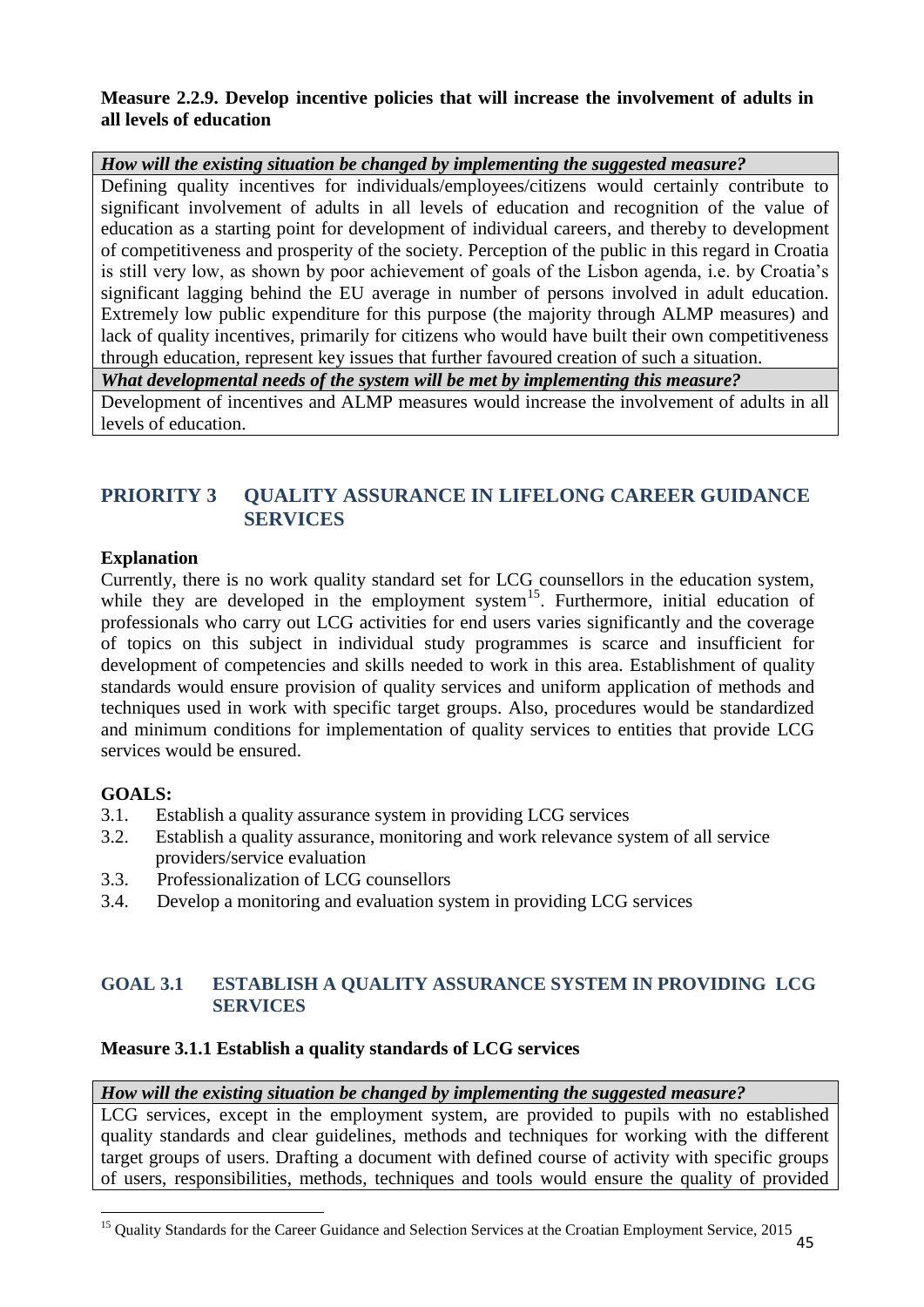**Measure 2.2.9. Develop incentive policies that will increase the involvement of adults in all levels of education**

| *How will the existing situation be changed by implementing the suggested measure?* |
| --- |
| Defining quality incentives for individuals/employees/citizens would certainly contribute to significant involvement of adults in all levels of education and recognition of the value of education as a starting point for development of individual careers, and thereby to development of competitiveness and prosperity of the society. Perception of the public in this regard in Croatia is still very low, as shown by poor achievement of goals of the Lisbon agenda, i.e. by Croatia's significant lagging behind the EU average in number of persons involved in adult education. Extremely low public expenditure for this purpose (the majority through ALMP measures) and lack of quality incentives, primarily for citizens who would have built their own competitiveness through education, represent key issues that further favoured creation of such a situation. |
| *What developmental needs of the system will be met by implementing this measure?* |
| Development of incentives and ALMP measures would increase the involvement of adults in all levels of education. |

## PRIORITY 3 QUALITY ASSURANCE IN LIFELONG CAREER GUIDANCE SERVICES

**Explanation**

Currently, there is no work quality standard set for LCG counsellors in the education system, while they are developed in the employment system[15]. Furthermore, initial education of professionals who carry out LCG activities for end users varies significantly and the coverage of topics on this subject in individual study programmes is scarce and insufficient for development of competencies and skills needed to work in this area. Establishment of quality standards would ensure provision of quality services and uniform application of methods and techniques used in work with specific target groups. Also, procedures would be standardized and minimum conditions for implementation of quality services to entities that provide LCG services would be ensured.

**GOALS:**

3.1. Establish a quality assurance system in providing LCG services
3.2. Establish a quality assurance, monitoring and work relevance system of all service providers/service evaluation
3.3. Professionalization of LCG counsellors
3.4. Develop a monitoring and evaluation system in providing LCG services

### GOAL 3.1 ESTABLISH A QUALITY ASSURANCE SYSTEM IN PROVIDING LCG SERVICES

**Measure 3.1.1 Establish a quality standards of LCG services**

| *How will the existing situation be changed by implementing the suggested measure?* |
| --- |
| LCG services, except in the employment system, are provided to pupils with no established quality standards and clear guidelines, methods and techniques for working with the different target groups of users. Drafting a document with defined course of activity with specific groups of users, responsibilities, methods, techniques and tools would ensure the quality of provided |

[15] Quality Standards for the Career Guidance and Selection Services at the Croatian Employment Service, 2015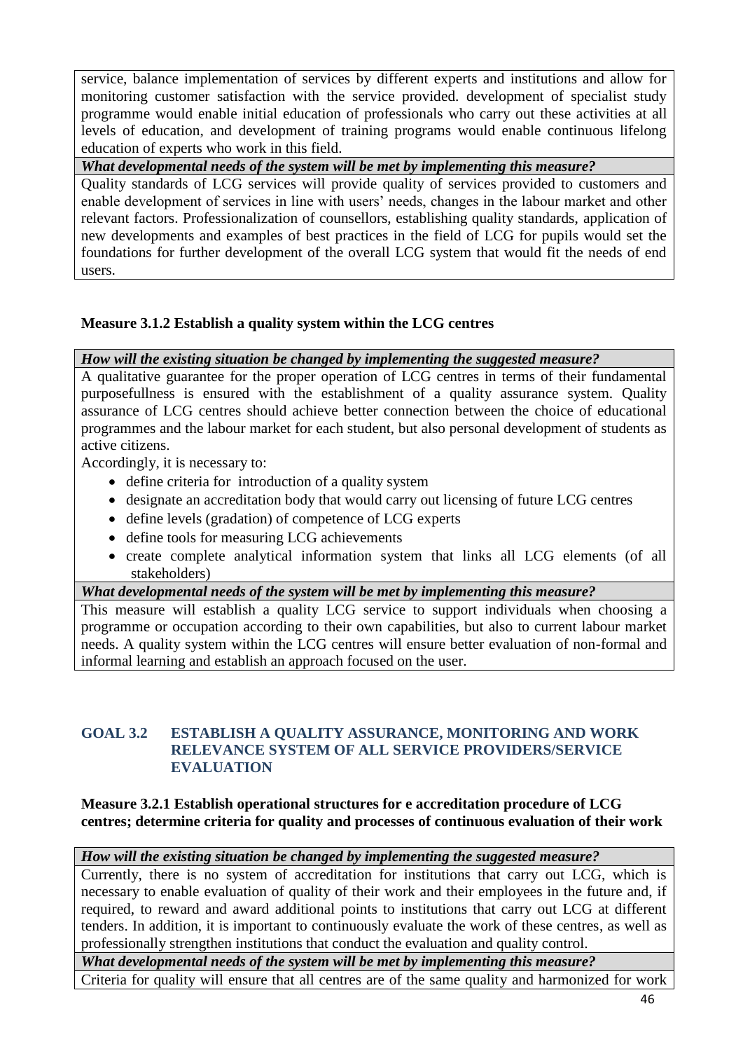service, balance implementation of services by different experts and institutions and allow for monitoring customer satisfaction with the service provided. development of specialist study programme would enable initial education of professionals who carry out these activities at all levels of education, and development of training programs would enable continuous lifelong education of experts who work in this field.

***What developmental needs of the system will be met by implementing this measure?***

Quality standards of LCG services will provide quality of services provided to customers and enable development of services in line with users' needs, changes in the labour market and other relevant factors. Professionalization of counsellors, establishing quality standards, application of new developments and examples of best practices in the field of LCG for pupils would set the foundations for further development of the overall LCG system that would fit the needs of end users.

### Measure 3.1.2 Establish a quality system within the LCG centres

***How will the existing situation be changed by implementing the suggested measure?***

A qualitative guarantee for the proper operation of LCG centres in terms of their fundamental purposefullness is ensured with the establishment of a quality assurance system. Quality assurance of LCG centres should achieve better connection between the choice of educational programmes and the labour market for each student, but also personal development of students as active citizens.

Accordingly, it is necessary to:

- define criteria for introduction of a quality system
- designate an accreditation body that would carry out licensing of future LCG centres
- define levels (gradation) of competence of LCG experts
- define tools for measuring LCG achievements
- create complete analytical information system that links all LCG elements (of all stakeholders)

***What developmental needs of the system will be met by implementing this measure?***

This measure will establish a quality LCG service to support individuals when choosing a programme or occupation according to their own capabilities, but also to current labour market needs. A quality system within the LCG centres will ensure better evaluation of non-formal and informal learning and establish an approach focused on the user.

## GOAL 3.2 ESTABLISH A QUALITY ASSURANCE, MONITORING AND WORK RELEVANCE SYSTEM OF ALL SERVICE PROVIDERS/SERVICE EVALUATION

### Measure 3.2.1 Establish operational structures for e accreditation procedure of LCG centres; determine criteria for quality and processes of continuous evaluation of their work

***How will the existing situation be changed by implementing the suggested measure?***

Currently, there is no system of accreditation for institutions that carry out LCG, which is necessary to enable evaluation of quality of their work and their employees in the future and, if required, to reward and award additional points to institutions that carry out LCG at different tenders. In addition, it is important to continuously evaluate the work of these centres, as well as professionally strengthen institutions that conduct the evaluation and quality control.

***What developmental needs of the system will be met by implementing this measure?***

Criteria for quality will ensure that all centres are of the same quality and harmonized for work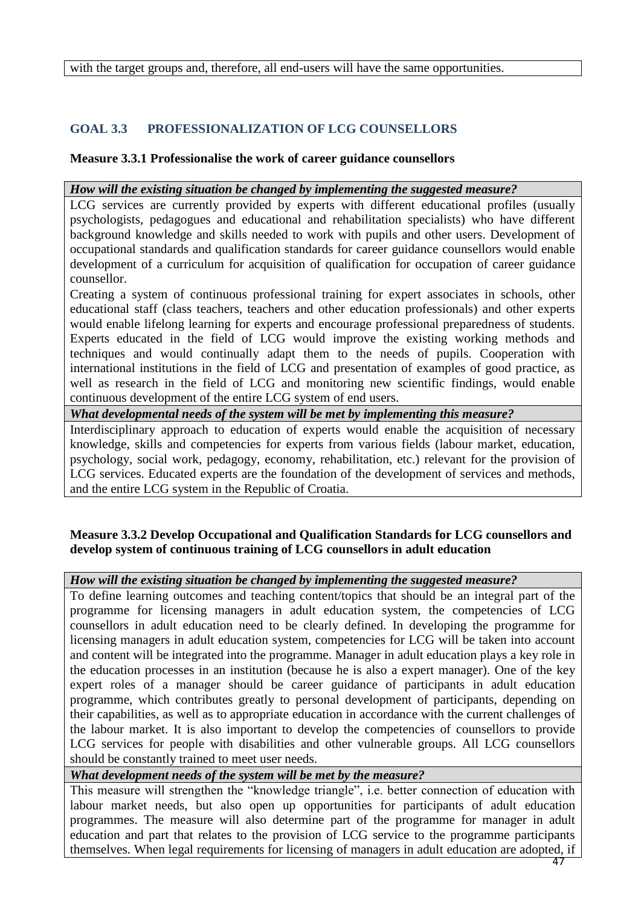with the target groups and, therefore, all end-users will have the same opportunities.

## GOAL 3.3 PROFESSIONALIZATION OF LCG COUNSELLORS

**Measure 3.3.1 Professionalise the work of career guidance counsellors**

| ***How will the existing situation be changed by implementing the suggested measure?*** |
| --- |
| LCG services are currently provided by experts with different educational profiles (usually psychologists, pedagogues and educational and rehabilitation specialists) who have different background knowledge and skills needed to work with pupils and other users. Development of occupational standards and qualification standards for career guidance counsellors would enable development of a curriculum for acquisition of qualification for occupation of career guidance counsellor. Creating a system of continuous professional training for expert associates in schools, other educational staff (class teachers, teachers and other education professionals) and other experts would enable lifelong learning for experts and encourage professional preparedness of students. Experts educated in the field of LCG would improve the existing working methods and techniques and would continually adapt them to the needs of pupils. Cooperation with international institutions in the field of LCG and presentation of examples of good practice, as well as research in the field of LCG and monitoring new scientific findings, would enable continuous development of the entire LCG system of end users. |
| ***What developmental needs of the system will be met by implementing this measure?*** |
| Interdisciplinary approach to education of experts would enable the acquisition of necessary knowledge, skills and competencies for experts from various fields (labour market, education, psychology, social work, pedagogy, economy, rehabilitation, etc.) relevant for the provision of LCG services. Educated experts are the foundation of the development of services and methods, and the entire LCG system in the Republic of Croatia. |

**Measure 3.3.2 Develop Occupational and Qualification Standards for LCG counsellors and develop system of continuous training of LCG counsellors in adult education**

| ***How will the existing situation be changed by implementing the suggested measure?*** |
| --- |
| To define learning outcomes and teaching content/topics that should be an integral part of the programme for licensing managers in adult education system, the competencies of LCG counsellors in adult education need to be clearly defined. In developing the programme for licensing managers in adult education system, competencies for LCG will be taken into account and content will be integrated into the programme. Manager in adult education plays a key role in the education processes in an institution (because he is also a expert manager). One of the key expert roles of a manager should be career guidance of participants in adult education programme, which contributes greatly to personal development of participants, depending on their capabilities, as well as to appropriate education in accordance with the current challenges of the labour market. It is also important to develop the competencies of counsellors to provide LCG services for people with disabilities and other vulnerable groups. All LCG counsellors should be constantly trained to meet user needs. |
| ***What development needs of the system will be met by the measure?*** |
| This measure will strengthen the "knowledge triangle", i.e. better connection of education with labour market needs, but also open up opportunities for participants of adult education programmes. The measure will also determine part of the programme for manager in adult education and part that relates to the provision of LCG service to the programme participants themselves. When legal requirements for licensing of managers in adult education are adopted, if |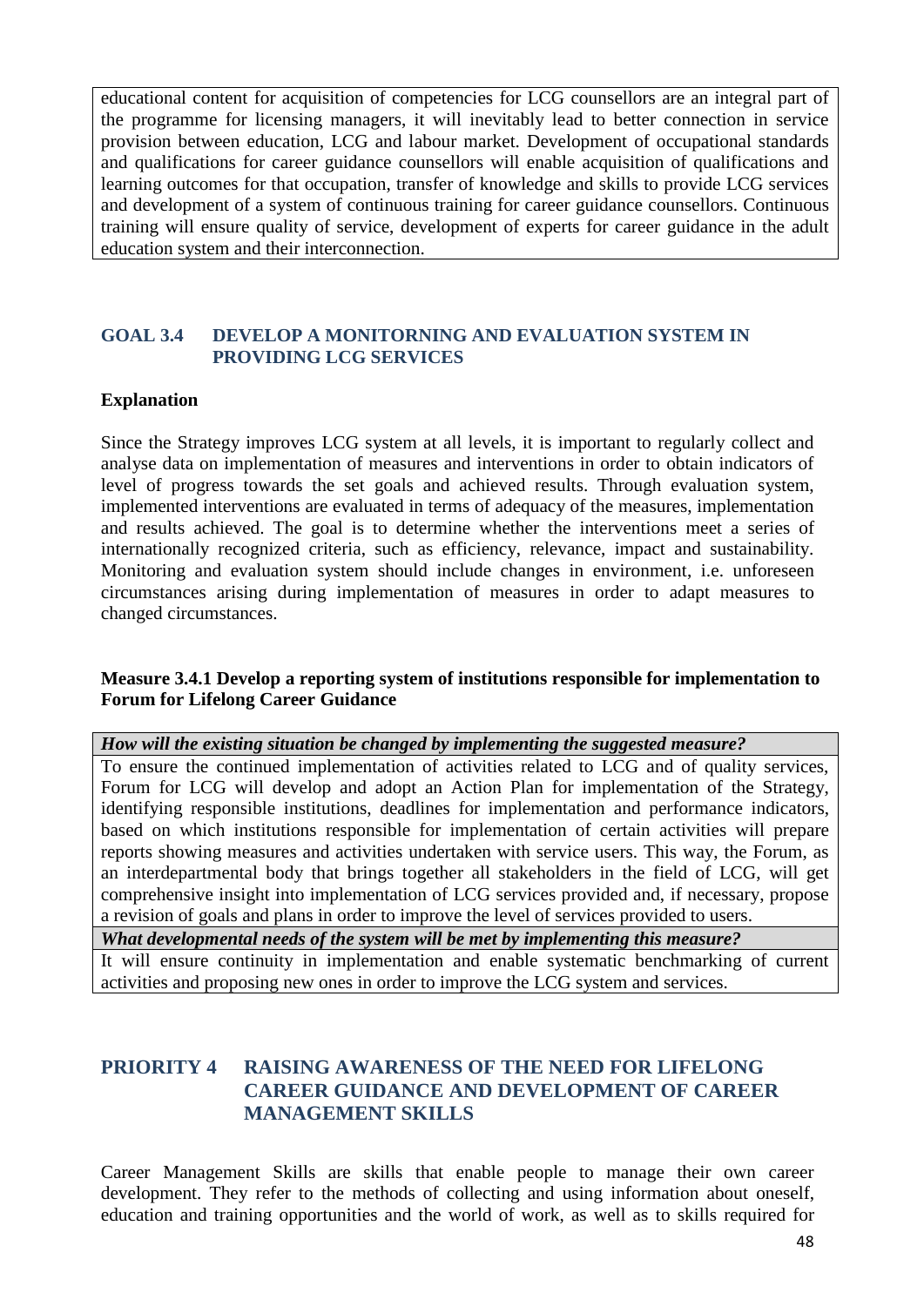educational content for acquisition of competencies for LCG counsellors are an integral part of the programme for licensing managers, it will inevitably lead to better connection in service provision between education, LCG and labour market. Development of occupational standards and qualifications for career guidance counsellors will enable acquisition of qualifications and learning outcomes for that occupation, transfer of knowledge and skills to provide LCG services and development of a system of continuous training for career guidance counsellors. Continuous training will ensure quality of service, development of experts for career guidance in the adult education system and their interconnection.

## GOAL 3.4 DEVELOP A MONITORNING AND EVALUATION SYSTEM IN PROVIDING LCG SERVICES

**Explanation**

Since the Strategy improves LCG system at all levels, it is important to regularly collect and analyse data on implementation of measures and interventions in order to obtain indicators of level of progress towards the set goals and achieved results. Through evaluation system, implemented interventions are evaluated in terms of adequacy of the measures, implementation and results achieved. The goal is to determine whether the interventions meet a series of internationally recognized criteria, such as efficiency, relevance, impact and sustainability. Monitoring and evaluation system should include changes in environment, i.e. unforeseen circumstances arising during implementation of measures in order to adapt measures to changed circumstances.

**Measure 3.4.1 Develop a reporting system of institutions responsible for implementation to Forum for Lifelong Career Guidance**

| ***How will the existing situation be changed by implementing the suggested measure?*** |
|---|
| To ensure the continued implementation of activities related to LCG and of quality services, Forum for LCG will develop and adopt an Action Plan for implementation of the Strategy, identifying responsible institutions, deadlines for implementation and performance indicators, based on which institutions responsible for implementation of certain activities will prepare reports showing measures and activities undertaken with service users. This way, the Forum, as an interdepartmental body that brings together all stakeholders in the field of LCG, will get comprehensive insight into implementation of LCG services provided and, if necessary, propose a revision of goals and plans in order to improve the level of services provided to users. |
| ***What developmental needs of the system will be met by implementing this measure?*** |
| It will ensure continuity in implementation and enable systematic benchmarking of current activities and proposing new ones in order to improve the LCG system and services. |

# PRIORITY 4 RAISING AWARENESS OF THE NEED FOR LIFELONG CAREER GUIDANCE AND DEVELOPMENT OF CAREER MANAGEMENT SKILLS

Career Management Skills are skills that enable people to manage their own career development. They refer to the methods of collecting and using information about oneself, education and training opportunities and the world of work, as well as to skills required for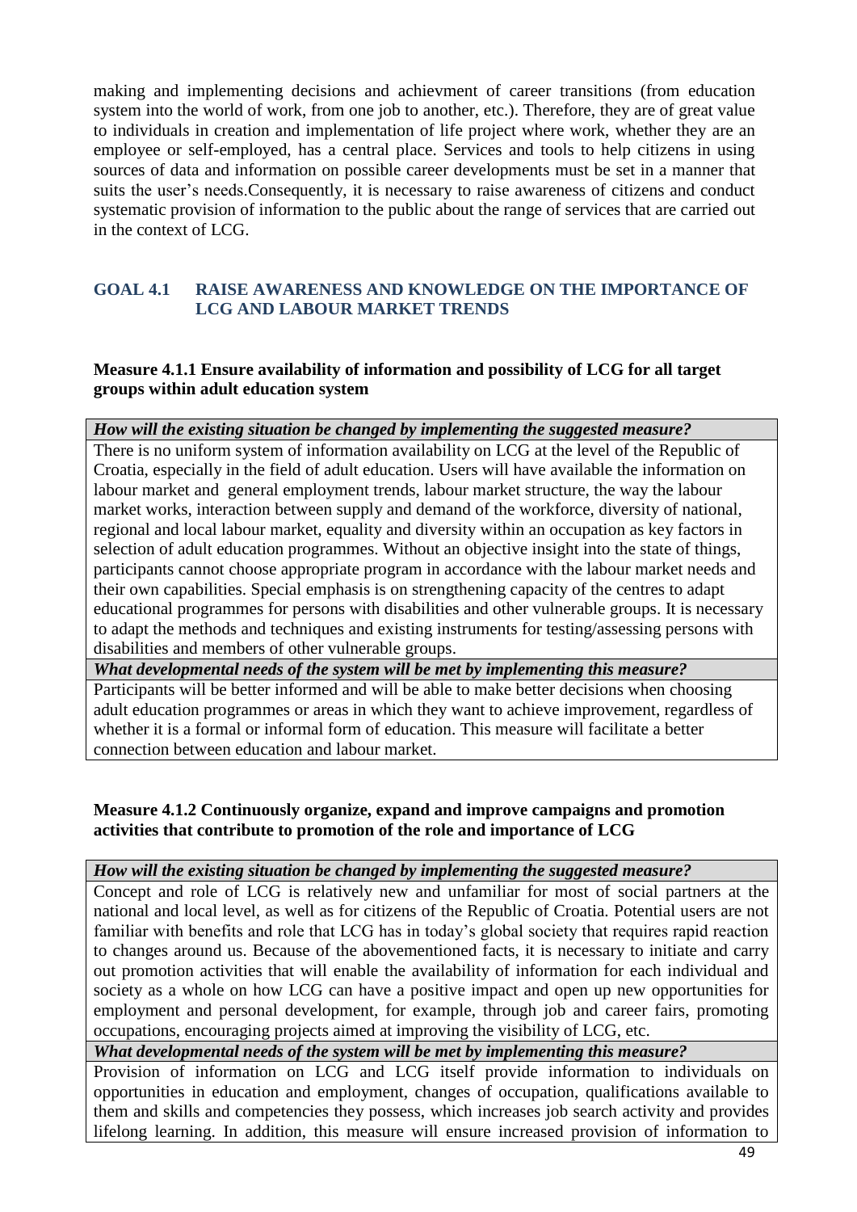making and implementing decisions and achievment of career transitions (from education system into the world of work, from one job to another, etc.). Therefore, they are of great value to individuals in creation and implementation of life project where work, whether they are an employee or self-employed, has a central place. Services and tools to help citizens in using sources of data and information on possible career developments must be set in a manner that suits the user's needs.Consequently, it is necessary to raise awareness of citizens and conduct systematic provision of information to the public about the range of services that are carried out in the context of LCG.

## GOAL 4.1 RAISE AWARENESS AND KNOWLEDGE ON THE IMPORTANCE OF LCG AND LABOUR MARKET TRENDS

### Measure 4.1.1 Ensure availability of information and possibility of LCG for all target groups within adult education system

| *How will the existing situation be changed by implementing the suggested measure?* |
|---|
| There is no uniform system of information availability on LCG at the level of the Republic of Croatia, especially in the field of adult education. Users will have available the information on labour market and general employment trends, labour market structure, the way the labour market works, interaction between supply and demand of the workforce, diversity of national, regional and local labour market, equality and diversity within an occupation as key factors in selection of adult education programmes. Without an objective insight into the state of things, participants cannot choose appropriate program in accordance with the labour market needs and their own capabilities. Special emphasis is on strengthening capacity of the centres to adapt educational programmes for persons with disabilities and other vulnerable groups. It is necessary to adapt the methods and techniques and existing instruments for testing/assessing persons with disabilities and members of other vulnerable groups. |
| *What developmental needs of the system will be met by implementing this measure?* |
| Participants will be better informed and will be able to make better decisions when choosing adult education programmes or areas in which they want to achieve improvement, regardless of whether it is a formal or informal form of education. This measure will facilitate a better connection between education and labour market. |

### Measure 4.1.2 Continuously organize, expand and improve campaigns and promotion activities that contribute to promotion of the role and importance of LCG

| *How will the existing situation be changed by implementing the suggested measure?* |
|---|
| Concept and role of LCG is relatively new and unfamiliar for most of social partners at the national and local level, as well as for citizens of the Republic of Croatia. Potential users are not familiar with benefits and role that LCG has in today's global society that requires rapid reaction to changes around us. Because of the abovementioned facts, it is necessary to initiate and carry out promotion activities that will enable the availability of information for each individual and society as a whole on how LCG can have a positive impact and open up new opportunities for employment and personal development, for example, through job and career fairs, promoting occupations, encouraging projects aimed at improving the visibility of LCG, etc. |
| *What developmental needs of the system will be met by implementing this measure?* |
| Provision of information on LCG and LCG itself provide information to individuals on opportunities in education and employment, changes of occupation, qualifications available to them and skills and competencies they possess, which increases job search activity and provides lifelong learning. In addition, this measure will ensure increased provision of information to |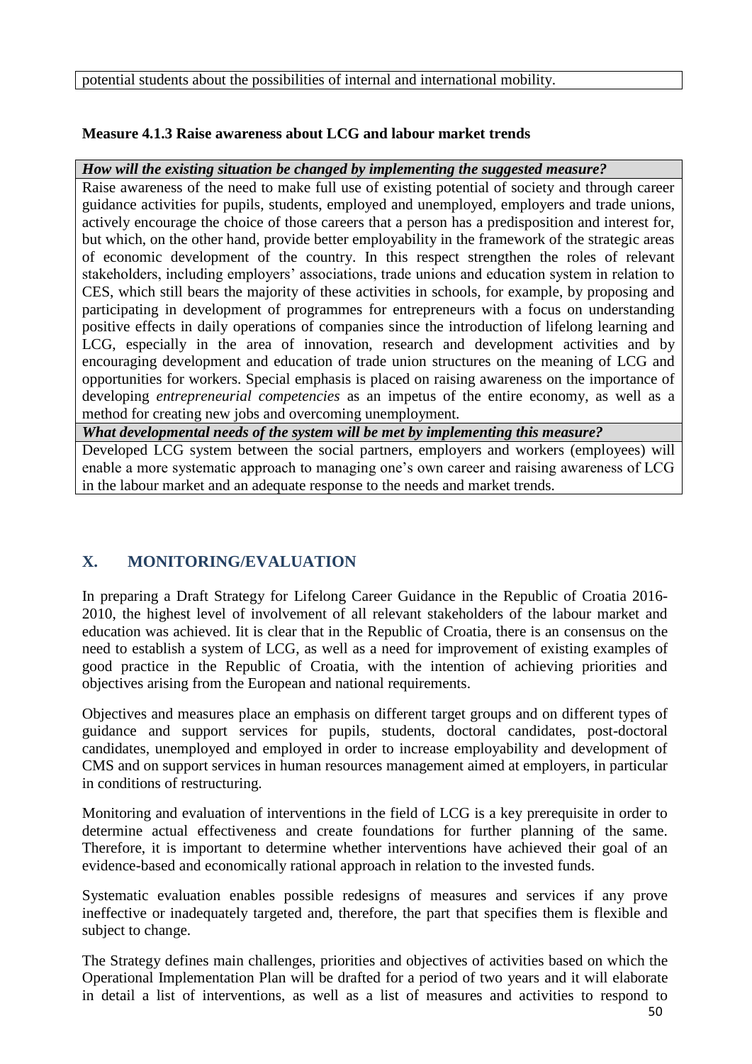| potential students about the possibilities of internal and international mobility. |
|---|

**Measure 4.1.3 Raise awareness about LCG and labour market trends**

| ***How will the existing situation be changed by implementing the suggested measure?*** |
|---|
| Raise awareness of the need to make full use of existing potential of society and through career guidance activities for pupils, students, employed and unemployed, employers and trade unions, actively encourage the choice of those careers that a person has a predisposition and interest for, but which, on the other hand, provide better employability in the framework of the strategic areas of economic development of the country. In this respect strengthen the roles of relevant stakeholders, including employers' associations, trade unions and education system in relation to CES, which still bears the majority of these activities in schools, for example, by proposing and participating in development of programmes for entrepreneurs with a focus on understanding positive effects in daily operations of companies since the introduction of lifelong learning and LCG, especially in the area of innovation, research and development activities and by encouraging development and education of trade union structures on the meaning of LCG and opportunities for workers. Special emphasis is placed on raising awareness on the importance of developing *entrepreneurial competencies* as an impetus of the entire economy, as well as a method for creating new jobs and overcoming unemployment. |
| ***What developmental needs of the system will be met by implementing this measure?*** |
| Developed LCG system between the social partners, employers and workers (employees) will enable a more systematic approach to managing one's own career and raising awareness of LCG in the labour market and an adequate response to the needs and market trends. |

## X. MONITORING/EVALUATION

In preparing a Draft Strategy for Lifelong Career Guidance in the Republic of Croatia 2016-2010, the highest level of involvement of all relevant stakeholders of the labour market and education was achieved. Iit is clear that in the Republic of Croatia, there is an consensus on the need to establish a system of LCG, as well as a need for improvement of existing examples of good practice in the Republic of Croatia, with the intention of achieving priorities and objectives arising from the European and national requirements.

Objectives and measures place an emphasis on different target groups and on different types of guidance and support services for pupils, students, doctoral candidates, post-doctoral candidates, unemployed and employed in order to increase employability and development of CMS and on support services in human resources management aimed at employers, in particular in conditions of restructuring.

Monitoring and evaluation of interventions in the field of LCG is a key prerequisite in order to determine actual effectiveness and create foundations for further planning of the same. Therefore, it is important to determine whether interventions have achieved their goal of an evidence-based and economically rational approach in relation to the invested funds.

Systematic evaluation enables possible redesigns of measures and services if any prove ineffective or inadequately targeted and, therefore, the part that specifies them is flexible and subject to change.

The Strategy defines main challenges, priorities and objectives of activities based on which the Operational Implementation Plan will be drafted for a period of two years and it will elaborate in detail a list of interventions, as well as a list of measures and activities to respond to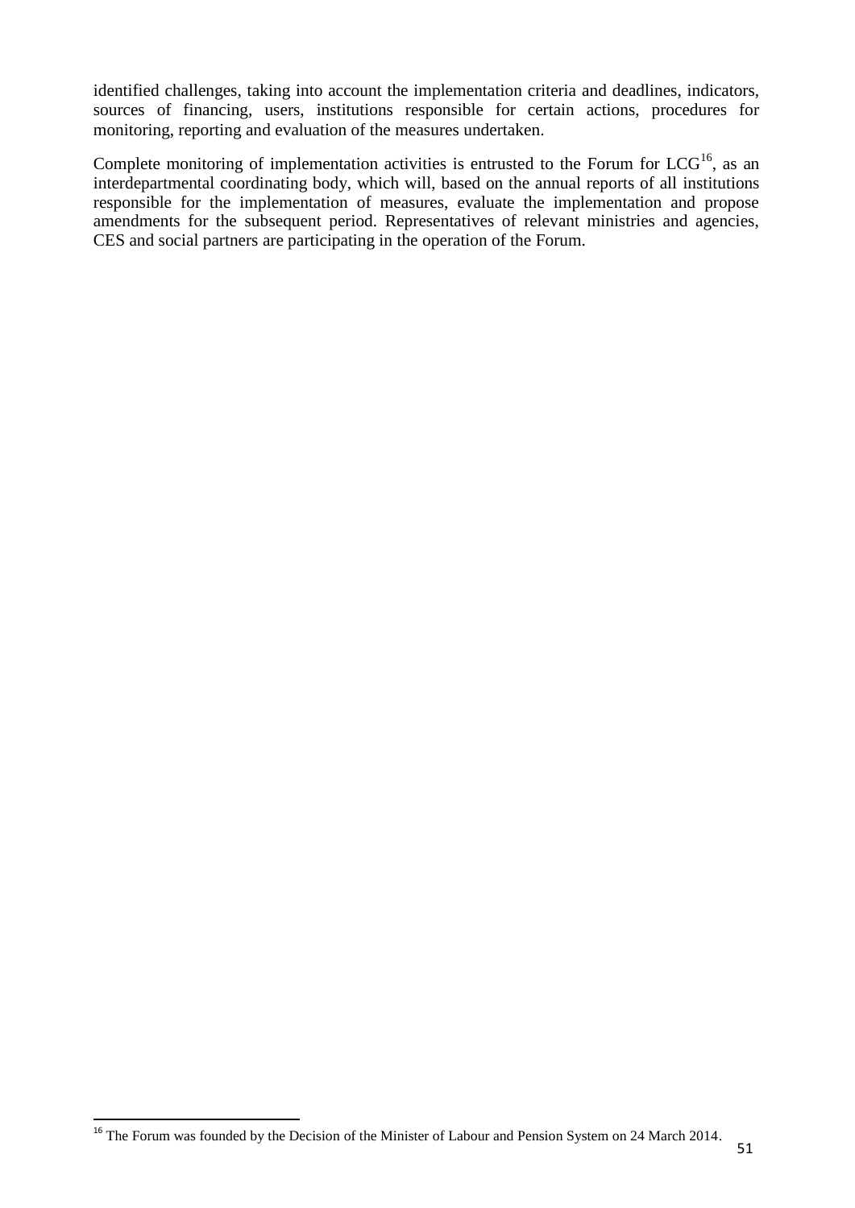identified challenges, taking into account the implementation criteria and deadlines, indicators, sources of financing, users, institutions responsible for certain actions, procedures for monitoring, reporting and evaluation of the measures undertaken.

Complete monitoring of implementation activities is entrusted to the Forum for LCG[16], as an interdepartmental coordinating body, which will, based on the annual reports of all institutions responsible for the implementation of measures, evaluate the implementation and propose amendments for the subsequent period. Representatives of relevant ministries and agencies, CES and social partners are participating in the operation of the Forum.

---

[16] The Forum was founded by the Decision of the Minister of Labour and Pension System on 24 March 2014.